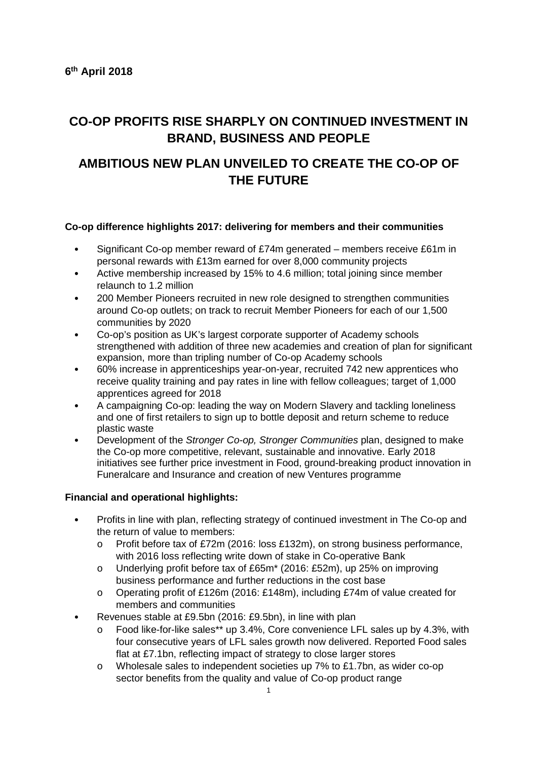**6th April 2018**

# CO-OP PROFITS RISE SHARPLY ON CONTINUED INVESTMENT IN BRAND, BUSINESS AND PEOPLE

# AMBITIOUS NEW PLAN UNVEILED TO CREATE THE CO-OP OF THE FUTURE

**Co-op difference highlights 2017: delivering for members and their communities**

- Significant Co-op member reward of £74m generated – members receive £61m in personal rewards with £13m earned for over 8,000 community projects
- Active membership increased by 15% to 4.6 million; total joining since member relaunch to 1.2 million
- 200 Member Pioneers recruited in new role designed to strengthen communities around Co-op outlets; on track to recruit Member Pioneers for each of our 1,500 communities by 2020
- Co-op's position as UK's largest corporate supporter of Academy schools strengthened with addition of three new academies and creation of plan for significant expansion, more than tripling number of Co-op Academy schools
- 60% increase in apprenticeships year-on-year, recruited 742 new apprentices who receive quality training and pay rates in line with fellow colleagues; target of 1,000 apprentices agreed for 2018
- A campaigning Co-op: leading the way on Modern Slavery and tackling loneliness and one of first retailers to sign up to bottle deposit and return scheme to reduce plastic waste
- Development of the *Stronger Co-op, Stronger Communities* plan, designed to make the Co-op more competitive, relevant, sustainable and innovative. Early 2018 initiatives see further price investment in Food, ground-breaking product innovation in Funeralcare and Insurance and creation of new Ventures programme

**Financial and operational highlights:**

- Profits in line with plan, reflecting strategy of continued investment in The Co-op and the return of value to members:
  - Profit before tax of £72m (2016: loss £132m), on strong business performance, with 2016 loss reflecting write down of stake in Co-operative Bank
  - Underlying profit before tax of £65m* (2016: £52m), up 25% on improving business performance and further reductions in the cost base
  - Operating profit of £126m (2016: £148m), including £74m of value created for members and communities
- Revenues stable at £9.5bn (2016: £9.5bn), in line with plan
  - Food like-for-like sales** up 3.4%, Core convenience LFL sales up by 4.3%, with four consecutive years of LFL sales growth now delivered. Reported Food sales flat at £7.1bn, reflecting impact of strategy to close larger stores
  - Wholesale sales to independent societies up 7% to £1.7bn, as wider co-op sector benefits from the quality and value of Co-op product range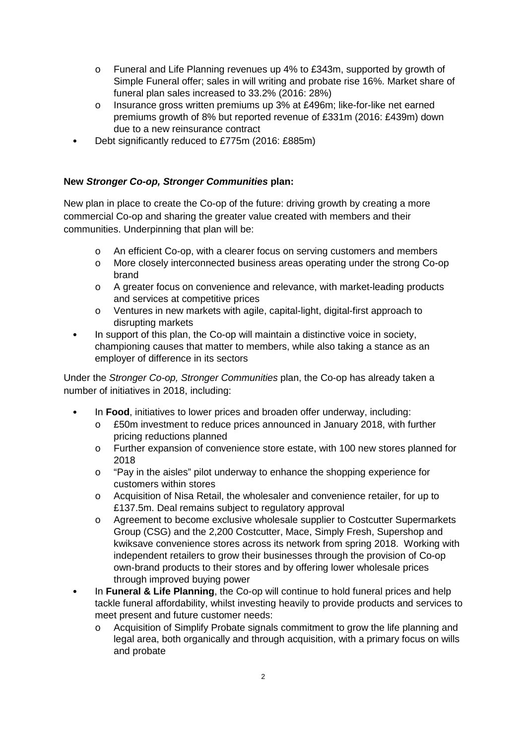- Funeral and Life Planning revenues up 4% to £343m, supported by growth of Simple Funeral offer; sales in will writing and probate rise 16%. Market share of funeral plan sales increased to 33.2% (2016: 28%)
  - Insurance gross written premiums up 3% at £496m; like-for-like net earned premiums growth of 8% but reported revenue of £331m (2016: £439m) down due to a new reinsurance contract
- Debt significantly reduced to £775m (2016: £885m)

**New *Stronger Co-op, Stronger Communities* plan:**

New plan in place to create the Co-op of the future: driving growth by creating a more commercial Co-op and sharing the greater value created with members and their communities. Underpinning that plan will be:

  - An efficient Co-op, with a clearer focus on serving customers and members
  - More closely interconnected business areas operating under the strong Co-op brand
  - A greater focus on convenience and relevance, with market-leading products and services at competitive prices
  - Ventures in new markets with agile, capital-light, digital-first approach to disrupting markets
- In support of this plan, the Co-op will maintain a distinctive voice in society, championing causes that matter to members, while also taking a stance as an employer of difference in its sectors

Under the *Stronger Co-op, Stronger Communities* plan, the Co-op has already taken a number of initiatives in 2018, including:

- In **Food**, initiatives to lower prices and broaden offer underway, including:
  - £50m investment to reduce prices announced in January 2018, with further pricing reductions planned
  - Further expansion of convenience store estate, with 100 new stores planned for 2018
  - "Pay in the aisles" pilot underway to enhance the shopping experience for customers within stores
  - Acquisition of Nisa Retail, the wholesaler and convenience retailer, for up to £137.5m. Deal remains subject to regulatory approval
  - Agreement to become exclusive wholesale supplier to Costcutter Supermarkets Group (CSG) and the 2,200 Costcutter, Mace, Simply Fresh, Supershop and kwiksave convenience stores across its network from spring 2018. Working with independent retailers to grow their businesses through the provision of Co-op own-brand products to their stores and by offering lower wholesale prices through improved buying power
- In **Funeral & Life Planning**, the Co-op will continue to hold funeral prices and help tackle funeral affordability, whilst investing heavily to provide products and services to meet present and future customer needs:
  - Acquisition of Simplify Probate signals commitment to grow the life planning and legal area, both organically and through acquisition, with a primary focus on wills and probate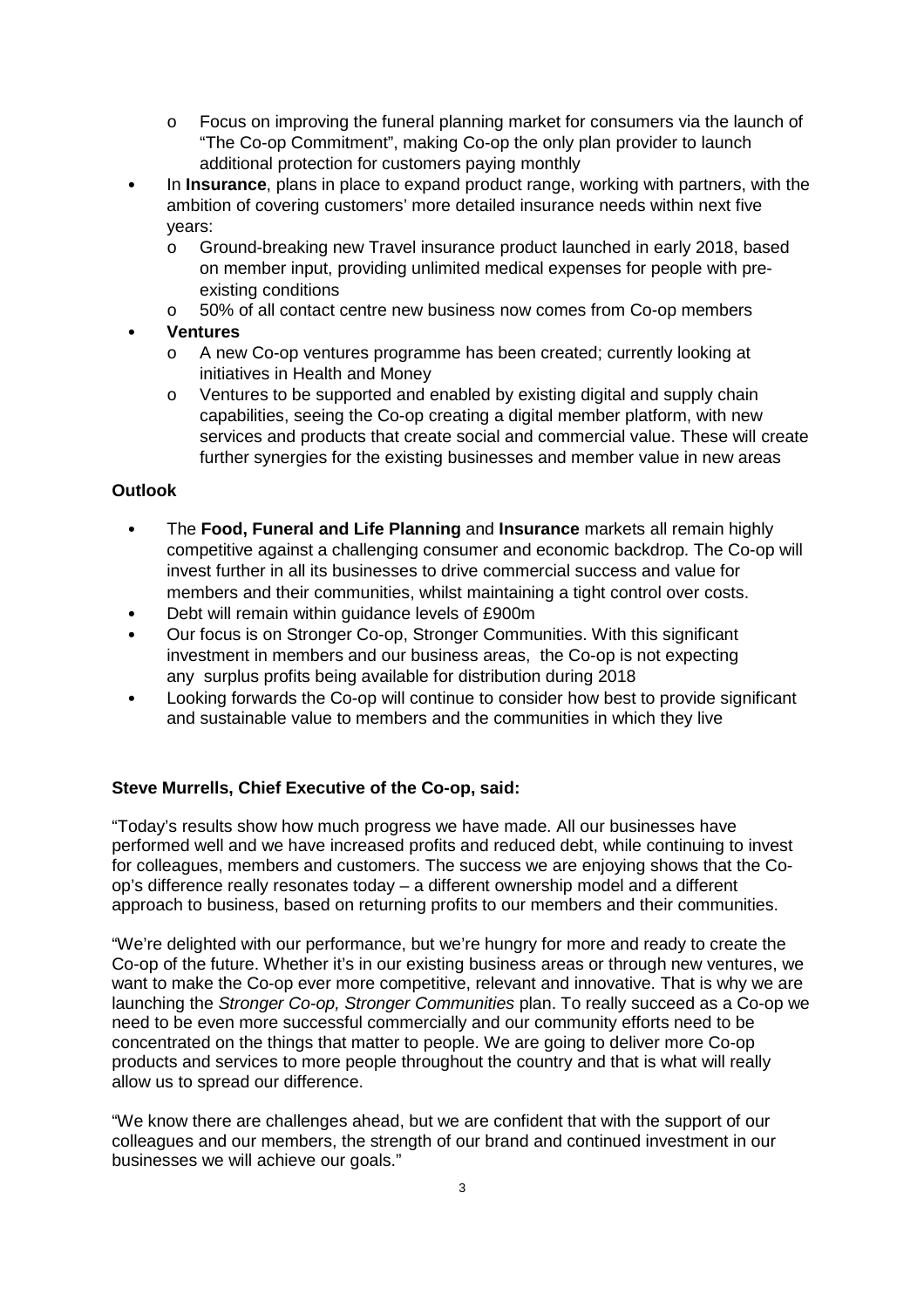- Focus on improving the funeral planning market for consumers via the launch of "The Co-op Commitment", making Co-op the only plan provider to launch additional protection for customers paying monthly
- In **Insurance**, plans in place to expand product range, working with partners, with the ambition of covering customers' more detailed insurance needs within next five years:
  - Ground-breaking new Travel insurance product launched in early 2018, based on member input, providing unlimited medical expenses for people with pre-existing conditions
  - 50% of all contact centre new business now comes from Co-op members
- **Ventures**
  - A new Co-op ventures programme has been created; currently looking at initiatives in Health and Money
  - Ventures to be supported and enabled by existing digital and supply chain capabilities, seeing the Co-op creating a digital member platform, with new services and products that create social and commercial value. These will create further synergies for the existing businesses and member value in new areas

**Outlook**

- The **Food, Funeral and Life Planning** and **Insurance** markets all remain highly competitive against a challenging consumer and economic backdrop. The Co-op will invest further in all its businesses to drive commercial success and value for members and their communities, whilst maintaining a tight control over costs.
- Debt will remain within guidance levels of £900m
- Our focus is on Stronger Co-op, Stronger Communities. With this significant investment in members and our business areas, the Co-op is not expecting any surplus profits being available for distribution during 2018
- Looking forwards the Co-op will continue to consider how best to provide significant and sustainable value to members and the communities in which they live

**Steve Murrells, Chief Executive of the Co-op, said:**

"Today's results show how much progress we have made. All our businesses have performed well and we have increased profits and reduced debt, while continuing to invest for colleagues, members and customers. The success we are enjoying shows that the Co-op's difference really resonates today – a different ownership model and a different approach to business, based on returning profits to our members and their communities.

"We're delighted with our performance, but we're hungry for more and ready to create the Co-op of the future. Whether it's in our existing business areas or through new ventures, we want to make the Co-op ever more competitive, relevant and innovative. That is why we are launching the *Stronger Co-op, Stronger Communities* plan. To really succeed as a Co-op we need to be even more successful commercially and our community efforts need to be concentrated on the things that matter to people. We are going to deliver more Co-op products and services to more people throughout the country and that is what will really allow us to spread our difference.

"We know there are challenges ahead, but we are confident that with the support of our colleagues and our members, the strength of our brand and continued investment in our businesses we will achieve our goals."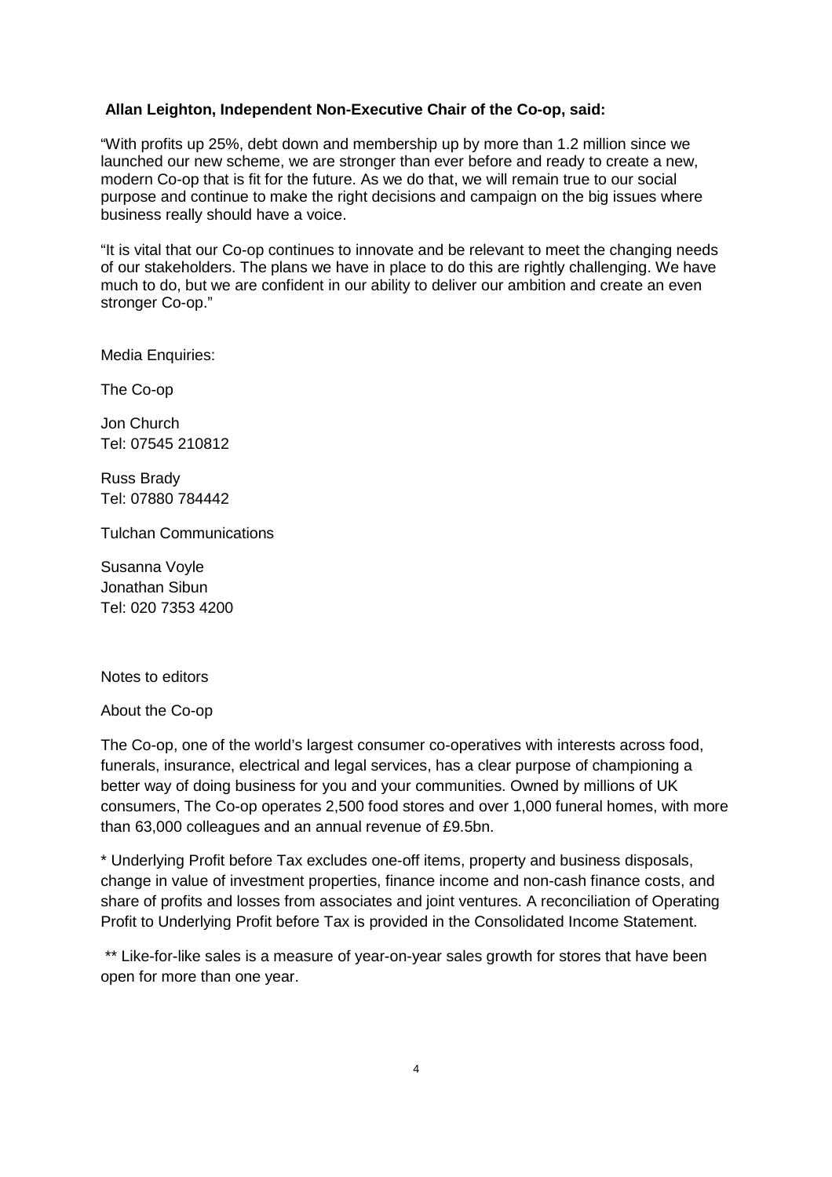**Allan Leighton, Independent Non-Executive Chair of the Co-op, said:**

"With profits up 25%, debt down and membership up by more than 1.2 million since we launched our new scheme, we are stronger than ever before and ready to create a new, modern Co-op that is fit for the future. As we do that, we will remain true to our social purpose and continue to make the right decisions and campaign on the big issues where business really should have a voice.

"It is vital that our Co-op continues to innovate and be relevant to meet the changing needs of our stakeholders. The plans we have in place to do this are rightly challenging. We have much to do, but we are confident in our ability to deliver our ambition and create an even stronger Co-op."

Media Enquiries:

The Co-op

Jon Church
Tel: 07545 210812

Russ Brady
Tel: 07880 784442

Tulchan Communications

Susanna Voyle
Jonathan Sibun
Tel: 020 7353 4200

Notes to editors

About the Co-op

The Co-op, one of the world's largest consumer co-operatives with interests across food, funerals, insurance, electrical and legal services, has a clear purpose of championing a better way of doing business for you and your communities. Owned by millions of UK consumers, The Co-op operates 2,500 food stores and over 1,000 funeral homes, with more than 63,000 colleagues and an annual revenue of £9.5bn.

* Underlying Profit before Tax excludes one-off items, property and business disposals, change in value of investment properties, finance income and non-cash finance costs, and share of profits and losses from associates and joint ventures. A reconciliation of Operating Profit to Underlying Profit before Tax is provided in the Consolidated Income Statement.

** Like-for-like sales is a measure of year-on-year sales growth for stores that have been open for more than one year.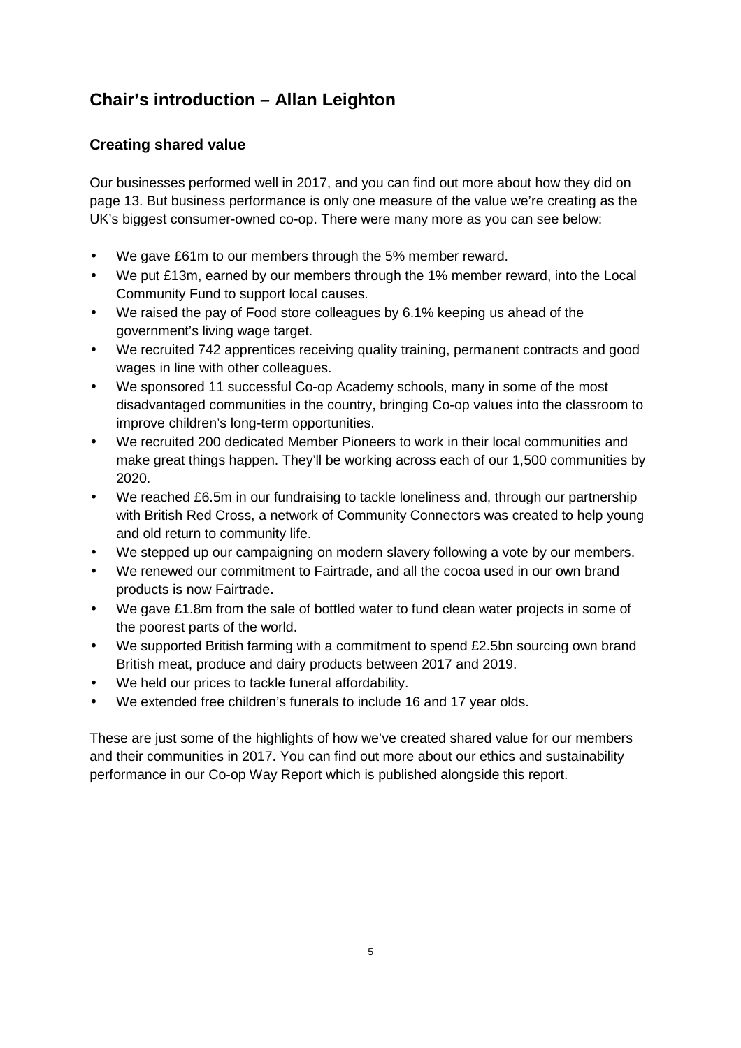## Chair's introduction – Allan Leighton

### Creating shared value

Our businesses performed well in 2017, and you can find out more about how they did on page 13. But business performance is only one measure of the value we're creating as the UK's biggest consumer-owned co-op. There were many more as you can see below:

- We gave £61m to our members through the 5% member reward.
- We put £13m, earned by our members through the 1% member reward, into the Local Community Fund to support local causes.
- We raised the pay of Food store colleagues by 6.1% keeping us ahead of the government's living wage target.
- We recruited 742 apprentices receiving quality training, permanent contracts and good wages in line with other colleagues.
- We sponsored 11 successful Co-op Academy schools, many in some of the most disadvantaged communities in the country, bringing Co-op values into the classroom to improve children's long-term opportunities.
- We recruited 200 dedicated Member Pioneers to work in their local communities and make great things happen. They'll be working across each of our 1,500 communities by 2020.
- We reached £6.5m in our fundraising to tackle loneliness and, through our partnership with British Red Cross, a network of Community Connectors was created to help young and old return to community life.
- We stepped up our campaigning on modern slavery following a vote by our members.
- We renewed our commitment to Fairtrade, and all the cocoa used in our own brand products is now Fairtrade.
- We gave £1.8m from the sale of bottled water to fund clean water projects in some of the poorest parts of the world.
- We supported British farming with a commitment to spend £2.5bn sourcing own brand British meat, produce and dairy products between 2017 and 2019.
- We held our prices to tackle funeral affordability.
- We extended free children's funerals to include 16 and 17 year olds.

These are just some of the highlights of how we've created shared value for our members and their communities in 2017. You can find out more about our ethics and sustainability performance in our Co-op Way Report which is published alongside this report.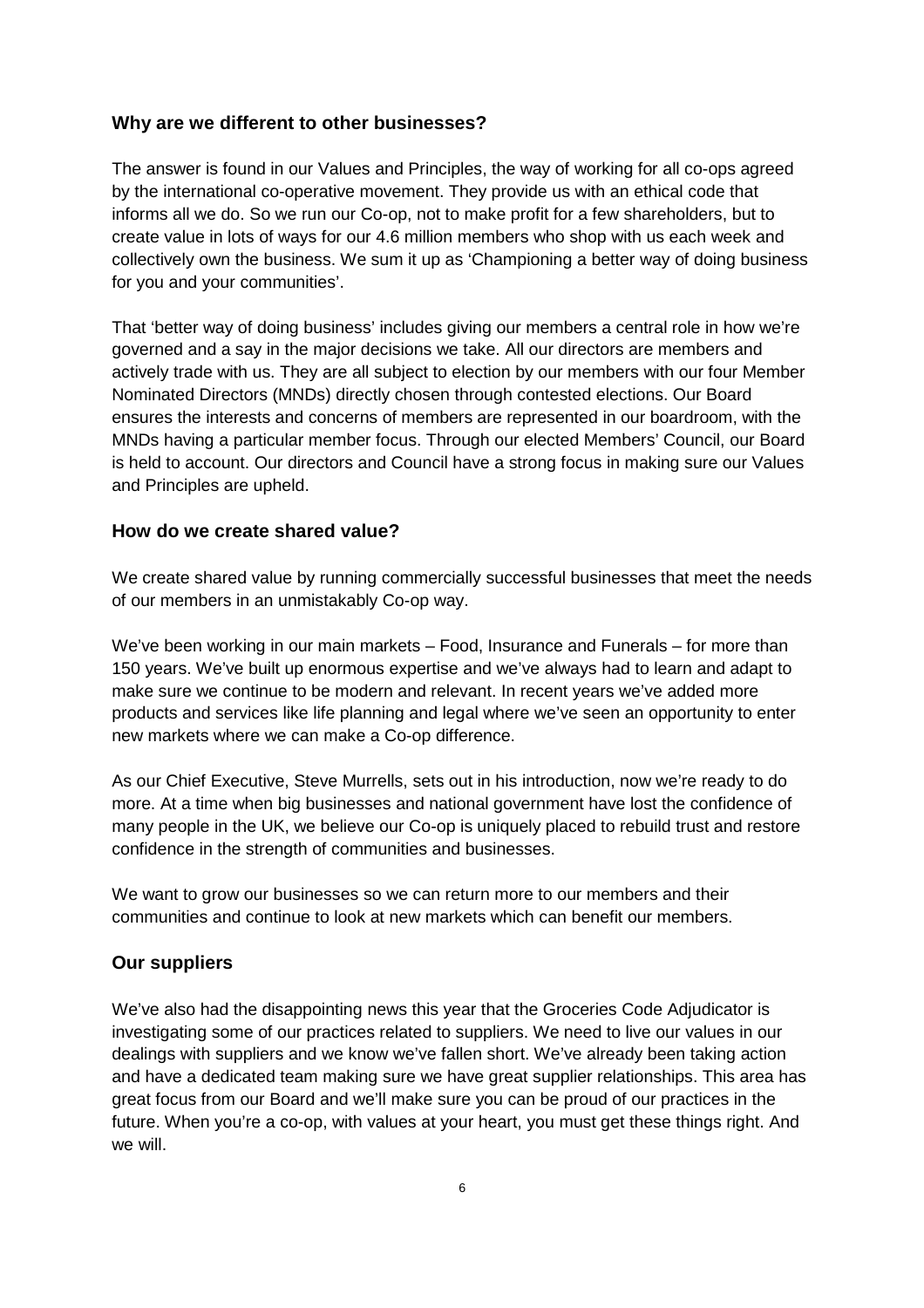## Why are we different to other businesses?

The answer is found in our Values and Principles, the way of working for all co-ops agreed by the international co-operative movement. They provide us with an ethical code that informs all we do. So we run our Co-op, not to make profit for a few shareholders, but to create value in lots of ways for our 4.6 million members who shop with us each week and collectively own the business. We sum it up as 'Championing a better way of doing business for you and your communities'.

That 'better way of doing business' includes giving our members a central role in how we're governed and a say in the major decisions we take. All our directors are members and actively trade with us. They are all subject to election by our members with our four Member Nominated Directors (MNDs) directly chosen through contested elections. Our Board ensures the interests and concerns of members are represented in our boardroom, with the MNDs having a particular member focus. Through our elected Members' Council, our Board is held to account. Our directors and Council have a strong focus in making sure our Values and Principles are upheld.

## How do we create shared value?

We create shared value by running commercially successful businesses that meet the needs of our members in an unmistakably Co-op way.

We've been working in our main markets – Food, Insurance and Funerals – for more than 150 years. We've built up enormous expertise and we've always had to learn and adapt to make sure we continue to be modern and relevant. In recent years we've added more products and services like life planning and legal where we've seen an opportunity to enter new markets where we can make a Co-op difference.

As our Chief Executive, Steve Murrells, sets out in his introduction, now we're ready to do more. At a time when big businesses and national government have lost the confidence of many people in the UK, we believe our Co-op is uniquely placed to rebuild trust and restore confidence in the strength of communities and businesses.

We want to grow our businesses so we can return more to our members and their communities and continue to look at new markets which can benefit our members.

## Our suppliers

We've also had the disappointing news this year that the Groceries Code Adjudicator is investigating some of our practices related to suppliers. We need to live our values in our dealings with suppliers and we know we've fallen short. We've already been taking action and have a dedicated team making sure we have great supplier relationships. This area has great focus from our Board and we'll make sure you can be proud of our practices in the future. When you're a co-op, with values at your heart, you must get these things right. And we will.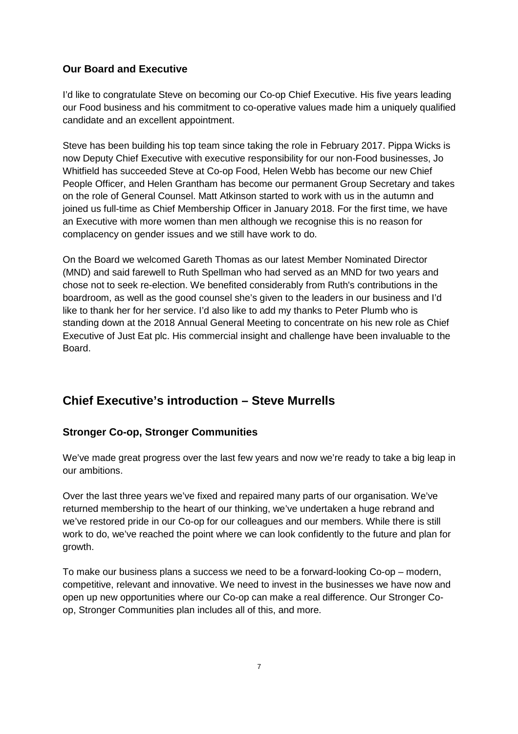### Our Board and Executive

I'd like to congratulate Steve on becoming our Co-op Chief Executive. His five years leading our Food business and his commitment to co-operative values made him a uniquely qualified candidate and an excellent appointment.

Steve has been building his top team since taking the role in February 2017. Pippa Wicks is now Deputy Chief Executive with executive responsibility for our non-Food businesses, Jo Whitfield has succeeded Steve at Co-op Food, Helen Webb has become our new Chief People Officer, and Helen Grantham has become our permanent Group Secretary and takes on the role of General Counsel. Matt Atkinson started to work with us in the autumn and joined us full-time as Chief Membership Officer in January 2018. For the first time, we have an Executive with more women than men although we recognise this is no reason for complacency on gender issues and we still have work to do.

On the Board we welcomed Gareth Thomas as our latest Member Nominated Director (MND) and said farewell to Ruth Spellman who had served as an MND for two years and chose not to seek re-election. We benefited considerably from Ruth's contributions in the boardroom, as well as the good counsel she's given to the leaders in our business and I'd like to thank her for her service. I'd also like to add my thanks to Peter Plumb who is standing down at the 2018 Annual General Meeting to concentrate on his new role as Chief Executive of Just Eat plc. His commercial insight and challenge have been invaluable to the Board.

## Chief Executive's introduction – Steve Murrells

### Stronger Co-op, Stronger Communities

We've made great progress over the last few years and now we're ready to take a big leap in our ambitions.

Over the last three years we've fixed and repaired many parts of our organisation. We've returned membership to the heart of our thinking, we've undertaken a huge rebrand and we've restored pride in our Co-op for our colleagues and our members. While there is still work to do, we've reached the point where we can look confidently to the future and plan for growth.

To make our business plans a success we need to be a forward-looking Co-op – modern, competitive, relevant and innovative. We need to invest in the businesses we have now and open up new opportunities where our Co-op can make a real difference. Our Stronger Co-op, Stronger Communities plan includes all of this, and more.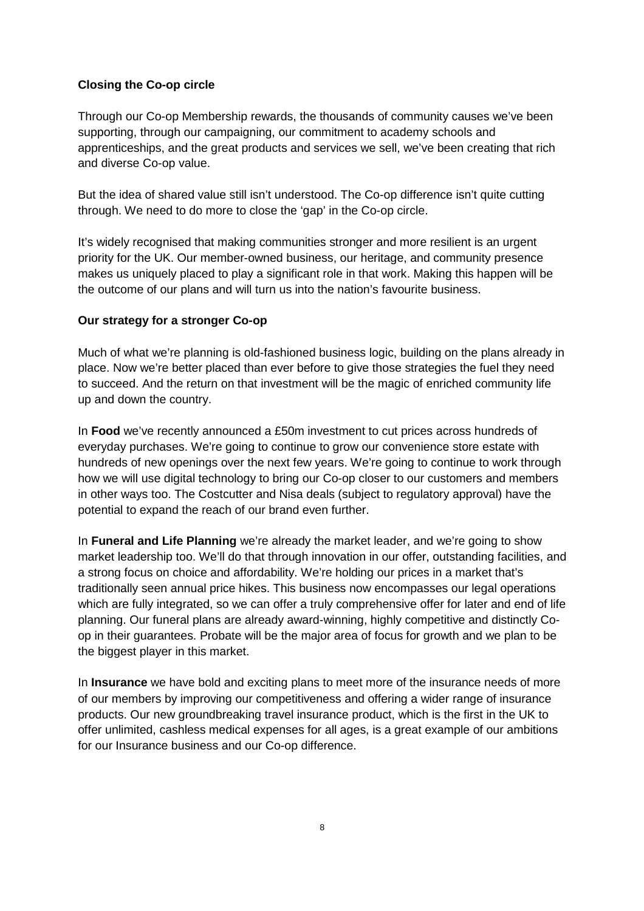**Closing the Co-op circle**

Through our Co-op Membership rewards, the thousands of community causes we've been supporting, through our campaigning, our commitment to academy schools and apprenticeships, and the great products and services we sell, we've been creating that rich and diverse Co-op value.

But the idea of shared value still isn't understood. The Co-op difference isn't quite cutting through. We need to do more to close the 'gap' in the Co-op circle.

It's widely recognised that making communities stronger and more resilient is an urgent priority for the UK. Our member-owned business, our heritage, and community presence makes us uniquely placed to play a significant role in that work. Making this happen will be the outcome of our plans and will turn us into the nation's favourite business.

**Our strategy for a stronger Co-op**

Much of what we're planning is old-fashioned business logic, building on the plans already in place. Now we're better placed than ever before to give those strategies the fuel they need to succeed. And the return on that investment will be the magic of enriched community life up and down the country.

In **Food** we've recently announced a £50m investment to cut prices across hundreds of everyday purchases. We're going to continue to grow our convenience store estate with hundreds of new openings over the next few years. We're going to continue to work through how we will use digital technology to bring our Co-op closer to our customers and members in other ways too. The Costcutter and Nisa deals (subject to regulatory approval) have the potential to expand the reach of our brand even further.

In **Funeral and Life Planning** we're already the market leader, and we're going to show market leadership too. We'll do that through innovation in our offer, outstanding facilities, and a strong focus on choice and affordability. We're holding our prices in a market that's traditionally seen annual price hikes. This business now encompasses our legal operations which are fully integrated, so we can offer a truly comprehensive offer for later and end of life planning. Our funeral plans are already award-winning, highly competitive and distinctly Co-op in their guarantees. Probate will be the major area of focus for growth and we plan to be the biggest player in this market.

In **Insurance** we have bold and exciting plans to meet more of the insurance needs of more of our members by improving our competitiveness and offering a wider range of insurance products. Our new groundbreaking travel insurance product, which is the first in the UK to offer unlimited, cashless medical expenses for all ages, is a great example of our ambitions for our Insurance business and our Co-op difference.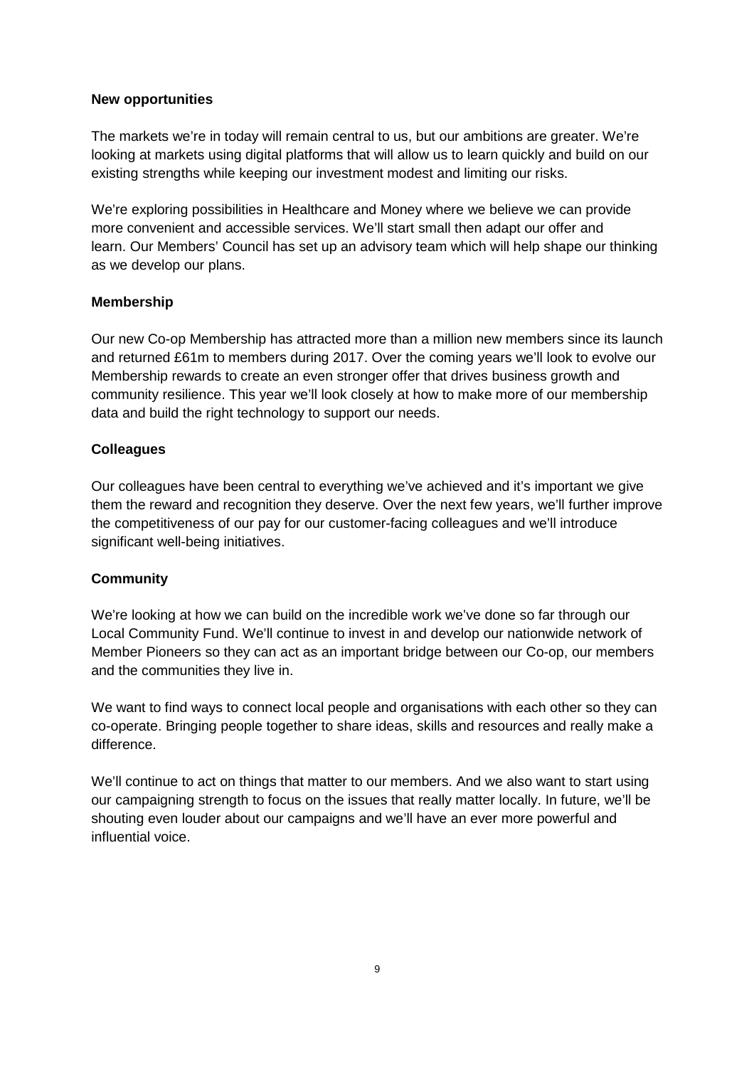**New opportunities**

The markets we're in today will remain central to us, but our ambitions are greater. We're looking at markets using digital platforms that will allow us to learn quickly and build on our existing strengths while keeping our investment modest and limiting our risks.

We're exploring possibilities in Healthcare and Money where we believe we can provide more convenient and accessible services. We'll start small then adapt our offer and learn. Our Members' Council has set up an advisory team which will help shape our thinking as we develop our plans.

**Membership**

Our new Co-op Membership has attracted more than a million new members since its launch and returned £61m to members during 2017. Over the coming years we'll look to evolve our Membership rewards to create an even stronger offer that drives business growth and community resilience. This year we'll look closely at how to make more of our membership data and build the right technology to support our needs.

**Colleagues**

Our colleagues have been central to everything we've achieved and it's important we give them the reward and recognition they deserve. Over the next few years, we'll further improve the competitiveness of our pay for our customer-facing colleagues and we'll introduce significant well-being initiatives.

**Community**

We're looking at how we can build on the incredible work we've done so far through our Local Community Fund. We'll continue to invest in and develop our nationwide network of Member Pioneers so they can act as an important bridge between our Co-op, our members and the communities they live in.

We want to find ways to connect local people and organisations with each other so they can co-operate. Bringing people together to share ideas, skills and resources and really make a difference.

We'll continue to act on things that matter to our members. And we also want to start using our campaigning strength to focus on the issues that really matter locally. In future, we'll be shouting even louder about our campaigns and we'll have an ever more powerful and influential voice.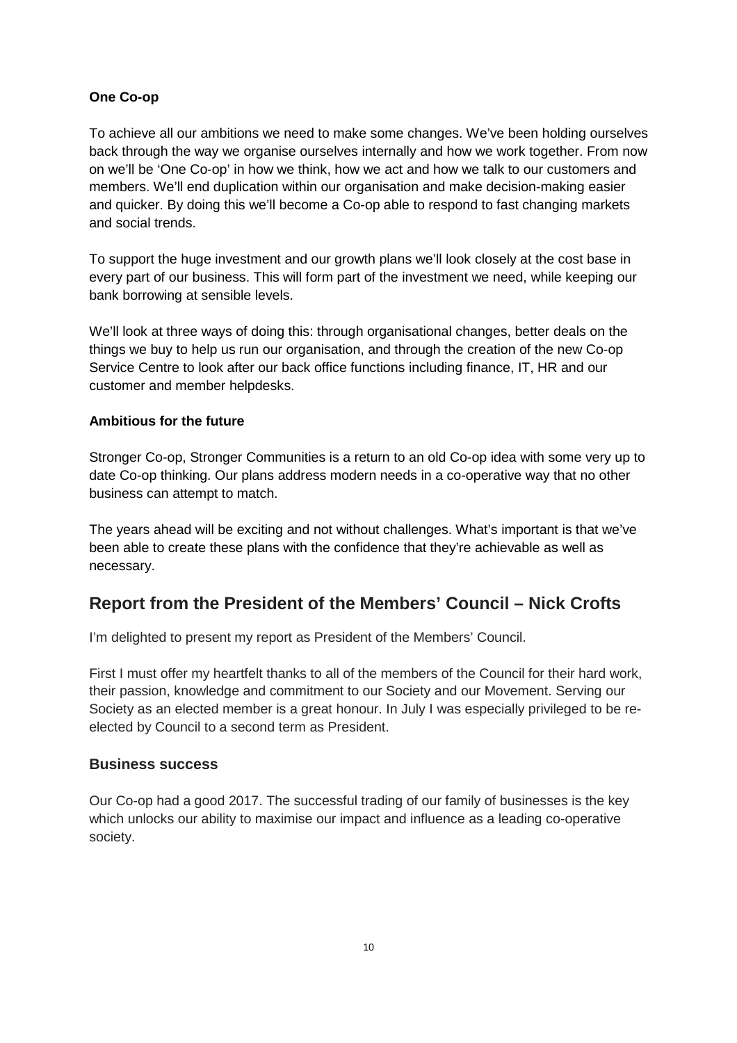**One Co-op**

To achieve all our ambitions we need to make some changes. We've been holding ourselves back through the way we organise ourselves internally and how we work together. From now on we'll be 'One Co-op' in how we think, how we act and how we talk to our customers and members. We'll end duplication within our organisation and make decision-making easier and quicker. By doing this we'll become a Co-op able to respond to fast changing markets and social trends.

To support the huge investment and our growth plans we'll look closely at the cost base in every part of our business. This will form part of the investment we need, while keeping our bank borrowing at sensible levels.

We'll look at three ways of doing this: through organisational changes, better deals on the things we buy to help us run our organisation, and through the creation of the new Co-op Service Centre to look after our back office functions including finance, IT, HR and our customer and member helpdesks.

**Ambitious for the future**

Stronger Co-op, Stronger Communities is a return to an old Co-op idea with some very up to date Co-op thinking. Our plans address modern needs in a co-operative way that no other business can attempt to match.

The years ahead will be exciting and not without challenges. What's important is that we've been able to create these plans with the confidence that they're achievable as well as necessary.

## Report from the President of the Members' Council – Nick Crofts

I'm delighted to present my report as President of the Members' Council.

First I must offer my heartfelt thanks to all of the members of the Council for their hard work, their passion, knowledge and commitment to our Society and our Movement. Serving our Society as an elected member is a great honour. In July I was especially privileged to be re-elected by Council to a second term as President.

### Business success

Our Co-op had a good 2017. The successful trading of our family of businesses is the key which unlocks our ability to maximise our impact and influence as a leading co-operative society.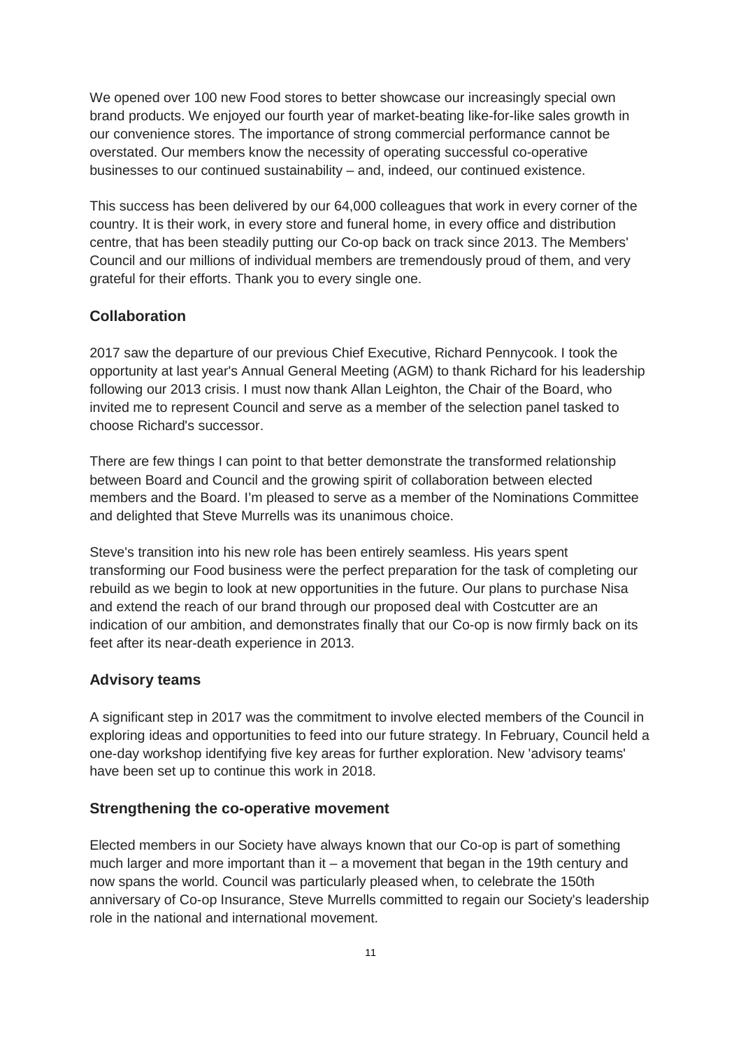We opened over 100 new Food stores to better showcase our increasingly special own brand products. We enjoyed our fourth year of market-beating like-for-like sales growth in our convenience stores. The importance of strong commercial performance cannot be overstated. Our members know the necessity of operating successful co-operative businesses to our continued sustainability – and, indeed, our continued existence.

This success has been delivered by our 64,000 colleagues that work in every corner of the country. It is their work, in every store and funeral home, in every office and distribution centre, that has been steadily putting our Co-op back on track since 2013. The Members' Council and our millions of individual members are tremendously proud of them, and very grateful for their efforts. Thank you to every single one.

### Collaboration

2017 saw the departure of our previous Chief Executive, Richard Pennycook. I took the opportunity at last year's Annual General Meeting (AGM) to thank Richard for his leadership following our 2013 crisis. I must now thank Allan Leighton, the Chair of the Board, who invited me to represent Council and serve as a member of the selection panel tasked to choose Richard's successor.

There are few things I can point to that better demonstrate the transformed relationship between Board and Council and the growing spirit of collaboration between elected members and the Board. I'm pleased to serve as a member of the Nominations Committee and delighted that Steve Murrells was its unanimous choice.

Steve's transition into his new role has been entirely seamless. His years spent transforming our Food business were the perfect preparation for the task of completing our rebuild as we begin to look at new opportunities in the future. Our plans to purchase Nisa and extend the reach of our brand through our proposed deal with Costcutter are an indication of our ambition, and demonstrates finally that our Co-op is now firmly back on its feet after its near-death experience in 2013.

### Advisory teams

A significant step in 2017 was the commitment to involve elected members of the Council in exploring ideas and opportunities to feed into our future strategy. In February, Council held a one-day workshop identifying five key areas for further exploration. New 'advisory teams' have been set up to continue this work in 2018.

### Strengthening the co-operative movement

Elected members in our Society have always known that our Co-op is part of something much larger and more important than it – a movement that began in the 19th century and now spans the world. Council was particularly pleased when, to celebrate the 150th anniversary of Co-op Insurance, Steve Murrells committed to regain our Society's leadership role in the national and international movement.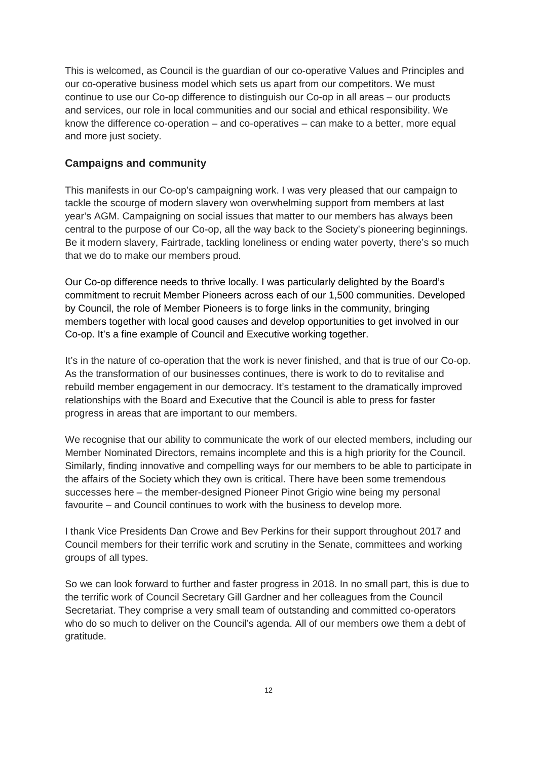This is welcomed, as Council is the guardian of our co-operative Values and Principles and our co-operative business model which sets us apart from our competitors. We must continue to use our Co-op difference to distinguish our Co-op in all areas – our products and services, our role in local communities and our social and ethical responsibility. We know the difference co-operation – and co-operatives – can make to a better, more equal and more just society.

## Campaigns and community

This manifests in our Co-op's campaigning work. I was very pleased that our campaign to tackle the scourge of modern slavery won overwhelming support from members at last year's AGM. Campaigning on social issues that matter to our members has always been central to the purpose of our Co-op, all the way back to the Society's pioneering beginnings. Be it modern slavery, Fairtrade, tackling loneliness or ending water poverty, there's so much that we do to make our members proud.

Our Co-op difference needs to thrive locally. I was particularly delighted by the Board's commitment to recruit Member Pioneers across each of our 1,500 communities. Developed by Council, the role of Member Pioneers is to forge links in the community, bringing members together with local good causes and develop opportunities to get involved in our Co-op. It's a fine example of Council and Executive working together.

It's in the nature of co-operation that the work is never finished, and that is true of our Co-op. As the transformation of our businesses continues, there is work to do to revitalise and rebuild member engagement in our democracy. It's testament to the dramatically improved relationships with the Board and Executive that the Council is able to press for faster progress in areas that are important to our members.

We recognise that our ability to communicate the work of our elected members, including our Member Nominated Directors, remains incomplete and this is a high priority for the Council. Similarly, finding innovative and compelling ways for our members to be able to participate in the affairs of the Society which they own is critical. There have been some tremendous successes here – the member-designed Pioneer Pinot Grigio wine being my personal favourite – and Council continues to work with the business to develop more.

I thank Vice Presidents Dan Crowe and Bev Perkins for their support throughout 2017 and Council members for their terrific work and scrutiny in the Senate, committees and working groups of all types.

So we can look forward to further and faster progress in 2018. In no small part, this is due to the terrific work of Council Secretary Gill Gardner and her colleagues from the Council Secretariat. They comprise a very small team of outstanding and committed co-operators who do so much to deliver on the Council's agenda. All of our members owe them a debt of gratitude.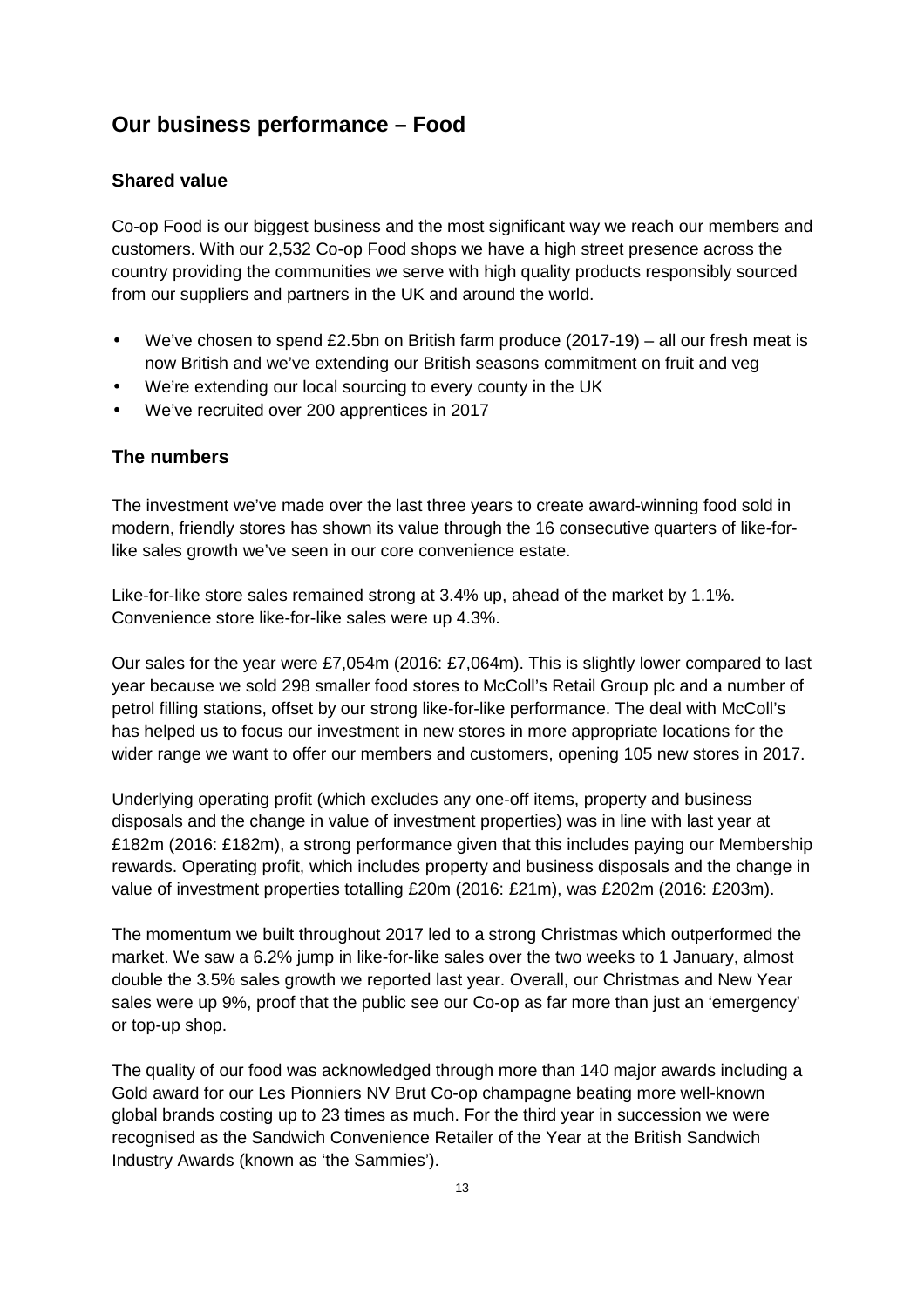## Our business performance – Food

### Shared value

Co-op Food is our biggest business and the most significant way we reach our members and customers. With our 2,532 Co-op Food shops we have a high street presence across the country providing the communities we serve with high quality products responsibly sourced from our suppliers and partners in the UK and around the world.

- We've chosen to spend £2.5bn on British farm produce (2017-19) – all our fresh meat is now British and we've extending our British seasons commitment on fruit and veg
- We're extending our local sourcing to every county in the UK
- We've recruited over 200 apprentices in 2017

### The numbers

The investment we've made over the last three years to create award-winning food sold in modern, friendly stores has shown its value through the 16 consecutive quarters of like-for-like sales growth we've seen in our core convenience estate.

Like-for-like store sales remained strong at 3.4% up, ahead of the market by 1.1%. Convenience store like-for-like sales were up 4.3%.

Our sales for the year were £7,054m (2016: £7,064m). This is slightly lower compared to last year because we sold 298 smaller food stores to McColl's Retail Group plc and a number of petrol filling stations, offset by our strong like-for-like performance. The deal with McColl's has helped us to focus our investment in new stores in more appropriate locations for the wider range we want to offer our members and customers, opening 105 new stores in 2017.

Underlying operating profit (which excludes any one-off items, property and business disposals and the change in value of investment properties) was in line with last year at £182m (2016: £182m), a strong performance given that this includes paying our Membership rewards. Operating profit, which includes property and business disposals and the change in value of investment properties totalling £20m (2016: £21m), was £202m (2016: £203m).

The momentum we built throughout 2017 led to a strong Christmas which outperformed the market. We saw a 6.2% jump in like-for-like sales over the two weeks to 1 January, almost double the 3.5% sales growth we reported last year. Overall, our Christmas and New Year sales were up 9%, proof that the public see our Co-op as far more than just an 'emergency' or top-up shop.

The quality of our food was acknowledged through more than 140 major awards including a Gold award for our Les Pionniers NV Brut Co-op champagne beating more well-known global brands costing up to 23 times as much. For the third year in succession we were recognised as the Sandwich Convenience Retailer of the Year at the British Sandwich Industry Awards (known as 'the Sammies').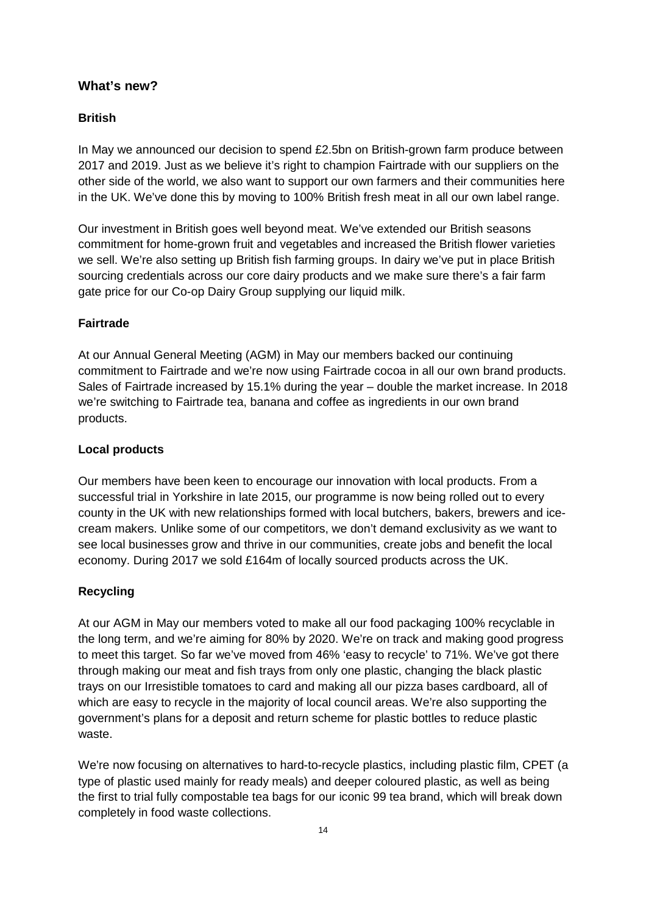## What's new?

### British

In May we announced our decision to spend £2.5bn on British-grown farm produce between 2017 and 2019. Just as we believe it's right to champion Fairtrade with our suppliers on the other side of the world, we also want to support our own farmers and their communities here in the UK. We've done this by moving to 100% British fresh meat in all our own label range.

Our investment in British goes well beyond meat. We've extended our British seasons commitment for home-grown fruit and vegetables and increased the British flower varieties we sell. We're also setting up British fish farming groups. In dairy we've put in place British sourcing credentials across our core dairy products and we make sure there's a fair farm gate price for our Co-op Dairy Group supplying our liquid milk.

### Fairtrade

At our Annual General Meeting (AGM) in May our members backed our continuing commitment to Fairtrade and we're now using Fairtrade cocoa in all our own brand products. Sales of Fairtrade increased by 15.1% during the year – double the market increase. In 2018 we're switching to Fairtrade tea, banana and coffee as ingredients in our own brand products.

### Local products

Our members have been keen to encourage our innovation with local products. From a successful trial in Yorkshire in late 2015, our programme is now being rolled out to every county in the UK with new relationships formed with local butchers, bakers, brewers and ice-cream makers. Unlike some of our competitors, we don't demand exclusivity as we want to see local businesses grow and thrive in our communities, create jobs and benefit the local economy. During 2017 we sold £164m of locally sourced products across the UK.

### Recycling

At our AGM in May our members voted to make all our food packaging 100% recyclable in the long term, and we're aiming for 80% by 2020. We're on track and making good progress to meet this target. So far we've moved from 46% 'easy to recycle' to 71%. We've got there through making our meat and fish trays from only one plastic, changing the black plastic trays on our Irresistible tomatoes to card and making all our pizza bases cardboard, all of which are easy to recycle in the majority of local council areas. We're also supporting the government's plans for a deposit and return scheme for plastic bottles to reduce plastic waste.

We're now focusing on alternatives to hard-to-recycle plastics, including plastic film, CPET (a type of plastic used mainly for ready meals) and deeper coloured plastic, as well as being the first to trial fully compostable tea bags for our iconic 99 tea brand, which will break down completely in food waste collections.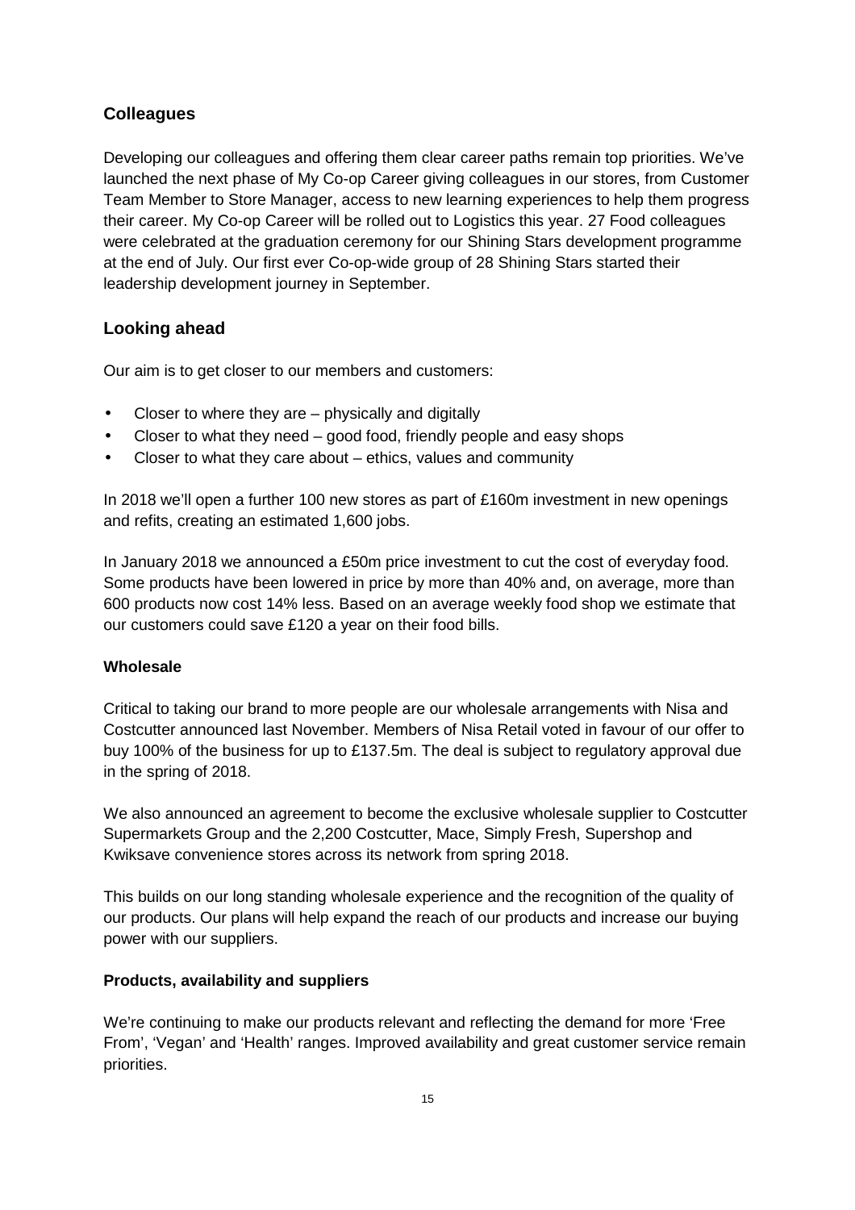## Colleagues

Developing our colleagues and offering them clear career paths remain top priorities. We've launched the next phase of My Co-op Career giving colleagues in our stores, from Customer Team Member to Store Manager, access to new learning experiences to help them progress their career. My Co-op Career will be rolled out to Logistics this year. 27 Food colleagues were celebrated at the graduation ceremony for our Shining Stars development programme at the end of July. Our first ever Co-op-wide group of 28 Shining Stars started their leadership development journey in September.

## Looking ahead

Our aim is to get closer to our members and customers:

- Closer to where they are – physically and digitally
- Closer to what they need – good food, friendly people and easy shops
- Closer to what they care about – ethics, values and community

In 2018 we'll open a further 100 new stores as part of £160m investment in new openings and refits, creating an estimated 1,600 jobs.

In January 2018 we announced a £50m price investment to cut the cost of everyday food. Some products have been lowered in price by more than 40% and, on average, more than 600 products now cost 14% less. Based on an average weekly food shop we estimate that our customers could save £120 a year on their food bills.

### Wholesale

Critical to taking our brand to more people are our wholesale arrangements with Nisa and Costcutter announced last November. Members of Nisa Retail voted in favour of our offer to buy 100% of the business for up to £137.5m. The deal is subject to regulatory approval due in the spring of 2018.

We also announced an agreement to become the exclusive wholesale supplier to Costcutter Supermarkets Group and the 2,200 Costcutter, Mace, Simply Fresh, Supershop and Kwiksave convenience stores across its network from spring 2018.

This builds on our long standing wholesale experience and the recognition of the quality of our products. Our plans will help expand the reach of our products and increase our buying power with our suppliers.

### Products, availability and suppliers

We're continuing to make our products relevant and reflecting the demand for more 'Free From', 'Vegan' and 'Health' ranges. Improved availability and great customer service remain priorities.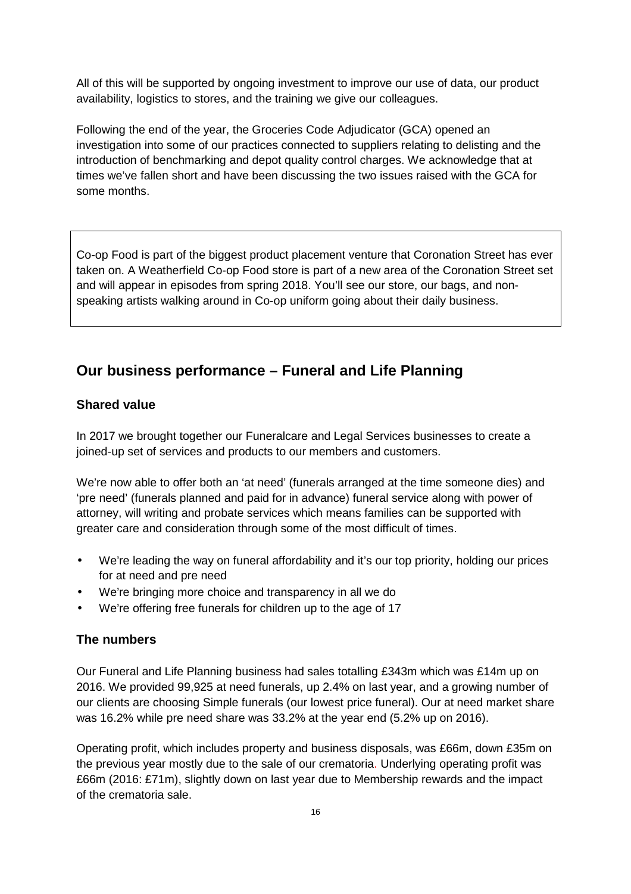All of this will be supported by ongoing investment to improve our use of data, our product availability, logistics to stores, and the training we give our colleagues.

Following the end of the year, the Groceries Code Adjudicator (GCA) opened an investigation into some of our practices connected to suppliers relating to delisting and the introduction of benchmarking and depot quality control charges. We acknowledge that at times we've fallen short and have been discussing the two issues raised with the GCA for some months.

> Co-op Food is part of the biggest product placement venture that Coronation Street has ever taken on. A Weatherfield Co-op Food store is part of a new area of the Coronation Street set and will appear in episodes from spring 2018. You'll see our store, our bags, and non-speaking artists walking around in Co-op uniform going about their daily business.

## Our business performance – Funeral and Life Planning

### Shared value

In 2017 we brought together our Funeralcare and Legal Services businesses to create a joined-up set of services and products to our members and customers.

We're now able to offer both an 'at need' (funerals arranged at the time someone dies) and 'pre need' (funerals planned and paid for in advance) funeral service along with power of attorney, will writing and probate services which means families can be supported with greater care and consideration through some of the most difficult of times.

- We're leading the way on funeral affordability and it's our top priority, holding our prices for at need and pre need
- We're bringing more choice and transparency in all we do
- We're offering free funerals for children up to the age of 17

### The numbers

Our Funeral and Life Planning business had sales totalling £343m which was £14m up on 2016. We provided 99,925 at need funerals, up 2.4% on last year, and a growing number of our clients are choosing Simple funerals (our lowest price funeral). Our at need market share was 16.2% while pre need share was 33.2% at the year end (5.2% up on 2016).

Operating profit, which includes property and business disposals, was £66m, down £35m on the previous year mostly due to the sale of our crematoria. Underlying operating profit was £66m (2016: £71m), slightly down on last year due to Membership rewards and the impact of the crematoria sale.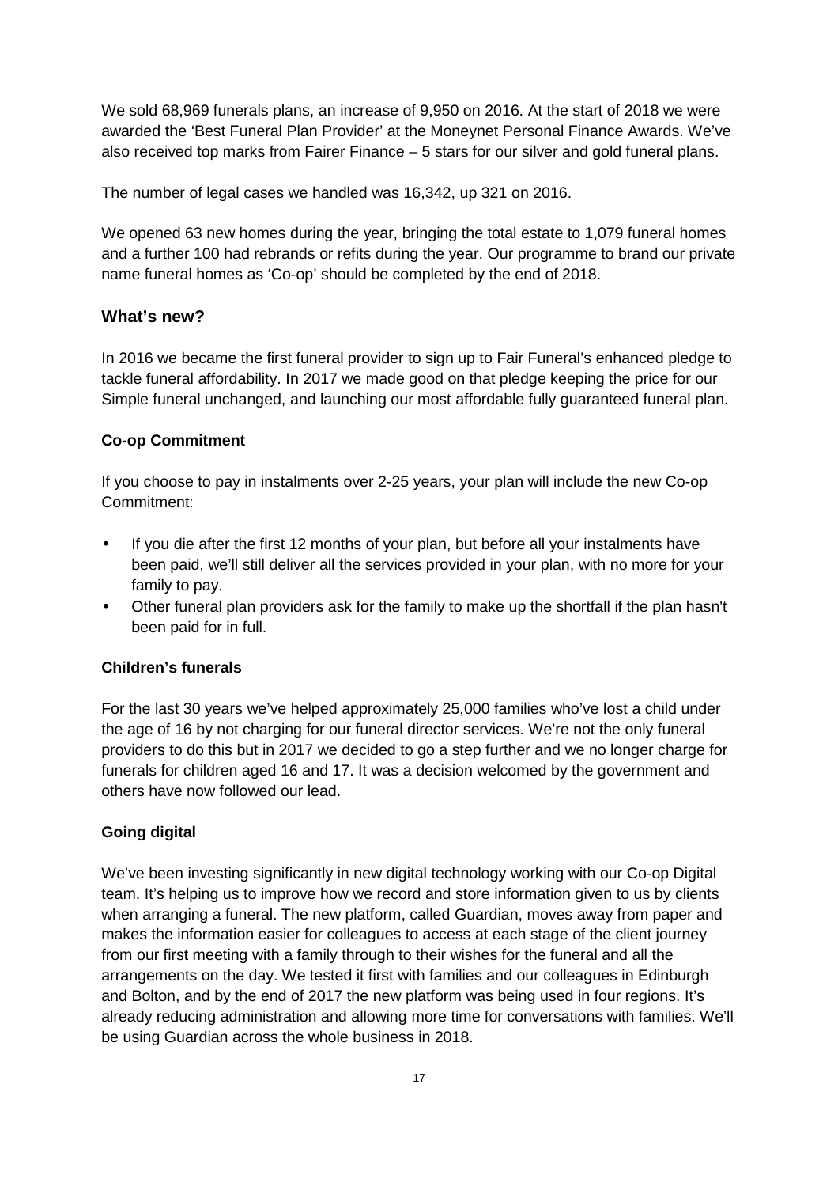We sold 68,969 funerals plans, an increase of 9,950 on 2016. At the start of 2018 we were awarded the 'Best Funeral Plan Provider' at the Moneynet Personal Finance Awards. We've also received top marks from Fairer Finance – 5 stars for our silver and gold funeral plans.

The number of legal cases we handled was 16,342, up 321 on 2016.

We opened 63 new homes during the year, bringing the total estate to 1,079 funeral homes and a further 100 had rebrands or refits during the year. Our programme to brand our private name funeral homes as 'Co-op' should be completed by the end of 2018.

## What's new?

In 2016 we became the first funeral provider to sign up to Fair Funeral's enhanced pledge to tackle funeral affordability. In 2017 we made good on that pledge keeping the price for our Simple funeral unchanged, and launching our most affordable fully guaranteed funeral plan.

**Co-op Commitment**

If you choose to pay in instalments over 2-25 years, your plan will include the new Co-op Commitment:

- If you die after the first 12 months of your plan, but before all your instalments have been paid, we'll still deliver all the services provided in your plan, with no more for your family to pay.
- Other funeral plan providers ask for the family to make up the shortfall if the plan hasn't been paid for in full.

**Children's funerals**

For the last 30 years we've helped approximately 25,000 families who've lost a child under the age of 16 by not charging for our funeral director services. We're not the only funeral providers to do this but in 2017 we decided to go a step further and we no longer charge for funerals for children aged 16 and 17. It was a decision welcomed by the government and others have now followed our lead.

**Going digital**

We've been investing significantly in new digital technology working with our Co-op Digital team. It's helping us to improve how we record and store information given to us by clients when arranging a funeral. The new platform, called Guardian, moves away from paper and makes the information easier for colleagues to access at each stage of the client journey from our first meeting with a family through to their wishes for the funeral and all the arrangements on the day. We tested it first with families and our colleagues in Edinburgh and Bolton, and by the end of 2017 the new platform was being used in four regions. It's already reducing administration and allowing more time for conversations with families. We'll be using Guardian across the whole business in 2018.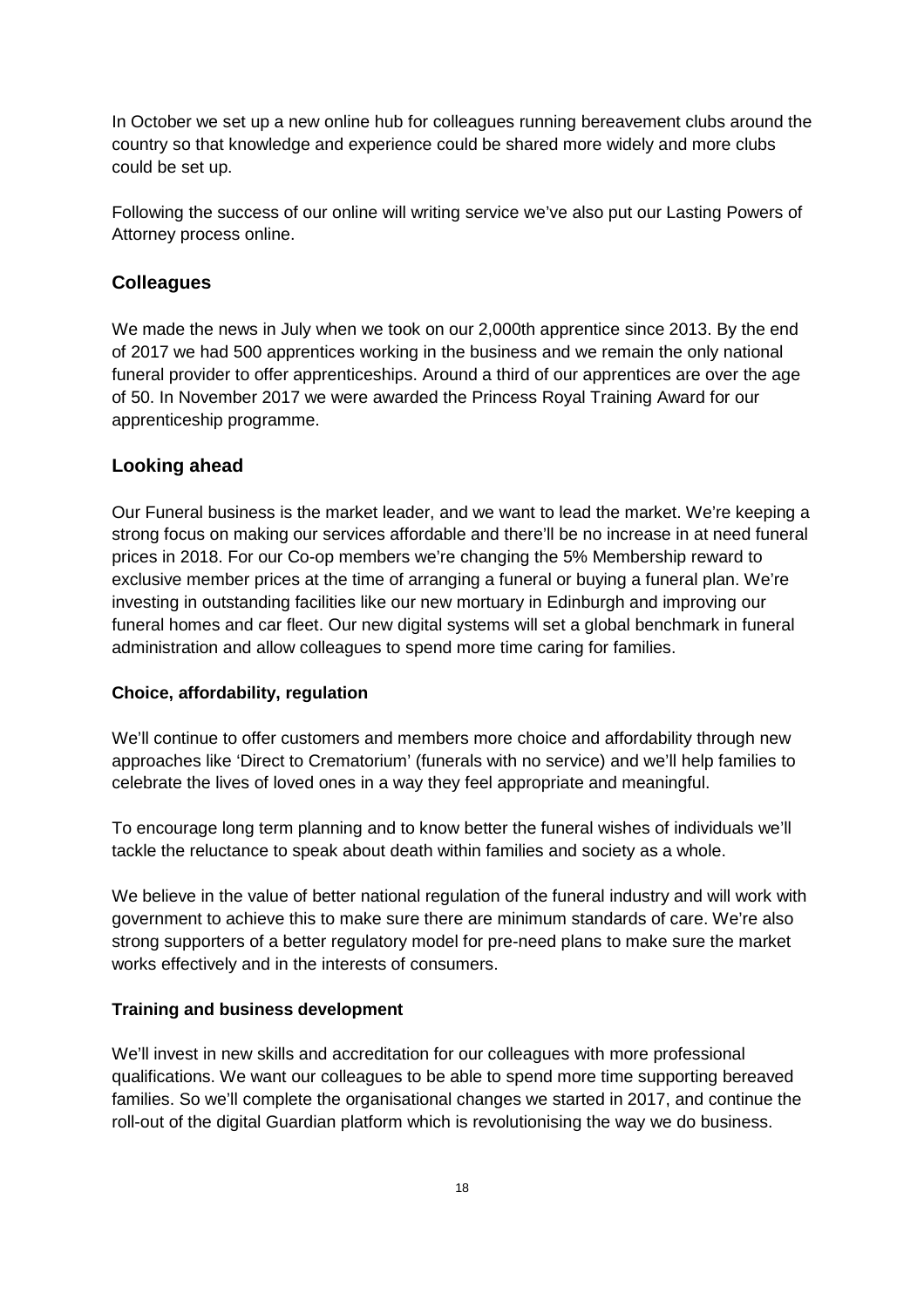In October we set up a new online hub for colleagues running bereavement clubs around the country so that knowledge and experience could be shared more widely and more clubs could be set up.

Following the success of our online will writing service we've also put our Lasting Powers of Attorney process online.

## Colleagues

We made the news in July when we took on our 2,000th apprentice since 2013. By the end of 2017 we had 500 apprentices working in the business and we remain the only national funeral provider to offer apprenticeships. Around a third of our apprentices are over the age of 50. In November 2017 we were awarded the Princess Royal Training Award for our apprenticeship programme.

## Looking ahead

Our Funeral business is the market leader, and we want to lead the market. We're keeping a strong focus on making our services affordable and there'll be no increase in at need funeral prices in 2018. For our Co-op members we're changing the 5% Membership reward to exclusive member prices at the time of arranging a funeral or buying a funeral plan. We're investing in outstanding facilities like our new mortuary in Edinburgh and improving our funeral homes and car fleet. Our new digital systems will set a global benchmark in funeral administration and allow colleagues to spend more time caring for families.

### Choice, affordability, regulation

We'll continue to offer customers and members more choice and affordability through new approaches like 'Direct to Crematorium' (funerals with no service) and we'll help families to celebrate the lives of loved ones in a way they feel appropriate and meaningful.

To encourage long term planning and to know better the funeral wishes of individuals we'll tackle the reluctance to speak about death within families and society as a whole.

We believe in the value of better national regulation of the funeral industry and will work with government to achieve this to make sure there are minimum standards of care. We're also strong supporters of a better regulatory model for pre-need plans to make sure the market works effectively and in the interests of consumers.

### Training and business development

We'll invest in new skills and accreditation for our colleagues with more professional qualifications. We want our colleagues to be able to spend more time supporting bereaved families. So we'll complete the organisational changes we started in 2017, and continue the roll-out of the digital Guardian platform which is revolutionising the way we do business.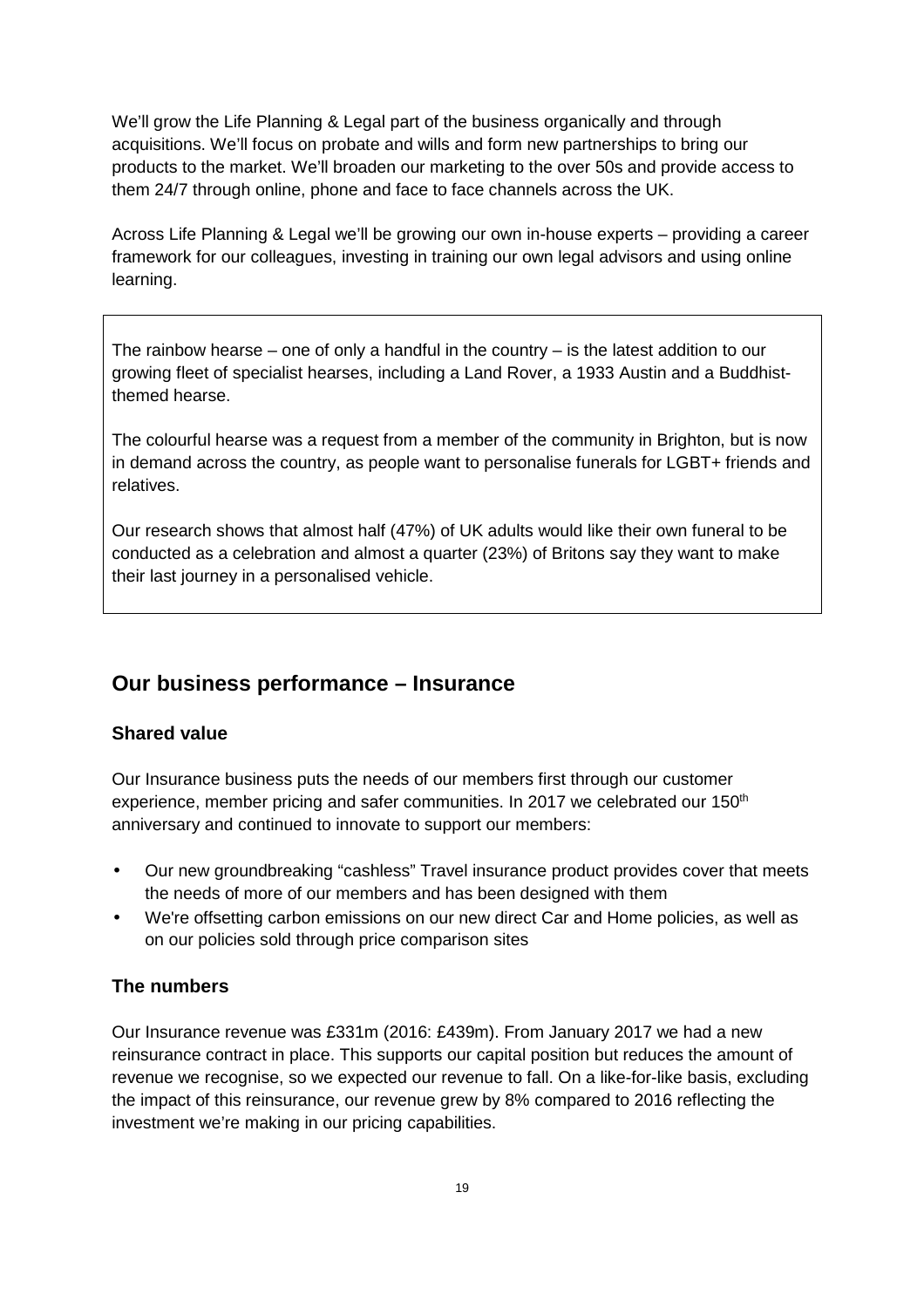We'll grow the Life Planning & Legal part of the business organically and through acquisitions. We'll focus on probate and wills and form new partnerships to bring our products to the market. We'll broaden our marketing to the over 50s and provide access to them 24/7 through online, phone and face to face channels across the UK.

Across Life Planning & Legal we'll be growing our own in-house experts – providing a career framework for our colleagues, investing in training our own legal advisors and using online learning.

> The rainbow hearse – one of only a handful in the country – is the latest addition to our growing fleet of specialist hearses, including a Land Rover, a 1933 Austin and a Buddhist-themed hearse.
>
> The colourful hearse was a request from a member of the community in Brighton, but is now in demand across the country, as people want to personalise funerals for LGBT+ friends and relatives.
>
> Our research shows that almost half (47%) of UK adults would like their own funeral to be conducted as a celebration and almost a quarter (23%) of Britons say they want to make their last journey in a personalised vehicle.

## Our business performance – Insurance

### Shared value

Our Insurance business puts the needs of our members first through our customer experience, member pricing and safer communities. In 2017 we celebrated our 150th anniversary and continued to innovate to support our members:

- Our new groundbreaking "cashless" Travel insurance product provides cover that meets the needs of more of our members and has been designed with them
- We're offsetting carbon emissions on our new direct Car and Home policies, as well as on our policies sold through price comparison sites

### The numbers

Our Insurance revenue was £331m (2016: £439m). From January 2017 we had a new reinsurance contract in place. This supports our capital position but reduces the amount of revenue we recognise, so we expected our revenue to fall. On a like-for-like basis, excluding the impact of this reinsurance, our revenue grew by 8% compared to 2016 reflecting the investment we're making in our pricing capabilities.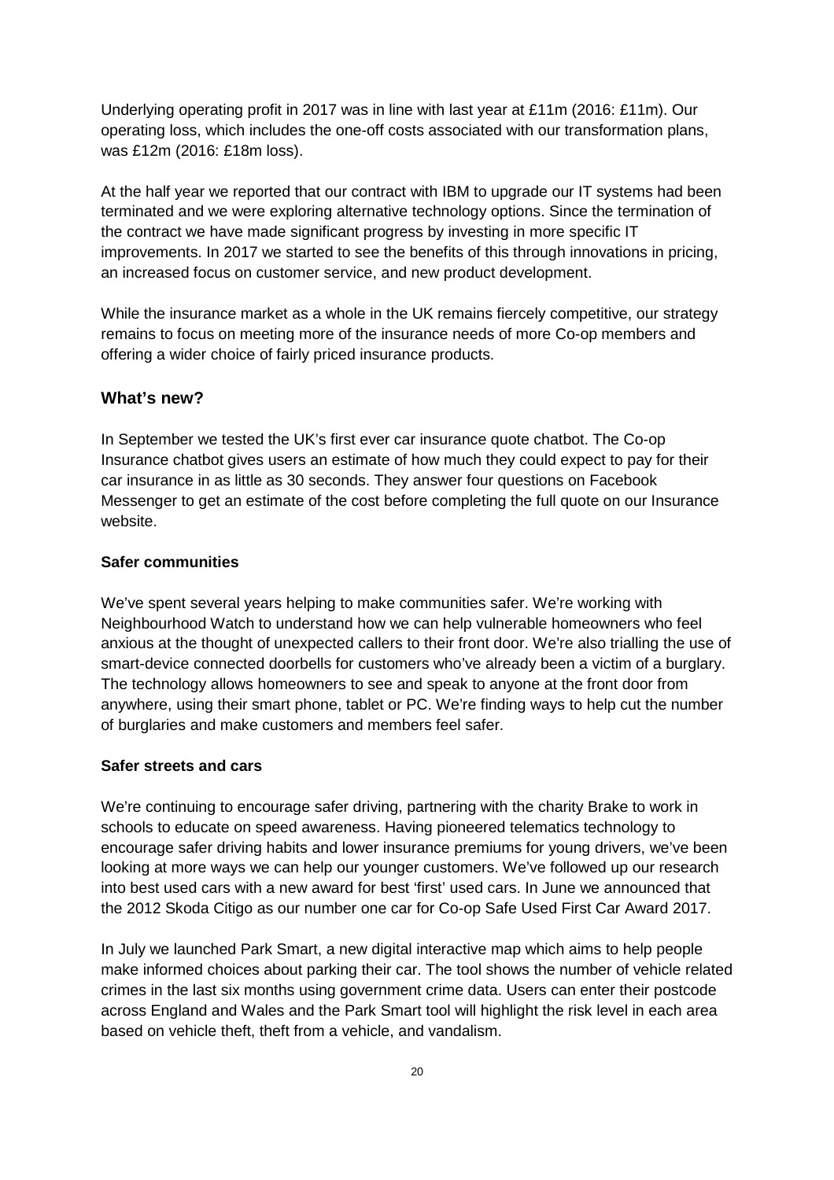Underlying operating profit in 2017 was in line with last year at £11m (2016: £11m). Our operating loss, which includes the one-off costs associated with our transformation plans, was £12m (2016: £18m loss).

At the half year we reported that our contract with IBM to upgrade our IT systems had been terminated and we were exploring alternative technology options. Since the termination of the contract we have made significant progress by investing in more specific IT improvements. In 2017 we started to see the benefits of this through innovations in pricing, an increased focus on customer service, and new product development.

While the insurance market as a whole in the UK remains fiercely competitive, our strategy remains to focus on meeting more of the insurance needs of more Co-op members and offering a wider choice of fairly priced insurance products.

## What's new?

In September we tested the UK's first ever car insurance quote chatbot. The Co-op Insurance chatbot gives users an estimate of how much they could expect to pay for their car insurance in as little as 30 seconds. They answer four questions on Facebook Messenger to get an estimate of the cost before completing the full quote on our Insurance website.

### Safer communities

We've spent several years helping to make communities safer. We're working with Neighbourhood Watch to understand how we can help vulnerable homeowners who feel anxious at the thought of unexpected callers to their front door. We're also trialling the use of smart-device connected doorbells for customers who've already been a victim of a burglary. The technology allows homeowners to see and speak to anyone at the front door from anywhere, using their smart phone, tablet or PC. We're finding ways to help cut the number of burglaries and make customers and members feel safer.

### Safer streets and cars

We're continuing to encourage safer driving, partnering with the charity Brake to work in schools to educate on speed awareness. Having pioneered telematics technology to encourage safer driving habits and lower insurance premiums for young drivers, we've been looking at more ways we can help our younger customers. We've followed up our research into best used cars with a new award for best 'first' used cars. In June we announced that the 2012 Skoda Citigo as our number one car for Co-op Safe Used First Car Award 2017.

In July we launched Park Smart, a new digital interactive map which aims to help people make informed choices about parking their car. The tool shows the number of vehicle related crimes in the last six months using government crime data. Users can enter their postcode across England and Wales and the Park Smart tool will highlight the risk level in each area based on vehicle theft, theft from a vehicle, and vandalism.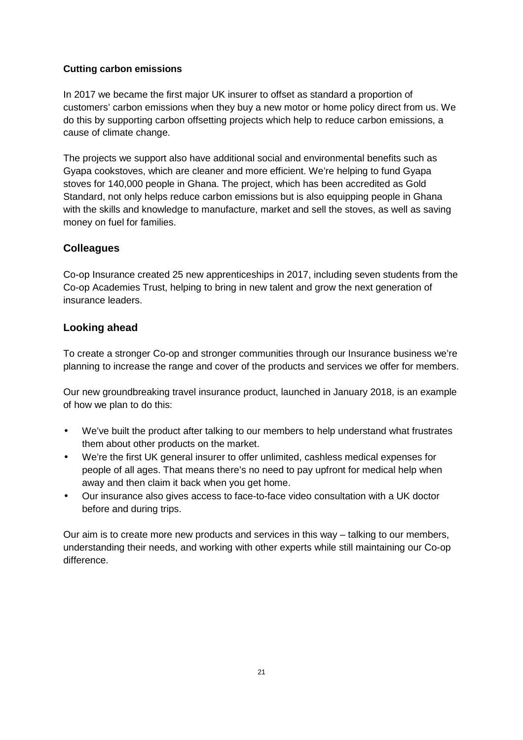**Cutting carbon emissions**

In 2017 we became the first major UK insurer to offset as standard a proportion of customers' carbon emissions when they buy a new motor or home policy direct from us. We do this by supporting carbon offsetting projects which help to reduce carbon emissions, a cause of climate change.

The projects we support also have additional social and environmental benefits such as Gyapa cookstoves, which are cleaner and more efficient. We're helping to fund Gyapa stoves for 140,000 people in Ghana. The project, which has been accredited as Gold Standard, not only helps reduce carbon emissions but is also equipping people in Ghana with the skills and knowledge to manufacture, market and sell the stoves, as well as saving money on fuel for families.

## Colleagues

Co-op Insurance created 25 new apprenticeships in 2017, including seven students from the Co-op Academies Trust, helping to bring in new talent and grow the next generation of insurance leaders.

## Looking ahead

To create a stronger Co-op and stronger communities through our Insurance business we're planning to increase the range and cover of the products and services we offer for members.

Our new groundbreaking travel insurance product, launched in January 2018, is an example of how we plan to do this:

- We've built the product after talking to our members to help understand what frustrates them about other products on the market.
- We're the first UK general insurer to offer unlimited, cashless medical expenses for people of all ages. That means there's no need to pay upfront for medical help when away and then claim it back when you get home.
- Our insurance also gives access to face-to-face video consultation with a UK doctor before and during trips.

Our aim is to create more new products and services in this way – talking to our members, understanding their needs, and working with other experts while still maintaining our Co-op difference.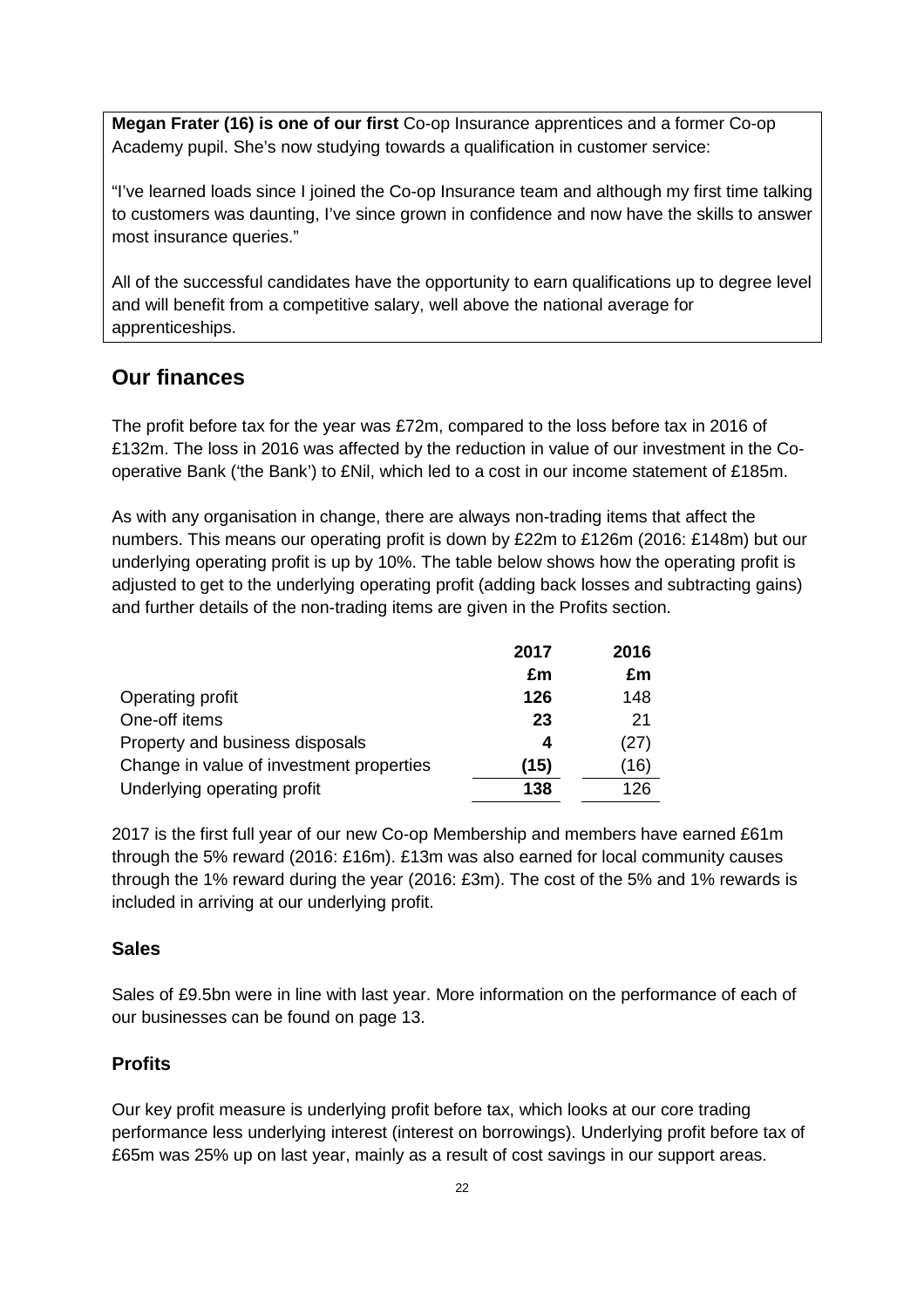**Megan Frater (16) is one of our first** Co-op Insurance apprentices and a former Co-op Academy pupil. She's now studying towards a qualification in customer service:

"I've learned loads since I joined the Co-op Insurance team and although my first time talking to customers was daunting, I've since grown in confidence and now have the skills to answer most insurance queries."

All of the successful candidates have the opportunity to earn qualifications up to degree level and will benefit from a competitive salary, well above the national average for apprenticeships.

## Our finances

The profit before tax for the year was £72m, compared to the loss before tax in 2016 of £132m. The loss in 2016 was affected by the reduction in value of our investment in the Co-operative Bank ('the Bank') to £Nil, which led to a cost in our income statement of £185m.

As with any organisation in change, there are always non-trading items that affect the numbers. This means our operating profit is down by £22m to £126m (2016: £148m) but our underlying operating profit is up by 10%. The table below shows how the operating profit is adjusted to get to the underlying operating profit (adding back losses and subtracting gains) and further details of the non-trading items are given in the Profits section.

| | 2017 £m | 2016 £m |
|---|---|---|
| Operating profit | **126** | 148 |
| One-off items | **23** | 21 |
| Property and business disposals | **4** | (27) |
| Change in value of investment properties | **(15)** | (16) |
| Underlying operating profit | **138** | 126 |

2017 is the first full year of our new Co-op Membership and members have earned £61m through the 5% reward (2016: £16m). £13m was also earned for local community causes through the 1% reward during the year (2016: £3m). The cost of the 5% and 1% rewards is included in arriving at our underlying profit.

### Sales

Sales of £9.5bn were in line with last year. More information on the performance of each of our businesses can be found on page 13.

### Profits

Our key profit measure is underlying profit before tax, which looks at our core trading performance less underlying interest (interest on borrowings). Underlying profit before tax of £65m was 25% up on last year, mainly as a result of cost savings in our support areas.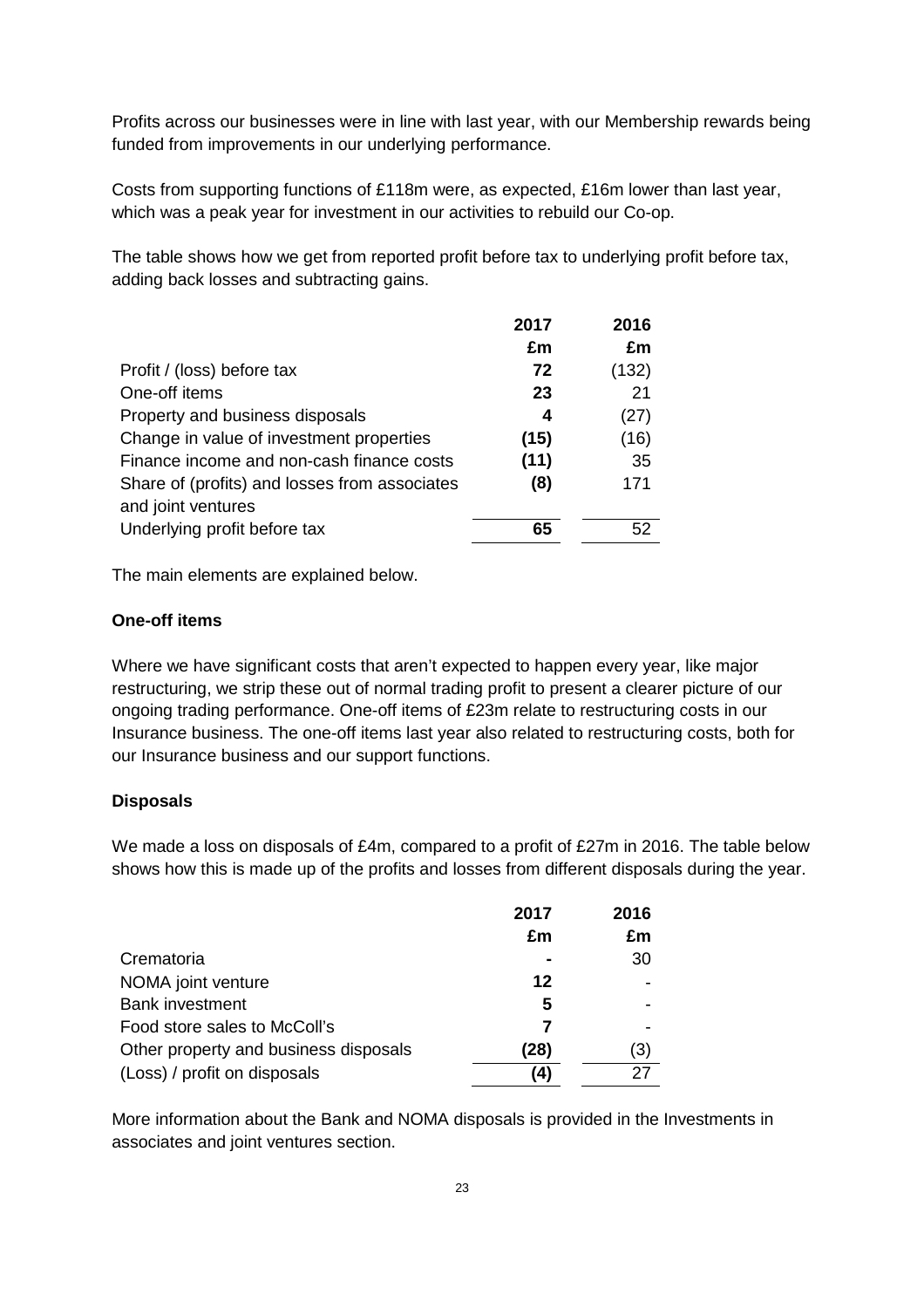Profits across our businesses were in line with last year, with our Membership rewards being funded from improvements in our underlying performance.

Costs from supporting functions of £118m were, as expected, £16m lower than last year, which was a peak year for investment in our activities to rebuild our Co-op.

The table shows how we get from reported profit before tax to underlying profit before tax, adding back losses and subtracting gains.

| | 2017 £m | 2016 £m |
|---|---|---|
| Profit / (loss) before tax | **72** | (132) |
| One-off items | **23** | 21 |
| Property and business disposals | **4** | (27) |
| Change in value of investment properties | **(15)** | (16) |
| Finance income and non-cash finance costs | **(11)** | 35 |
| Share of (profits) and losses from associates and joint ventures | **(8)** | 171 |
| Underlying profit before tax | **65** | 52 |

The main elements are explained below.

**One-off items**

Where we have significant costs that aren't expected to happen every year, like major restructuring, we strip these out of normal trading profit to present a clearer picture of our ongoing trading performance. One-off items of £23m relate to restructuring costs in our Insurance business. The one-off items last year also related to restructuring costs, both for our Insurance business and our support functions.

**Disposals**

We made a loss on disposals of £4m, compared to a profit of £27m in 2016. The table below shows how this is made up of the profits and losses from different disposals during the year.

| | 2017 £m | 2016 £m |
|---|---|---|
| Crematoria | **-** | 30 |
| NOMA joint venture | **12** | - |
| Bank investment | **5** | - |
| Food store sales to McColl's | **7** | - |
| Other property and business disposals | **(28)** | (3) |
| (Loss) / profit on disposals | **(4)** | 27 |

More information about the Bank and NOMA disposals is provided in the Investments in associates and joint ventures section.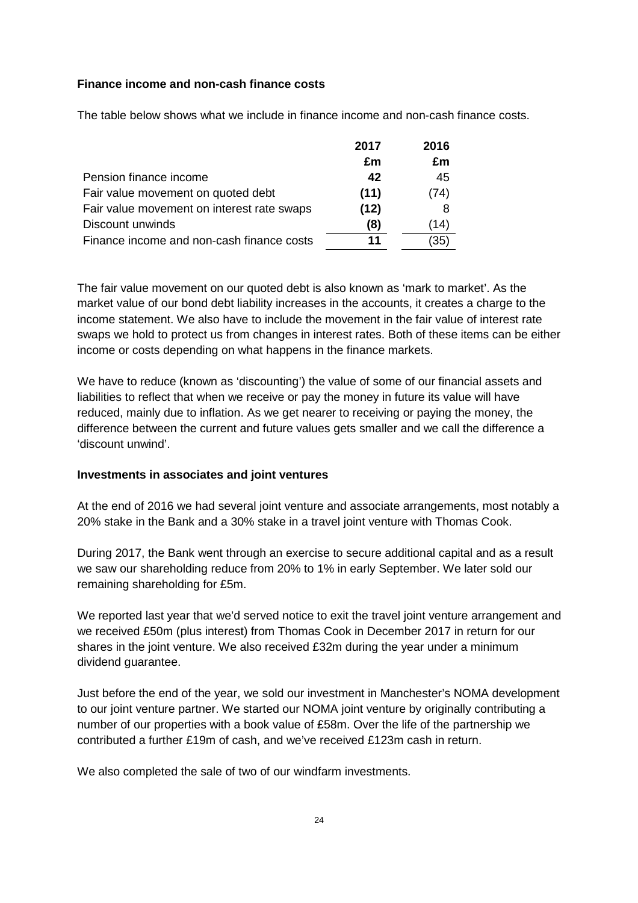### Finance income and non-cash finance costs

The table below shows what we include in finance income and non-cash finance costs.

| | 2017 | 2016 |
|---|---|---|
| | £m | £m |
| Pension finance income | **42** | 45 |
| Fair value movement on quoted debt | **(11)** | (74) |
| Fair value movement on interest rate swaps | **(12)** | 8 |
| Discount unwinds | **(8)** | (14) |
| Finance income and non-cash finance costs | **11** | (35) |

The fair value movement on our quoted debt is also known as 'mark to market'. As the market value of our bond debt liability increases in the accounts, it creates a charge to the income statement. We also have to include the movement in the fair value of interest rate swaps we hold to protect us from changes in interest rates. Both of these items can be either income or costs depending on what happens in the finance markets.

We have to reduce (known as 'discounting') the value of some of our financial assets and liabilities to reflect that when we receive or pay the money in future its value will have reduced, mainly due to inflation. As we get nearer to receiving or paying the money, the difference between the current and future values gets smaller and we call the difference a 'discount unwind'.

### Investments in associates and joint ventures

At the end of 2016 we had several joint venture and associate arrangements, most notably a 20% stake in the Bank and a 30% stake in a travel joint venture with Thomas Cook.

During 2017, the Bank went through an exercise to secure additional capital and as a result we saw our shareholding reduce from 20% to 1% in early September. We later sold our remaining shareholding for £5m.

We reported last year that we'd served notice to exit the travel joint venture arrangement and we received £50m (plus interest) from Thomas Cook in December 2017 in return for our shares in the joint venture. We also received £32m during the year under a minimum dividend guarantee.

Just before the end of the year, we sold our investment in Manchester's NOMA development to our joint venture partner. We started our NOMA joint venture by originally contributing a number of our properties with a book value of £58m. Over the life of the partnership we contributed a further £19m of cash, and we've received £123m cash in return.

We also completed the sale of two of our windfarm investments.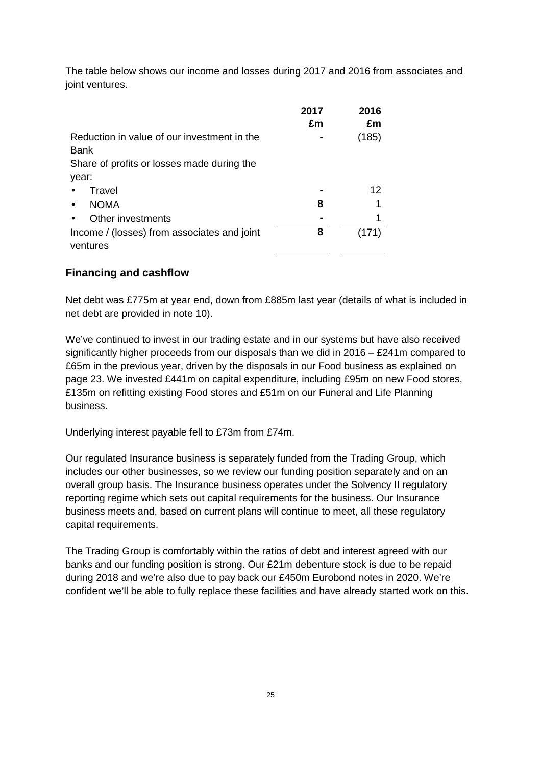The table below shows our income and losses during 2017 and 2016 from associates and joint ventures.

| | 2017 £m | 2016 £m |
|---|---|---|
| Reduction in value of our investment in the Bank | - | (185) |
| Share of profits or losses made during the year: | | |
| • Travel | - | 12 |
| • NOMA | 8 | 1 |
| • Other investments | - | 1 |
| Income / (losses) from associates and joint ventures | 8 | (171) |

## Financing and cashflow

Net debt was £775m at year end, down from £885m last year (details of what is included in net debt are provided in note 10).

We've continued to invest in our trading estate and in our systems but have also received significantly higher proceeds from our disposals than we did in 2016 – £241m compared to £65m in the previous year, driven by the disposals in our Food business as explained on page 23. We invested £441m on capital expenditure, including £95m on new Food stores, £135m on refitting existing Food stores and £51m on our Funeral and Life Planning business.

Underlying interest payable fell to £73m from £74m.

Our regulated Insurance business is separately funded from the Trading Group, which includes our other businesses, so we review our funding position separately and on an overall group basis. The Insurance business operates under the Solvency II regulatory reporting regime which sets out capital requirements for the business. Our Insurance business meets and, based on current plans will continue to meet, all these regulatory capital requirements.

The Trading Group is comfortably within the ratios of debt and interest agreed with our banks and our funding position is strong. Our £21m debenture stock is due to be repaid during 2018 and we're also due to pay back our £450m Eurobond notes in 2020. We're confident we'll be able to fully replace these facilities and have already started work on this.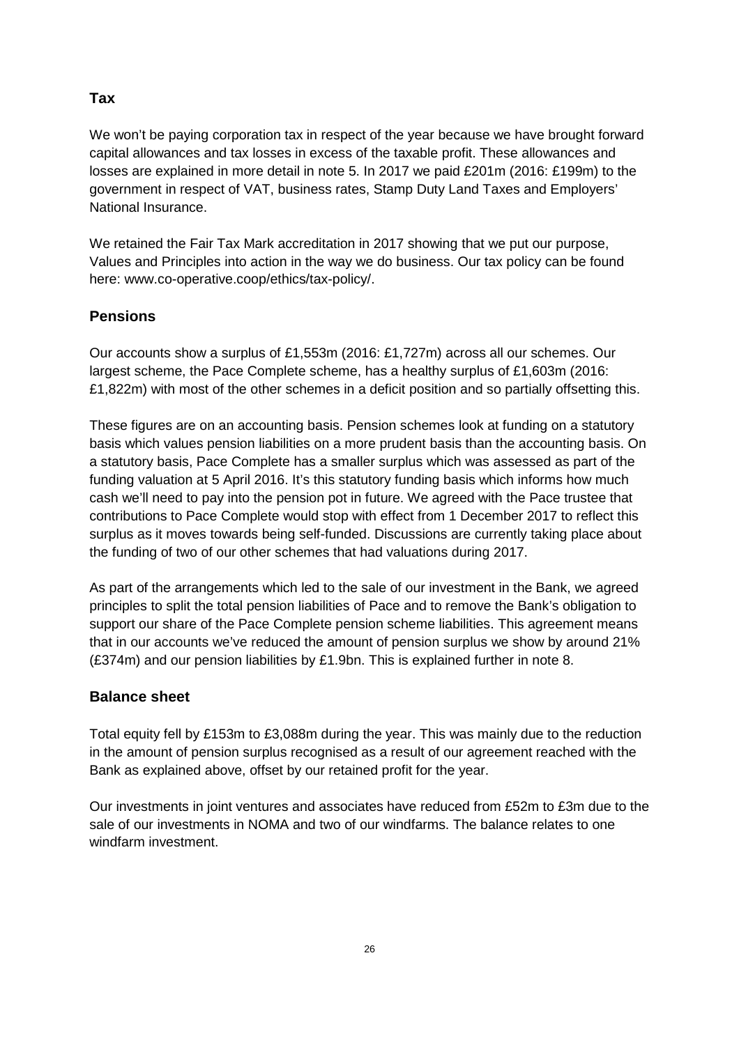## Tax

We won't be paying corporation tax in respect of the year because we have brought forward capital allowances and tax losses in excess of the taxable profit. These allowances and losses are explained in more detail in note 5. In 2017 we paid £201m (2016: £199m) to the government in respect of VAT, business rates, Stamp Duty Land Taxes and Employers' National Insurance.

We retained the Fair Tax Mark accreditation in 2017 showing that we put our purpose, Values and Principles into action in the way we do business. Our tax policy can be found here: www.co-operative.coop/ethics/tax-policy/.

## Pensions

Our accounts show a surplus of £1,553m (2016: £1,727m) across all our schemes. Our largest scheme, the Pace Complete scheme, has a healthy surplus of £1,603m (2016: £1,822m) with most of the other schemes in a deficit position and so partially offsetting this.

These figures are on an accounting basis. Pension schemes look at funding on a statutory basis which values pension liabilities on a more prudent basis than the accounting basis. On a statutory basis, Pace Complete has a smaller surplus which was assessed as part of the funding valuation at 5 April 2016. It's this statutory funding basis which informs how much cash we'll need to pay into the pension pot in future. We agreed with the Pace trustee that contributions to Pace Complete would stop with effect from 1 December 2017 to reflect this surplus as it moves towards being self-funded. Discussions are currently taking place about the funding of two of our other schemes that had valuations during 2017.

As part of the arrangements which led to the sale of our investment in the Bank, we agreed principles to split the total pension liabilities of Pace and to remove the Bank's obligation to support our share of the Pace Complete pension scheme liabilities. This agreement means that in our accounts we've reduced the amount of pension surplus we show by around 21% (£374m) and our pension liabilities by £1.9bn. This is explained further in note 8.

## Balance sheet

Total equity fell by £153m to £3,088m during the year. This was mainly due to the reduction in the amount of pension surplus recognised as a result of our agreement reached with the Bank as explained above, offset by our retained profit for the year.

Our investments in joint ventures and associates have reduced from £52m to £3m due to the sale of our investments in NOMA and two of our windfarms. The balance relates to one windfarm investment.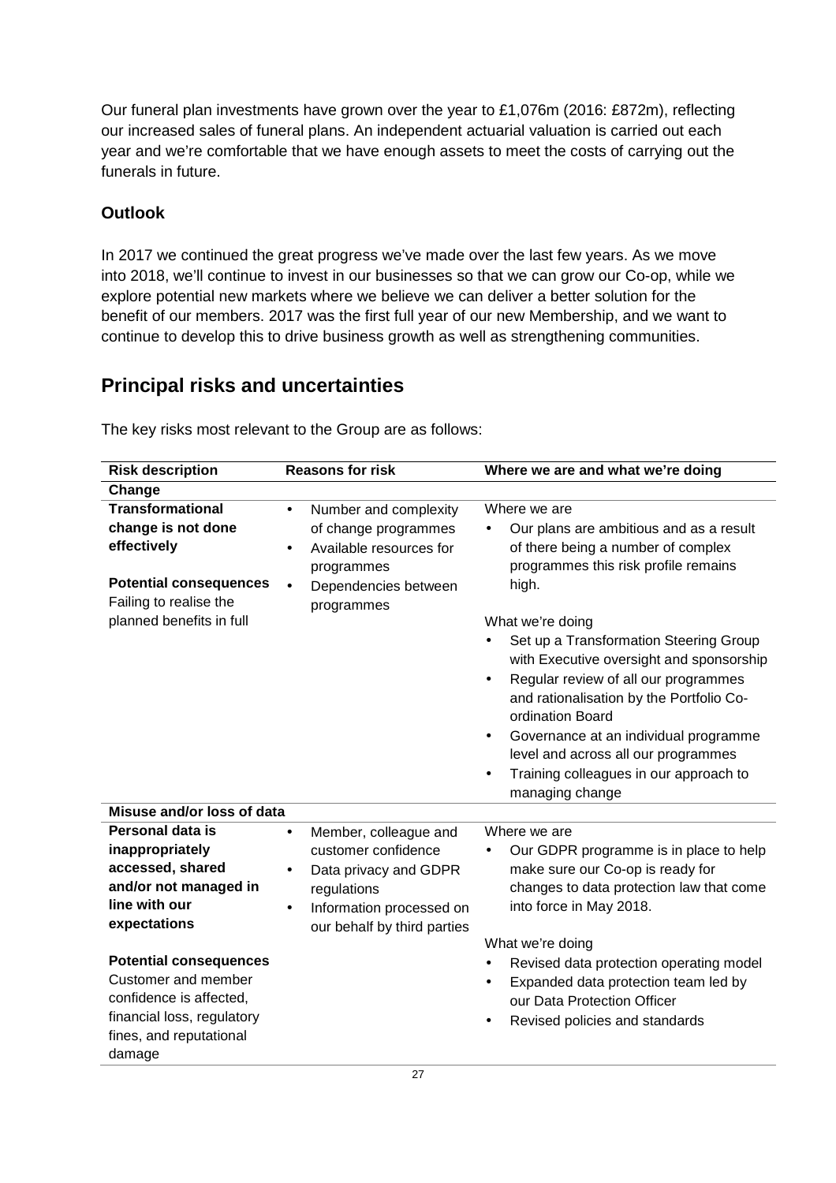Our funeral plan investments have grown over the year to £1,076m (2016: £872m), reflecting our increased sales of funeral plans. An independent actuarial valuation is carried out each year and we're comfortable that we have enough assets to meet the costs of carrying out the funerals in future.

### Outlook

In 2017 we continued the great progress we've made over the last few years. As we move into 2018, we'll continue to invest in our businesses so that we can grow our Co-op, while we explore potential new markets where we believe we can deliver a better solution for the benefit of our members. 2017 was the first full year of our new Membership, and we want to continue to develop this to drive business growth as well as strengthening communities.

## Principal risks and uncertainties

The key risks most relevant to the Group are as follows:

| Risk description | Reasons for risk | Where we are and what we're doing |
|---|---|---|
| **Change** | | |
| **Transformational change is not done effectively**<br><br>**Potential consequences**<br>Failing to realise the planned benefits in full | • Number and complexity of change programmes<br>• Available resources for programmes<br>• Dependencies between programmes | Where we are<br>• Our plans are ambitious and as a result of there being a number of complex programmes this risk profile remains high.<br><br>What we're doing<br>• Set up a Transformation Steering Group with Executive oversight and sponsorship<br>• Regular review of all our programmes and rationalisation by the Portfolio Co-ordination Board<br>• Governance at an individual programme level and across all our programmes<br>• Training colleagues in our approach to managing change |
| **Misuse and/or loss of data** | | |
| **Personal data is inappropriately accessed, shared and/or not managed in line with our expectations**<br><br>**Potential consequences**<br>Customer and member confidence is affected, financial loss, regulatory fines, and reputational damage | • Member, colleague and customer confidence<br>• Data privacy and GDPR regulations<br>• Information processed on our behalf by third parties | Where we are<br>• Our GDPR programme is in place to help make sure our Co-op is ready for changes to data protection law that come into force in May 2018.<br><br>What we're doing<br>• Revised data protection operating model<br>• Expanded data protection team led by our Data Protection Officer<br>• Revised policies and standards |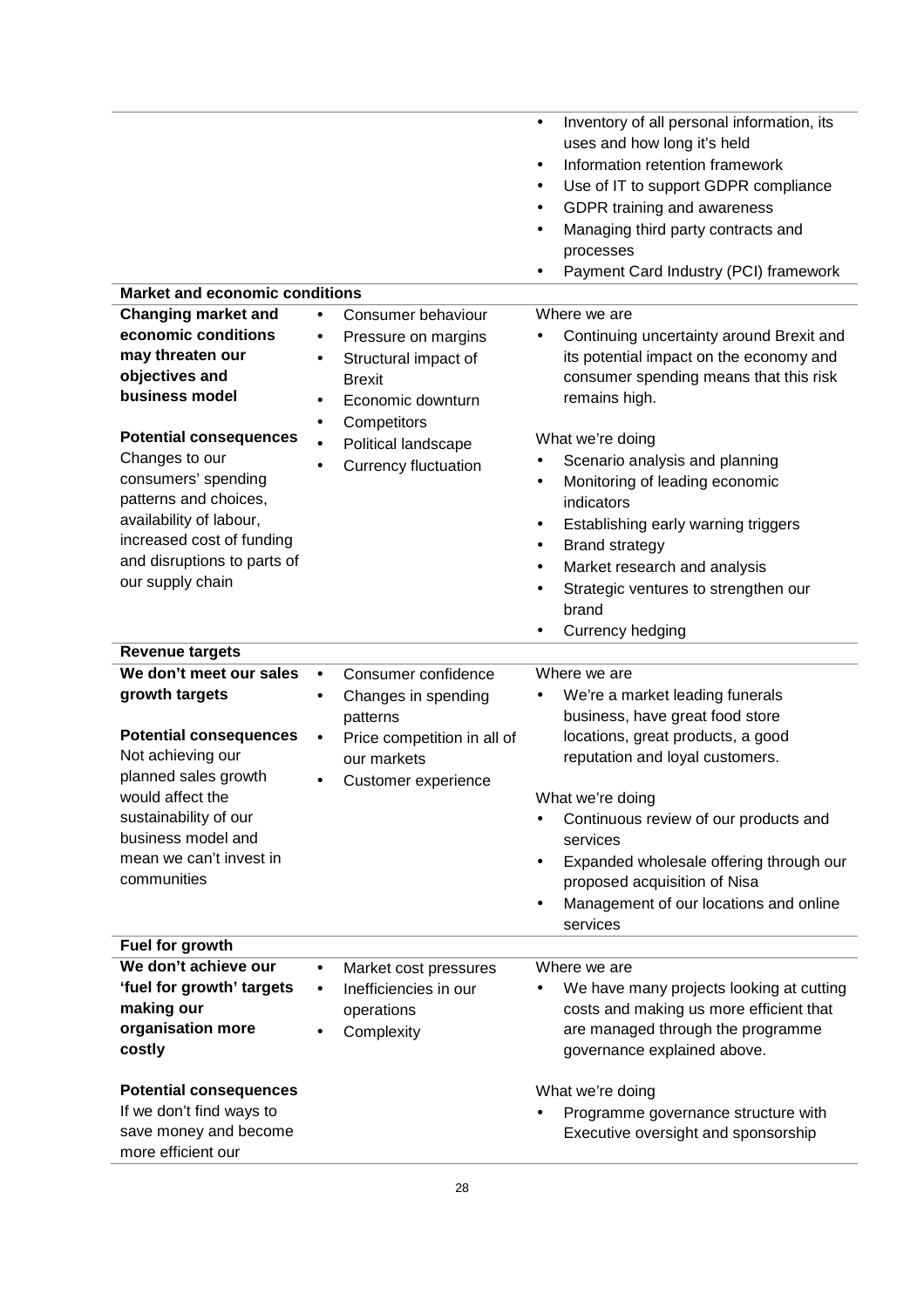| | | |
|---|---|---|
| | | • Inventory of all personal information, its uses and how long it's held<br>• Information retention framework<br>• Use of IT to support GDPR compliance<br>• GDPR training and awareness<br>• Managing third party contracts and processes<br>• Payment Card Industry (PCI) framework |
| **Market and economic conditions** | | |
| **Changing market and economic conditions may threaten our objectives and business model**<br><br>**Potential consequences**<br>Changes to our consumers' spending patterns and choices, availability of labour, increased cost of funding and disruptions to parts of our supply chain | • Consumer behaviour<br>• Pressure on margins<br>• Structural impact of Brexit<br>• Economic downturn<br>• Competitors<br>• Political landscape<br>• Currency fluctuation | Where we are<br>• Continuing uncertainty around Brexit and its potential impact on the economy and consumer spending means that this risk remains high.<br><br>What we're doing<br>• Scenario analysis and planning<br>• Monitoring of leading economic indicators<br>• Establishing early warning triggers<br>• Brand strategy<br>• Market research and analysis<br>• Strategic ventures to strengthen our brand<br>• Currency hedging |
| **Revenue targets** | | |
| **We don't meet our sales growth targets**<br><br>**Potential consequences**<br>Not achieving our planned sales growth would affect the sustainability of our business model and mean we can't invest in communities | • Consumer confidence<br>• Changes in spending patterns<br>• Price competition in all of our markets<br>• Customer experience | Where we are<br>• We're a market leading funerals business, have great food store locations, great products, a good reputation and loyal customers.<br><br>What we're doing<br>• Continuous review of our products and services<br>• Expanded wholesale offering through our proposed acquisition of Nisa<br>• Management of our locations and online services |
| **Fuel for growth** | | |
| **We don't achieve our 'fuel for growth' targets making our organisation more costly**<br><br>**Potential consequences**<br>If we don't find ways to save money and become more efficient our | • Market cost pressures<br>• Inefficiencies in our operations<br>• Complexity | Where we are<br>• We have many projects looking at cutting costs and making us more efficient that are managed through the programme governance explained above.<br><br>What we're doing<br>• Programme governance structure with Executive oversight and sponsorship |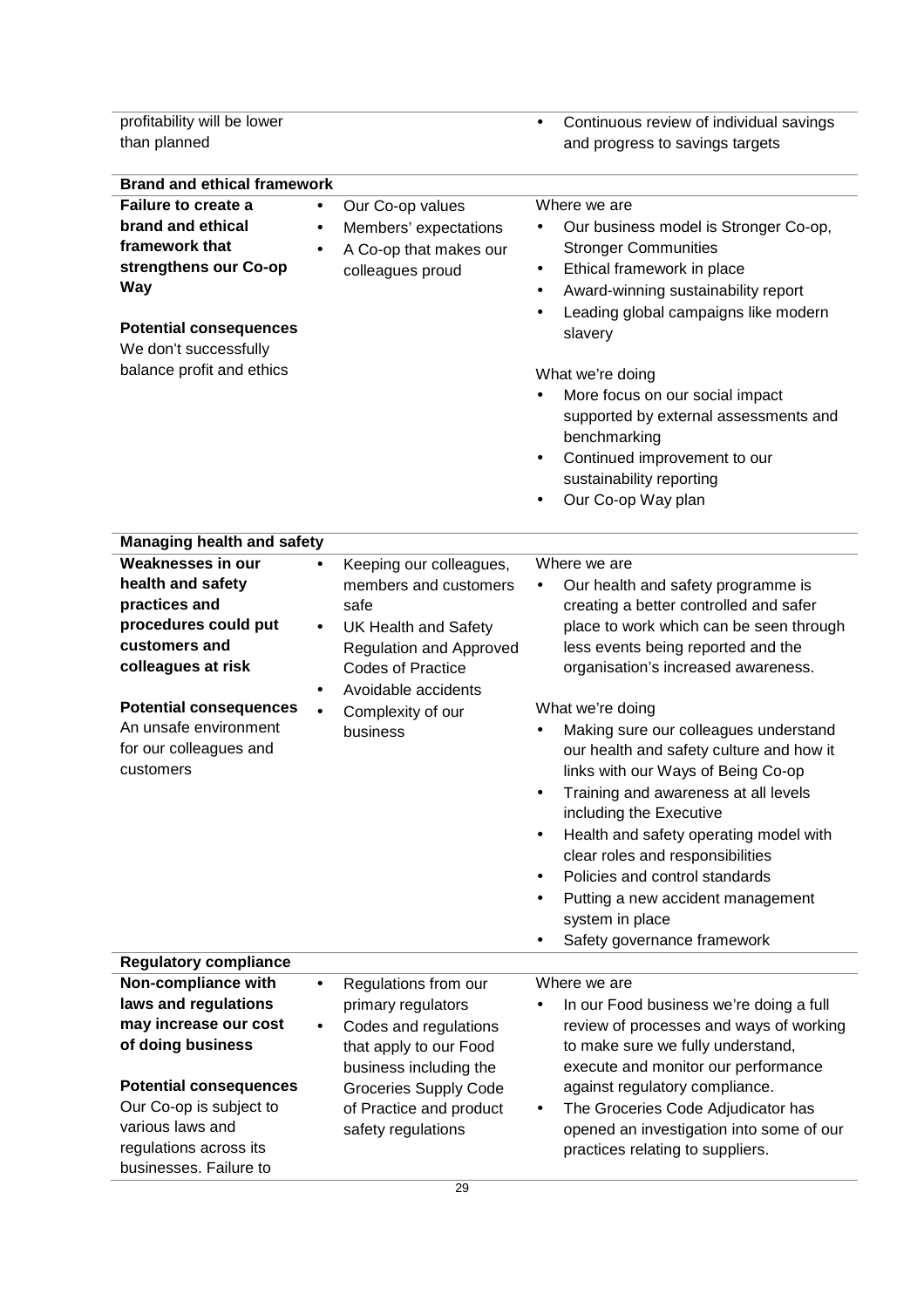| | | |
|---|---|---|
| profitability will be lower than planned | | • Continuous review of individual savings and progress to savings targets |
| **Brand and ethical framework** | | |
| **Failure to create a brand and ethical framework that strengthens our Co-op Way**<br><br>**Potential consequences**<br>We don't successfully balance profit and ethics | • Our Co-op values<br>• Members' expectations<br>• A Co-op that makes our colleagues proud | Where we are<br>• Our business model is Stronger Co-op, Stronger Communities<br>• Ethical framework in place<br>• Award-winning sustainability report<br>• Leading global campaigns like modern slavery<br><br>What we're doing<br>• More focus on our social impact supported by external assessments and benchmarking<br>• Continued improvement to our sustainability reporting<br>• Our Co-op Way plan |
| **Managing health and safety** | | |
| **Weaknesses in our health and safety practices and procedures could put customers and colleagues at risk**<br><br>**Potential consequences**<br>An unsafe environment for our colleagues and customers | • Keeping our colleagues, members and customers safe<br>• UK Health and Safety Regulation and Approved Codes of Practice<br>• Avoidable accidents<br>• Complexity of our business | Where we are<br>• Our health and safety programme is creating a better controlled and safer place to work which can be seen through less events being reported and the organisation's increased awareness.<br><br>What we're doing<br>• Making sure our colleagues understand our health and safety culture and how it links with our Ways of Being Co-op<br>• Training and awareness at all levels including the Executive<br>• Health and safety operating model with clear roles and responsibilities<br>• Policies and control standards<br>• Putting a new accident management system in place<br>• Safety governance framework |
| **Regulatory compliance** | | |
| **Non-compliance with laws and regulations may increase our cost of doing business**<br><br>**Potential consequences**<br>Our Co-op is subject to various laws and regulations across its businesses. Failure to | • Regulations from our primary regulators<br>• Codes and regulations that apply to our Food business including the Groceries Supply Code of Practice and product safety regulations | Where we are<br>• In our Food business we're doing a full review of processes and ways of working to make sure we fully understand, execute and monitor our performance against regulatory compliance.<br>• The Groceries Code Adjudicator has opened an investigation into some of our practices relating to suppliers. |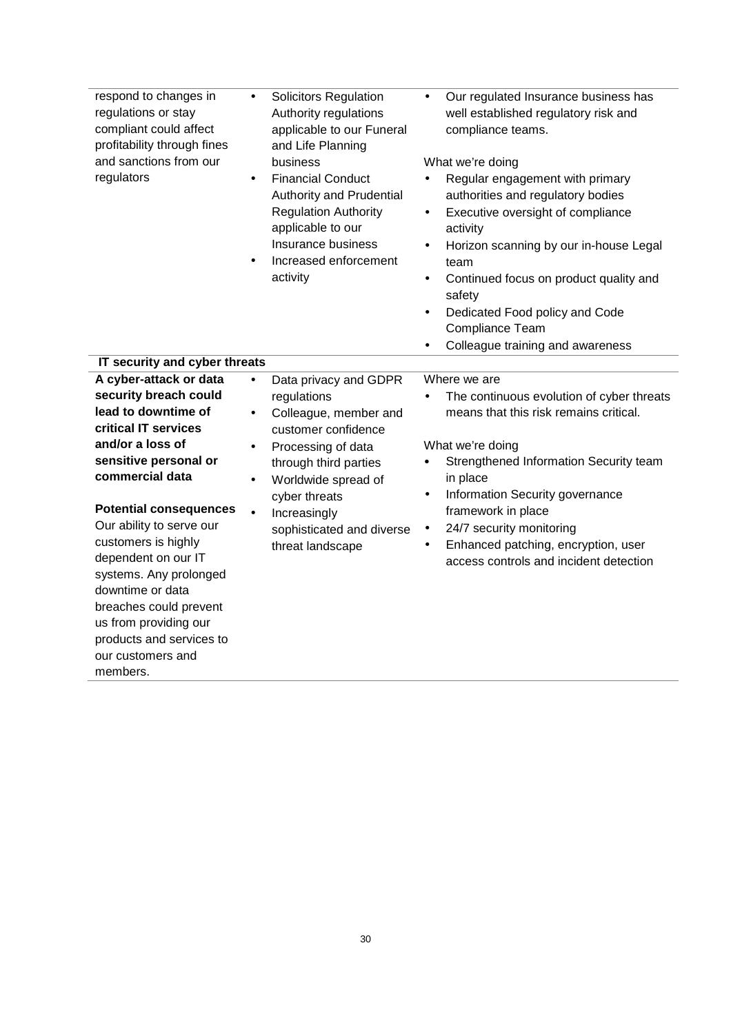| | | |
|---|---|---|
| respond to changes in regulations or stay compliant could affect profitability through fines and sanctions from our regulators | • Solicitors Regulation Authority regulations applicable to our Funeral and Life Planning business<br>• Financial Conduct Authority and Prudential Regulation Authority applicable to our Insurance business<br>• Increased enforcement activity | • Our regulated Insurance business has well established regulatory risk and compliance teams.<br><br>What we're doing<br>• Regular engagement with primary authorities and regulatory bodies<br>• Executive oversight of compliance activity<br>• Horizon scanning by our in-house Legal team<br>• Continued focus on product quality and safety<br>• Dedicated Food policy and Code Compliance Team<br>• Colleague training and awareness |
| **IT security and cyber threats** | | |
| **A cyber-attack or data security breach could lead to downtime of critical IT services and/or a loss of sensitive personal or commercial data**<br><br>**Potential consequences**<br>Our ability to serve our customers is highly dependent on our IT systems. Any prolonged downtime or data breaches could prevent us from providing our products and services to our customers and members. | • Data privacy and GDPR regulations<br>• Colleague, member and customer confidence<br>• Processing of data through third parties<br>• Worldwide spread of cyber threats<br>• Increasingly sophisticated and diverse threat landscape | Where we are<br>• The continuous evolution of cyber threats means that this risk remains critical.<br><br>What we're doing<br>• Strengthened Information Security team in place<br>• Information Security governance framework in place<br>• 24/7 security monitoring<br>• Enhanced patching, encryption, user access controls and incident detection |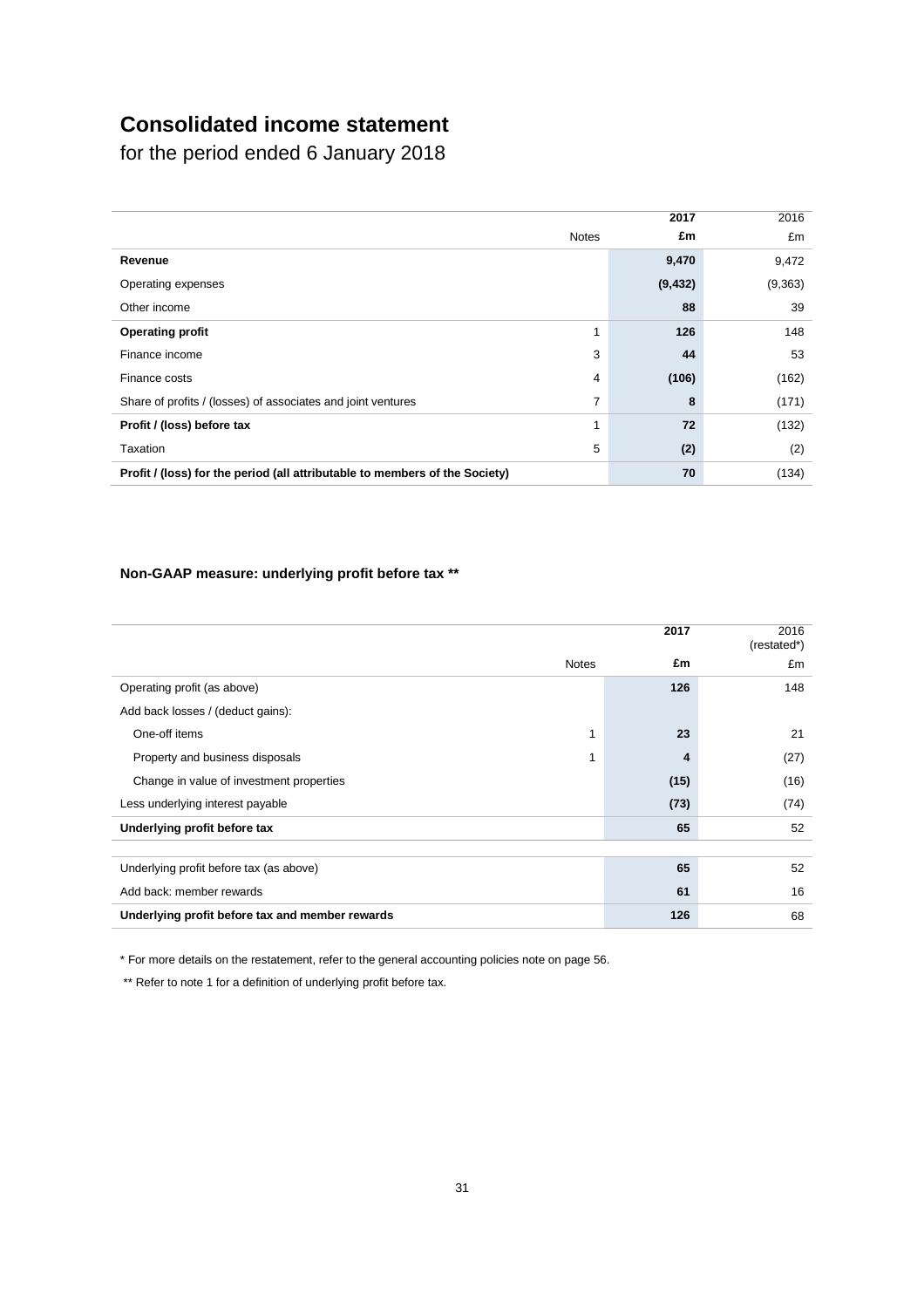# Consolidated income statement

for the period ended 6 January 2018

| | Notes | 2017 £m | 2016 £m |
|---|---|---|---|
| **Revenue** | | **9,470** | 9,472 |
| Operating expenses | | **(9,432)** | (9,363) |
| Other income | | **88** | 39 |
| **Operating profit** | 1 | **126** | 148 |
| Finance income | 3 | **44** | 53 |
| Finance costs | 4 | **(106)** | (162) |
| Share of profits / (losses) of associates and joint ventures | 7 | **8** | (171) |
| **Profit / (loss) before tax** | 1 | **72** | (132) |
| Taxation | 5 | **(2)** | (2) |
| **Profit / (loss) for the period (all attributable to members of the Society)** | | **70** | (134) |

**Non-GAAP measure: underlying profit before tax \*\***

| | Notes | 2017 £m | 2016 (restated*) £m |
|---|---|---|---|
| Operating profit (as above) | | **126** | 148 |
| Add back losses / (deduct gains): | | | |
| One-off items | 1 | **23** | 21 |
| Property and business disposals | 1 | **4** | (27) |
| Change in value of investment properties | | **(15)** | (16) |
| Less underlying interest payable | | **(73)** | (74) |
| **Underlying profit before tax** | | **65** | 52 |
| | | | |
| Underlying profit before tax (as above) | | **65** | 52 |
| Add back: member rewards | | **61** | 16 |
| **Underlying profit before tax and member rewards** | | **126** | 68 |

\* For more details on the restatement, refer to the general accounting policies note on page 56.

\*\* Refer to note 1 for a definition of underlying profit before tax.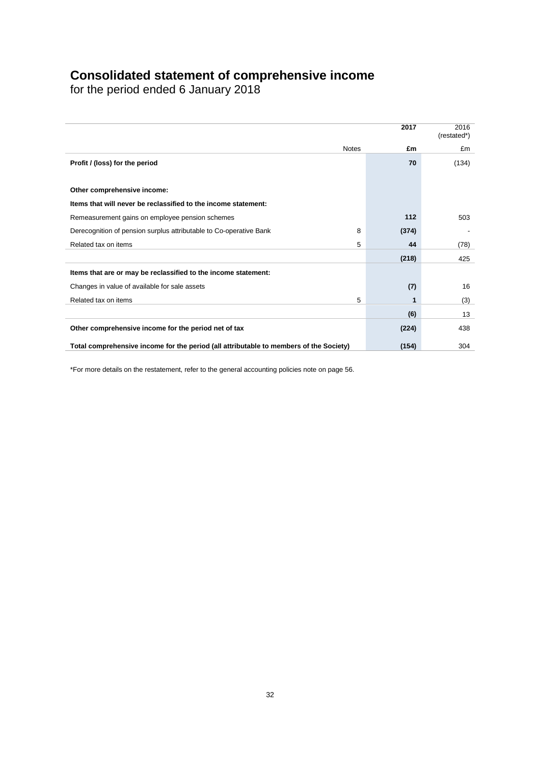# Consolidated statement of comprehensive income

for the period ended 6 January 2018

| | Notes | 2017<br>£m | 2016 (restated*)<br>£m |
|---|---|---|---|
| **Profit / (loss) for the period** | | **70** | (134) |
| | | | |
| **Other comprehensive income:** | | | |
| **Items that will never be reclassified to the income statement:** | | | |
| Remeasurement gains on employee pension schemes | | **112** | 503 |
| Derecognition of pension surplus attributable to Co-operative Bank | 8 | **(374)** | - |
| Related tax on items | 5 | **44** | (78) |
| | | **(218)** | 425 |
| **Items that are or may be reclassified to the income statement:** | | | |
| Changes in value of available for sale assets | | **(7)** | 16 |
| Related tax on items | 5 | **1** | (3) |
| | | **(6)** | 13 |
| **Other comprehensive income for the period net of tax** | | **(224)** | 438 |
| **Total comprehensive income for the period (all attributable to members of the Society)** | | **(154)** | 304 |

*For more details on the restatement, refer to the general accounting policies note on page 56.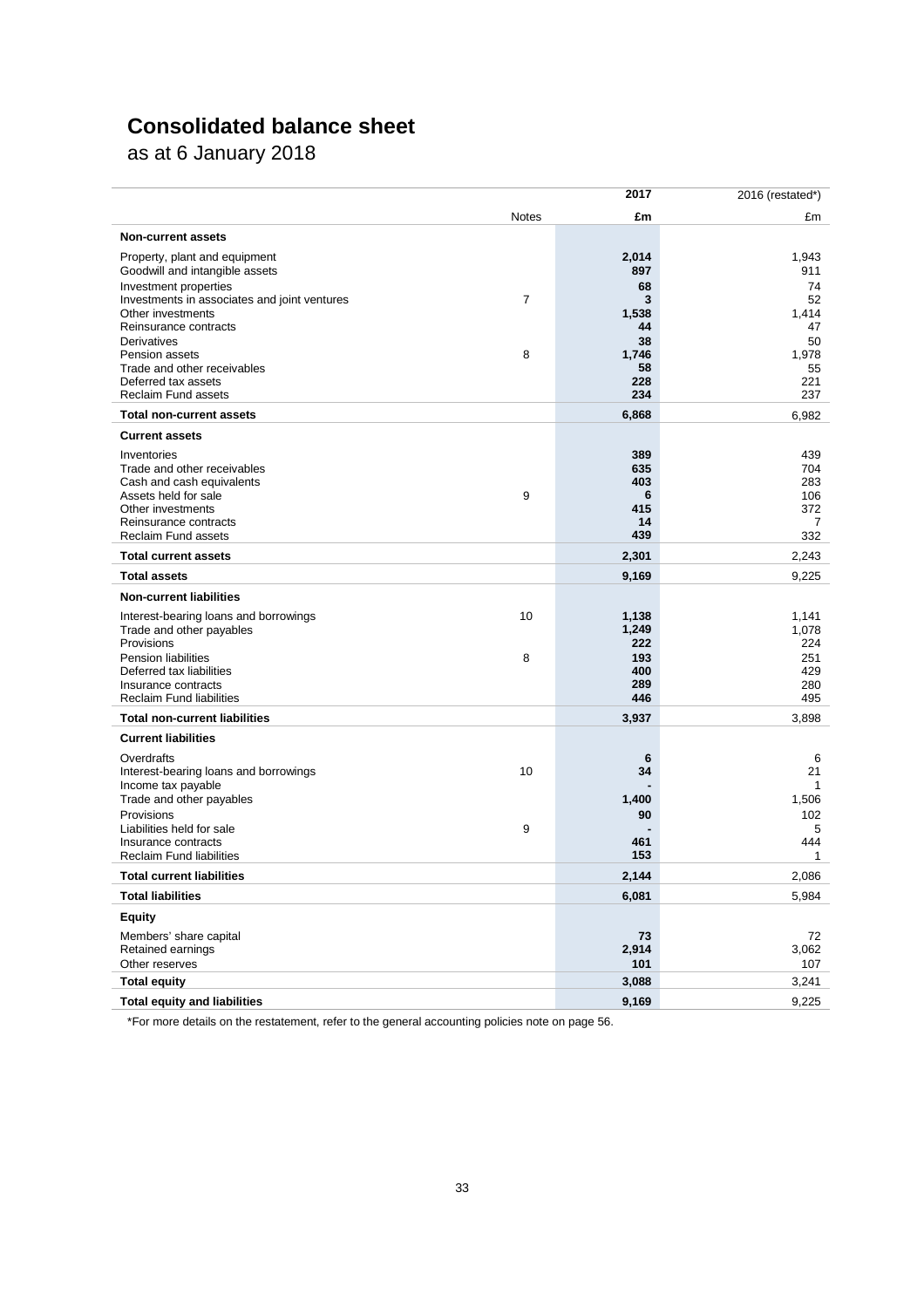# Consolidated balance sheet

as at 6 January 2018

| | Notes | 2017 £m | 2016 (restated*) £m |
|---|---|---|---|
| **Non-current assets** | | | |
| Property, plant and equipment | | **2,014** | 1,943 |
| Goodwill and intangible assets | | **897** | 911 |
| Investment properties | | **68** | 74 |
| Investments in associates and joint ventures | 7 | **3** | 52 |
| Other investments | | **1,538** | 1,414 |
| Reinsurance contracts | | **44** | 47 |
| Derivatives | | **38** | 50 |
| Pension assets | 8 | **1,746** | 1,978 |
| Trade and other receivables | | **58** | 55 |
| Deferred tax assets | | **228** | 221 |
| Reclaim Fund assets | | **234** | 237 |
| **Total non-current assets** | | **6,868** | 6,982 |
| **Current assets** | | | |
| Inventories | | **389** | 439 |
| Trade and other receivables | | **635** | 704 |
| Cash and cash equivalents | | **403** | 283 |
| Assets held for sale | 9 | **6** | 106 |
| Other investments | | **415** | 372 |
| Reinsurance contracts | | **14** | 7 |
| Reclaim Fund assets | | **439** | 332 |
| **Total current assets** | | **2,301** | 2,243 |
| **Total assets** | | **9,169** | 9,225 |
| **Non-current liabilities** | | | |
| Interest-bearing loans and borrowings | 10 | **1,138** | 1,141 |
| Trade and other payables | | **1,249** | 1,078 |
| Provisions | | **222** | 224 |
| Pension liabilities | 8 | **193** | 251 |
| Deferred tax liabilities | | **400** | 429 |
| Insurance contracts | | **289** | 280 |
| Reclaim Fund liabilities | | **446** | 495 |
| **Total non-current liabilities** | | **3,937** | 3,898 |
| **Current liabilities** | | | |
| Overdrafts | | **6** | 6 |
| Interest-bearing loans and borrowings | 10 | **34** | 21 |
| Income tax payable | | **-** | 1 |
| Trade and other payables | | **1,400** | 1,506 |
| Provisions | | **90** | 102 |
| Liabilities held for sale | 9 | **-** | 5 |
| Insurance contracts | | **461** | 444 |
| Reclaim Fund liabilities | | **153** | 1 |
| **Total current liabilities** | | **2,144** | 2,086 |
| **Total liabilities** | | **6,081** | 5,984 |
| **Equity** | | | |
| Members' share capital | | **73** | 72 |
| Retained earnings | | **2,914** | 3,062 |
| Other reserves | | **101** | 107 |
| **Total equity** | | **3,088** | 3,241 |
| **Total equity and liabilities** | | **9,169** | 9,225 |

*For more details on the restatement, refer to the general accounting policies note on page 56.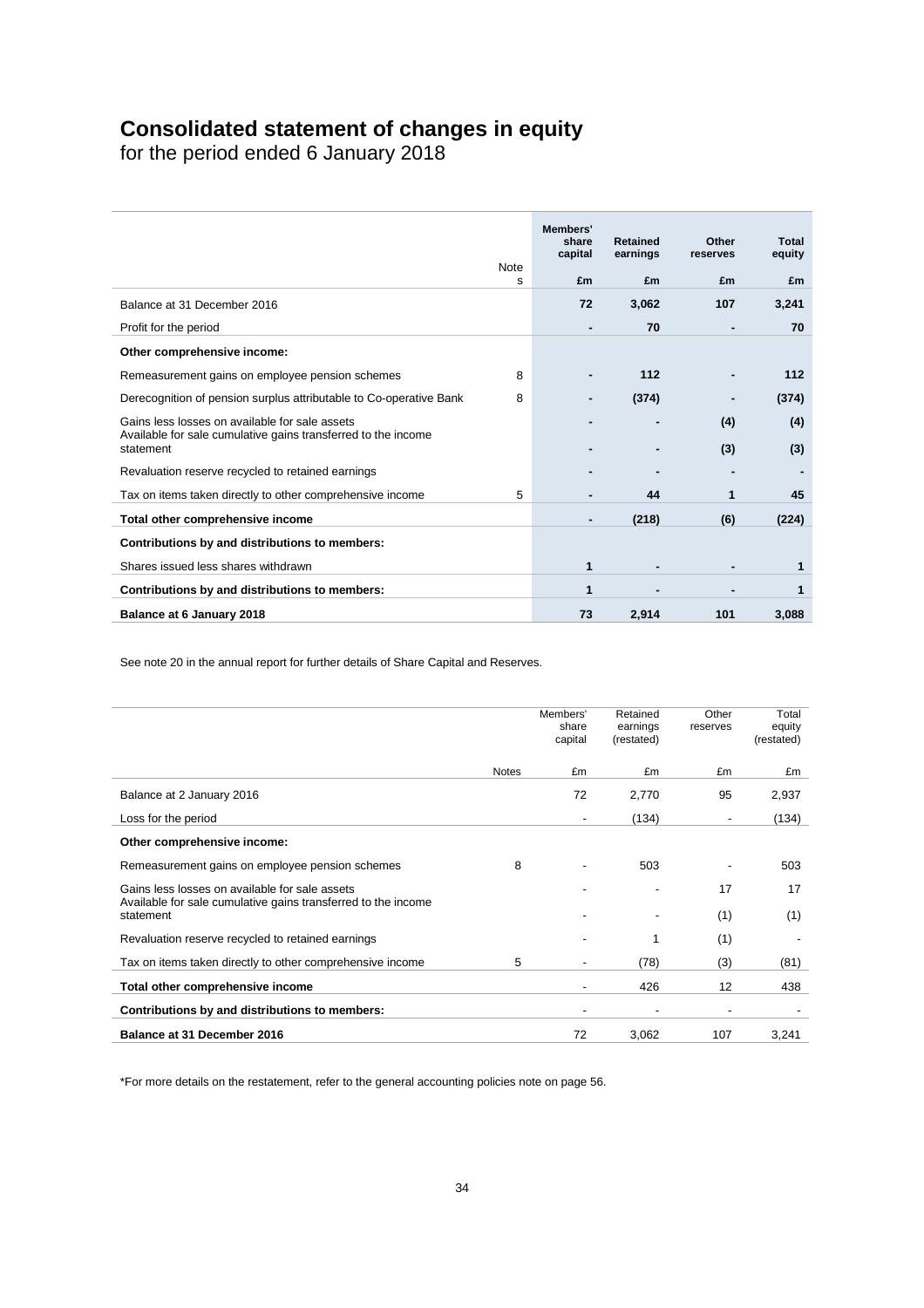# Consolidated statement of changes in equity

for the period ended 6 January 2018

| | Notes | Members' share capital | Retained earnings | Other reserves | Total equity |
|---|---|---|---|---|---|
| | | **£m** | **£m** | **£m** | **£m** |
| Balance at 31 December 2016 | | **72** | **3,062** | **107** | **3,241** |
| Profit for the period | | **-** | **70** | **-** | **70** |
| **Other comprehensive income:** | | | | | |
| Remeasurement gains on employee pension schemes | 8 | **-** | **112** | **-** | **112** |
| Derecognition of pension surplus attributable to Co-operative Bank | 8 | **-** | **(374)** | **-** | **(374)** |
| Gains less losses on available for sale assets | | **-** | **-** | **(4)** | **(4)** |
| Available for sale cumulative gains transferred to the income statement | | **-** | **-** | **(3)** | **(3)** |
| Revaluation reserve recycled to retained earnings | | **-** | **-** | **-** | **-** |
| Tax on items taken directly to other comprehensive income | 5 | **-** | **44** | **1** | **45** |
| **Total other comprehensive income** | | **-** | **(218)** | **(6)** | **(224)** |
| **Contributions by and distributions to members:** | | | | | |
| Shares issued less shares withdrawn | | **1** | **-** | **-** | **1** |
| **Contributions by and distributions to members:** | | **1** | **-** | **-** | **1** |
| **Balance at 6 January 2018** | | **73** | **2,914** | **101** | **3,088** |

See note 20 in the annual report for further details of Share Capital and Reserves.

| | Notes | Members' share capital | Retained earnings (restated) | Other reserves | Total equity (restated) |
|---|---|---|---|---|---|
| | | £m | £m | £m | £m |
| Balance at 2 January 2016 | | 72 | 2,770 | 95 | 2,937 |
| Loss for the period | | - | (134) | - | (134) |
| **Other comprehensive income:** | | | | | |
| Remeasurement gains on employee pension schemes | 8 | - | 503 | - | 503 |
| Gains less losses on available for sale assets | | - | - | 17 | 17 |
| Available for sale cumulative gains transferred to the income statement | | - | - | (1) | (1) |
| Revaluation reserve recycled to retained earnings | | - | 1 | (1) | - |
| Tax on items taken directly to other comprehensive income | 5 | - | (78) | (3) | (81) |
| **Total other comprehensive income** | | - | 426 | 12 | 438 |
| **Contributions by and distributions to members:** | | - | - | - | - |
| **Balance at 31 December 2016** | | 72 | 3,062 | 107 | 3,241 |

*For more details on the restatement, refer to the general accounting policies note on page 56.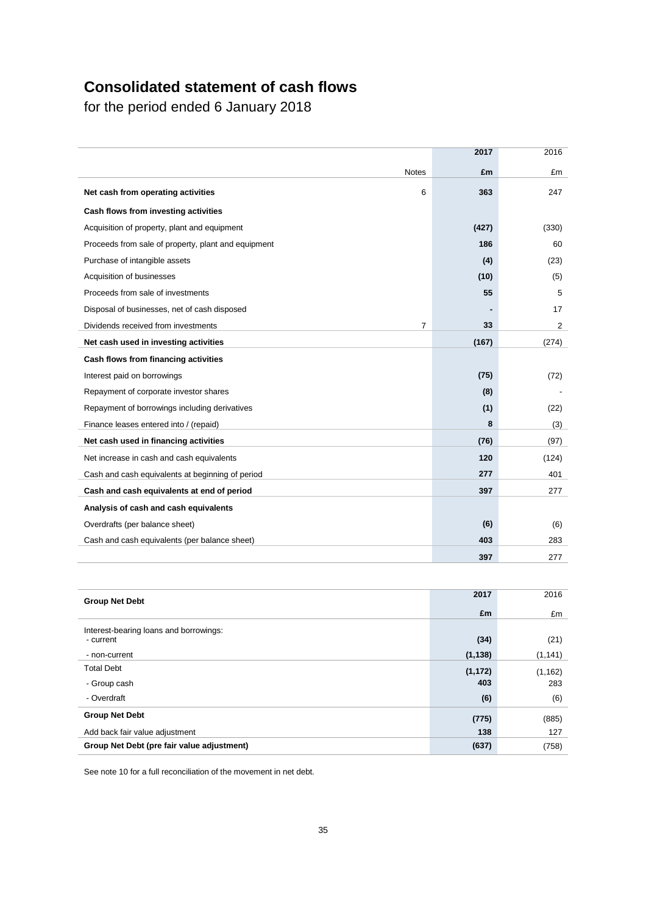# Consolidated statement of cash flows

for the period ended 6 January 2018

| | Notes | 2017 £m | 2016 £m |
|---|---|---|---|
| **Net cash from operating activities** | 6 | **363** | 247 |
| **Cash flows from investing activities** | | | |
| Acquisition of property, plant and equipment | | **(427)** | (330) |
| Proceeds from sale of property, plant and equipment | | **186** | 60 |
| Purchase of intangible assets | | **(4)** | (23) |
| Acquisition of businesses | | **(10)** | (5) |
| Proceeds from sale of investments | | **55** | 5 |
| Disposal of businesses, net of cash disposed | | **-** | 17 |
| Dividends received from investments | 7 | **33** | 2 |
| **Net cash used in investing activities** | | **(167)** | (274) |
| **Cash flows from financing activities** | | | |
| Interest paid on borrowings | | **(75)** | (72) |
| Repayment of corporate investor shares | | **(8)** | - |
| Repayment of borrowings including derivatives | | **(1)** | (22) |
| Finance leases entered into / (repaid) | | **8** | (3) |
| **Net cash used in financing activities** | | **(76)** | (97) |
| Net increase in cash and cash equivalents | | **120** | (124) |
| Cash and cash equivalents at beginning of period | | **277** | 401 |
| **Cash and cash equivalents at end of period** | | **397** | 277 |
| **Analysis of cash and cash equivalents** | | | |
| Overdrafts (per balance sheet) | | **(6)** | (6) |
| Cash and cash equivalents (per balance sheet) | | **403** | 283 |
| | | **397** | 277 |

| **Group Net Debt** | 2017 £m | 2016 £m |
|---|---|---|
| Interest-bearing loans and borrowings: | | |
| - current | **(34)** | (21) |
| - non-current | **(1,138)** | (1,141) |
| Total Debt | **(1,172)** | (1,162) |
| - Group cash | **403** | 283 |
| - Overdraft | **(6)** | (6) |
| **Group Net Debt** | **(775)** | (885) |
| Add back fair value adjustment | **138** | 127 |
| **Group Net Debt (pre fair value adjustment)** | **(637)** | (758) |

See note 10 for a full reconciliation of the movement in net debt.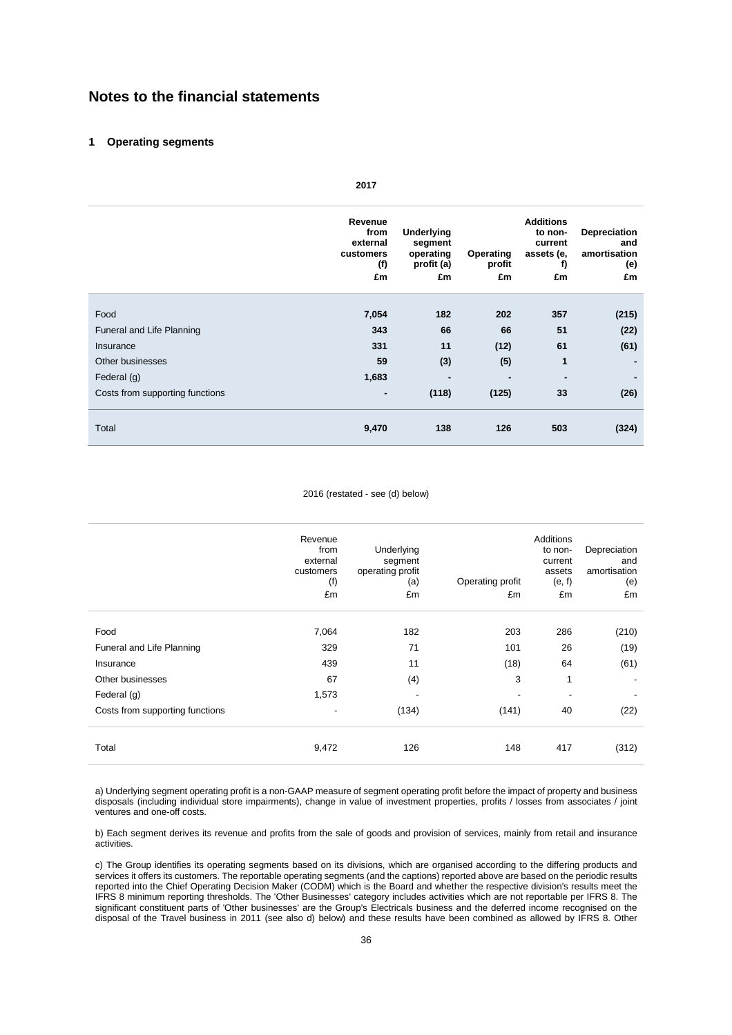# Notes to the financial statements

## 1 Operating segments

**2017**

| | Revenue from external customers (f) £m | Underlying segment operating profit (a) £m | Operating profit £m | Additions to non-current assets (e, f) £m | Depreciation and amortisation (e) £m |
|---|---|---|---|---|---|
| Food | **7,054** | **182** | **202** | **357** | **(215)** |
| Funeral and Life Planning | **343** | **66** | **66** | **51** | **(22)** |
| Insurance | **331** | **11** | **(12)** | **61** | **(61)** |
| Other businesses | **59** | **(3)** | **(5)** | **1** | **-** |
| Federal (g) | **1,683** | **-** | **-** | **-** | **-** |
| Costs from supporting functions | **-** | **(118)** | **(125)** | **33** | **(26)** |
| Total | **9,470** | **138** | **126** | **503** | **(324)** |

2016 (restated - see (d) below)

| | Revenue from external customers (f) £m | Underlying segment operating profit (a) £m | Operating profit £m | Additions to non-current assets (e, f) £m | Depreciation and amortisation (e) £m |
|---|---|---|---|---|---|
| Food | 7,064 | 182 | 203 | 286 | (210) |
| Funeral and Life Planning | 329 | 71 | 101 | 26 | (19) |
| Insurance | 439 | 11 | (18) | 64 | (61) |
| Other businesses | 67 | (4) | 3 | 1 | - |
| Federal (g) | 1,573 | - | - | - | - |
| Costs from supporting functions | - | (134) | (141) | 40 | (22) |
| Total | 9,472 | 126 | 148 | 417 | (312) |

a) Underlying segment operating profit is a non-GAAP measure of segment operating profit before the impact of property and business disposals (including individual store impairments), change in value of investment properties, profits / losses from associates / joint ventures and one-off costs.

b) Each segment derives its revenue and profits from the sale of goods and provision of services, mainly from retail and insurance activities.

c) The Group identifies its operating segments based on its divisions, which are organised according to the differing products and services it offers its customers. The reportable operating segments (and the captions) reported above are based on the periodic results reported into the Chief Operating Decision Maker (CODM) which is the Board and whether the respective division's results meet the IFRS 8 minimum reporting thresholds. The 'Other Businesses' category includes activities which are not reportable per IFRS 8. The significant constituent parts of 'Other businesses' are the Group's Electricals business and the deferred income recognised on the disposal of the Travel business in 2011 (see also d) below) and these results have been combined as allowed by IFRS 8. Other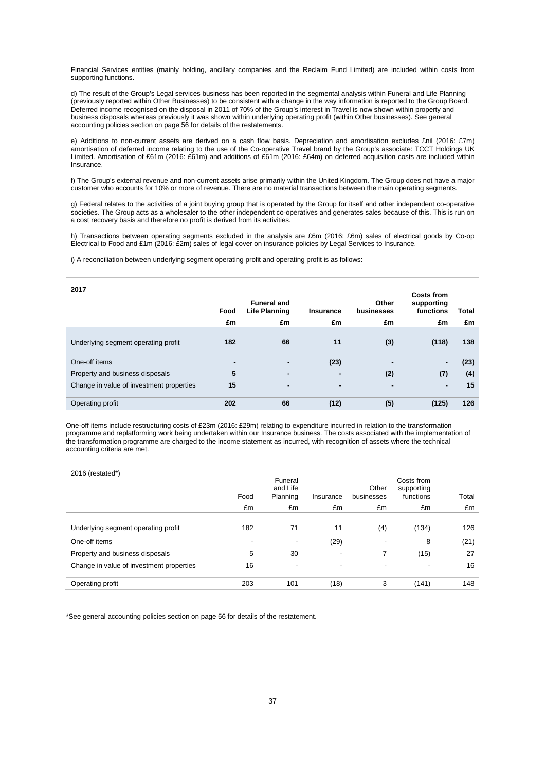Financial Services entities (mainly holding, ancillary companies and the Reclaim Fund Limited) are included within costs from supporting functions.

d) The result of the Group's Legal services business has been reported in the segmental analysis within Funeral and Life Planning (previously reported within Other Businesses) to be consistent with a change in the way information is reported to the Group Board. Deferred income recognised on the disposal in 2011 of 70% of the Group's interest in Travel is now shown within property and business disposals whereas previously it was shown within underlying operating profit (within Other businesses). See general accounting policies section on page 56 for details of the restatements.

e) Additions to non-current assets are derived on a cash flow basis. Depreciation and amortisation excludes £nil (2016: £7m) amortisation of deferred income relating to the use of the Co-operative Travel brand by the Group's associate: TCCT Holdings UK Limited. Amortisation of £61m (2016: £61m) and additions of £61m (2016: £64m) on deferred acquisition costs are included within Insurance.

f) The Group's external revenue and non-current assets arise primarily within the United Kingdom. The Group does not have a major customer who accounts for 10% or more of revenue. There are no material transactions between the main operating segments.

g) Federal relates to the activities of a joint buying group that is operated by the Group for itself and other independent co-operative societies. The Group acts as a wholesaler to the other independent co-operatives and generates sales because of this. This is run on a cost recovery basis and therefore no profit is derived from its activities.

h) Transactions between operating segments excluded in the analysis are £6m (2016: £6m) sales of electrical goods by Co-op Electrical to Food and £1m (2016: £2m) sales of legal cover on insurance policies by Legal Services to Insurance.

i) A reconciliation between underlying segment operating profit and operating profit is as follows:

| **2017** | **Food** | **Funeral and Life Planning** | **Insurance** | **Other businesses** | **Costs from supporting functions** | **Total** |
|---|---|---|---|---|---|---|
| | **£m** | **£m** | **£m** | **£m** | **£m** | **£m** |
| Underlying segment operating profit | **182** | **66** | **11** | **(3)** | **(118)** | **138** |
| One-off items | **-** | **-** | **(23)** | **-** | **-** | **(23)** |
| Property and business disposals | **5** | **-** | **-** | **(2)** | **(7)** | **(4)** |
| Change in value of investment properties | **15** | **-** | **-** | **-** | **-** | **15** |
| Operating profit | **202** | **66** | **(12)** | **(5)** | **(125)** | **126** |

One-off items include restructuring costs of £23m (2016: £29m) relating to expenditure incurred in relation to the transformation programme and replatforming work being undertaken within our Insurance business. The costs associated with the implementation of the transformation programme are charged to the income statement as incurred, with recognition of assets where the technical accounting criteria are met.

| 2016 (restated*) | Food | Funeral and Life Planning | Insurance | Other businesses | Costs from supporting functions | Total |
|---|---|---|---|---|---|---|
| | £m | £m | £m | £m | £m | £m |
| Underlying segment operating profit | 182 | 71 | 11 | (4) | (134) | 126 |
| One-off items | - | - | (29) | - | 8 | (21) |
| Property and business disposals | 5 | 30 | - | 7 | (15) | 27 |
| Change in value of investment properties | 16 | - | - | - | - | 16 |
| Operating profit | 203 | 101 | (18) | 3 | (141) | 148 |

*See general accounting policies section on page 56 for details of the restatement.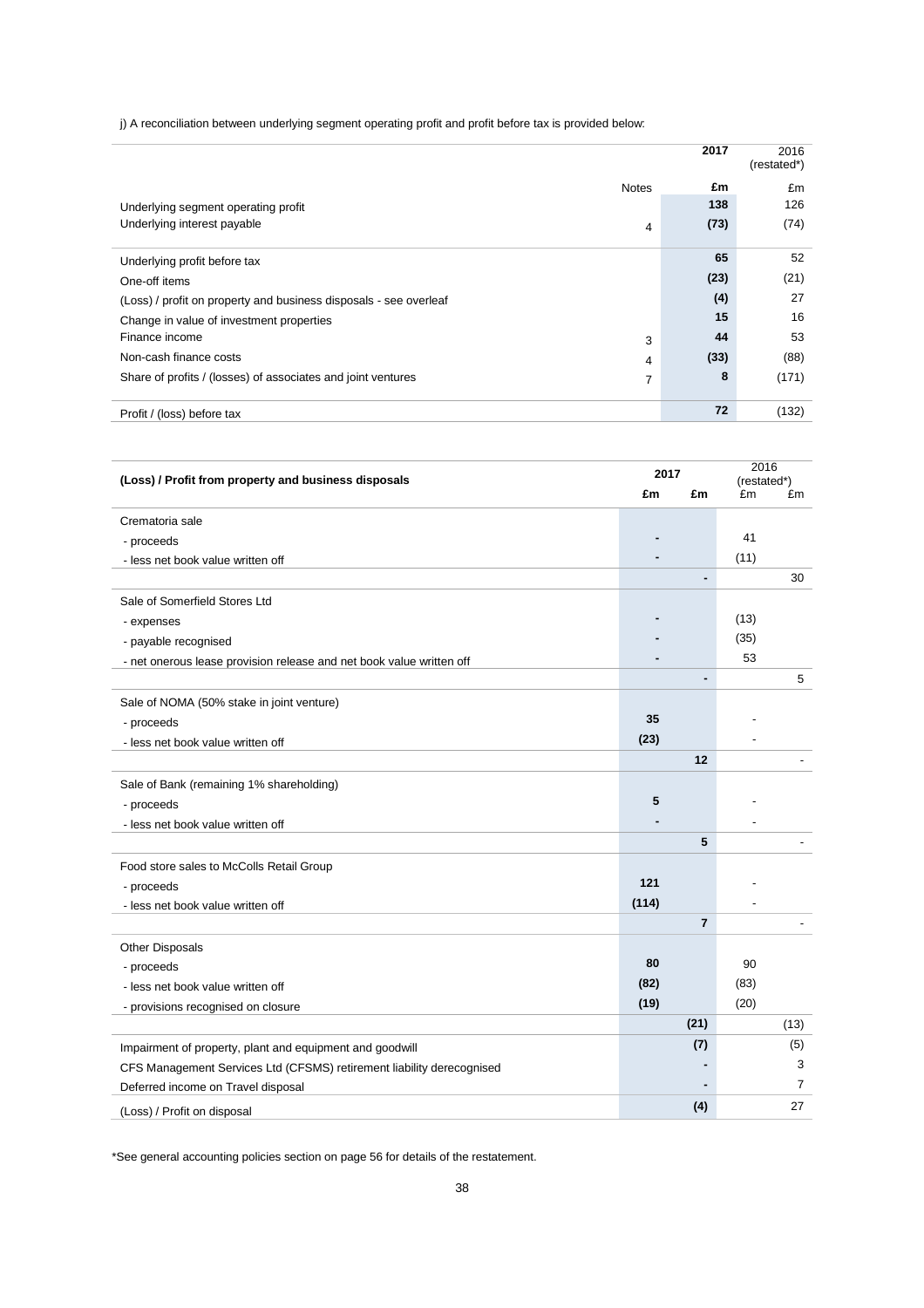j) A reconciliation between underlying segment operating profit and profit before tax is provided below:

| | Notes | 2017 | 2016 (restated*) |
|---|---|---|---|
| | | £m | £m |
| Underlying segment operating profit | | 138 | 126 |
| Underlying interest payable | 4 | (73) | (74) |
| Underlying profit before tax | | 65 | 52 |
| One-off items | | (23) | (21) |
| (Loss) / profit on property and business disposals - see overleaf | | (4) | 27 |
| Change in value of investment properties | | 15 | 16 |
| Finance income | 3 | 44 | 53 |
| Non-cash finance costs | 4 | (33) | (88) |
| Share of profits / (losses) of associates and joint ventures | 7 | 8 | (171) |
| Profit / (loss) before tax | | 72 | (132) |

| (Loss) / Profit from property and business disposals | 2017 | | 2016 (restated*) | |
|---|---|---|---|---|
| | £m | £m | £m | £m |
| Crematoria sale | | | | |
| - proceeds | - | | 41 | |
| - less net book value written off | - | | (11) | |
| | | - | | 30 |
| Sale of Somerfield Stores Ltd | | | | |
| - expenses | - | | (13) | |
| - payable recognised | - | | (35) | |
| - net onerous lease provision release and net book value written off | - | | 53 | |
| | | - | | 5 |
| Sale of NOMA (50% stake in joint venture) | | | | |
| - proceeds | 35 | | - | |
| - less net book value written off | (23) | | - | |
| | | 12 | | - |
| Sale of Bank (remaining 1% shareholding) | | | | |
| - proceeds | 5 | | - | |
| - less net book value written off | - | | - | |
| | | 5 | | - |
| Food store sales to McColls Retail Group | | | | |
| - proceeds | 121 | | - | |
| - less net book value written off | (114) | | - | |
| | | 7 | | - |
| Other Disposals | | | | |
| - proceeds | 80 | | 90 | |
| - less net book value written off | (82) | | (83) | |
| - provisions recognised on closure | (19) | | (20) | |
| | | (21) | | (13) |
| Impairment of property, plant and equipment and goodwill | | (7) | | (5) |
| CFS Management Services Ltd (CFSMS) retirement liability derecognised | | - | | 3 |
| Deferred income on Travel disposal | | - | | 7 |
| (Loss) / Profit on disposal | | (4) | | 27 |

*See general accounting policies section on page 56 for details of the restatement.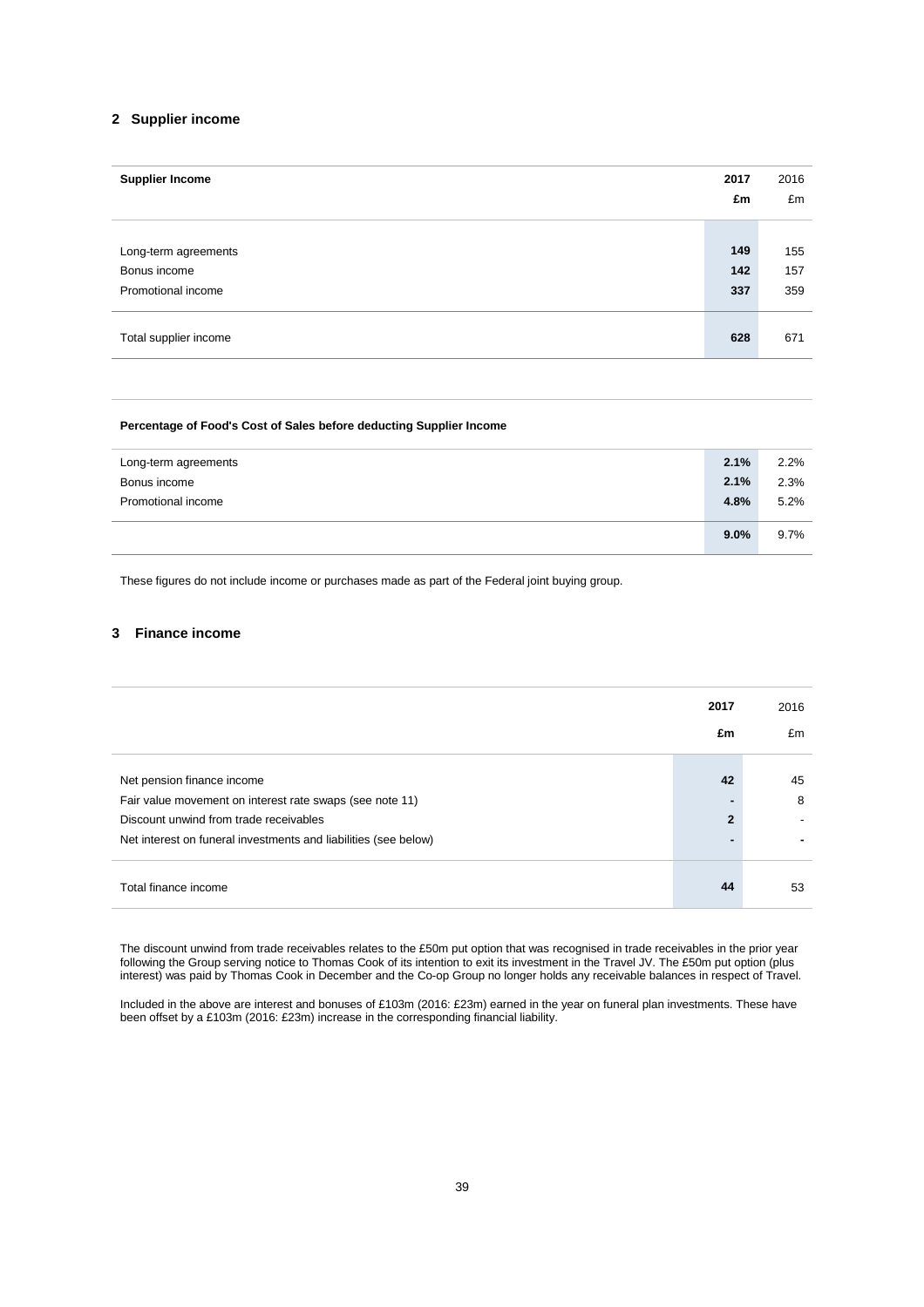## 2 Supplier income

| Supplier Income | 2017 £m | 2016 £m |
|---|---|---|
| Long-term agreements | **149** | 155 |
| Bonus income | **142** | 157 |
| Promotional income | **337** | 359 |
| Total supplier income | **628** | 671 |

| Percentage of Food's Cost of Sales before deducting Supplier Income | | |
|---|---|---|
| Long-term agreements | **2.1%** | 2.2% |
| Bonus income | **2.1%** | 2.3% |
| Promotional income | **4.8%** | 5.2% |
| | **9.0%** | 9.7% |

These figures do not include income or purchases made as part of the Federal joint buying group.

## 3 Finance income

| | 2017 £m | 2016 £m |
|---|---|---|
| Net pension finance income | **42** | 45 |
| Fair value movement on interest rate swaps (see note 11) | **-** | 8 |
| Discount unwind from trade receivables | **2** | - |
| Net interest on funeral investments and liabilities (see below) | **-** | - |
| Total finance income | **44** | 53 |

The discount unwind from trade receivables relates to the £50m put option that was recognised in trade receivables in the prior year following the Group serving notice to Thomas Cook of its intention to exit its investment in the Travel JV. The £50m put option (plus interest) was paid by Thomas Cook in December and the Co-op Group no longer holds any receivable balances in respect of Travel.

Included in the above are interest and bonuses of £103m (2016: £23m) earned in the year on funeral plan investments. These have been offset by a £103m (2016: £23m) increase in the corresponding financial liability.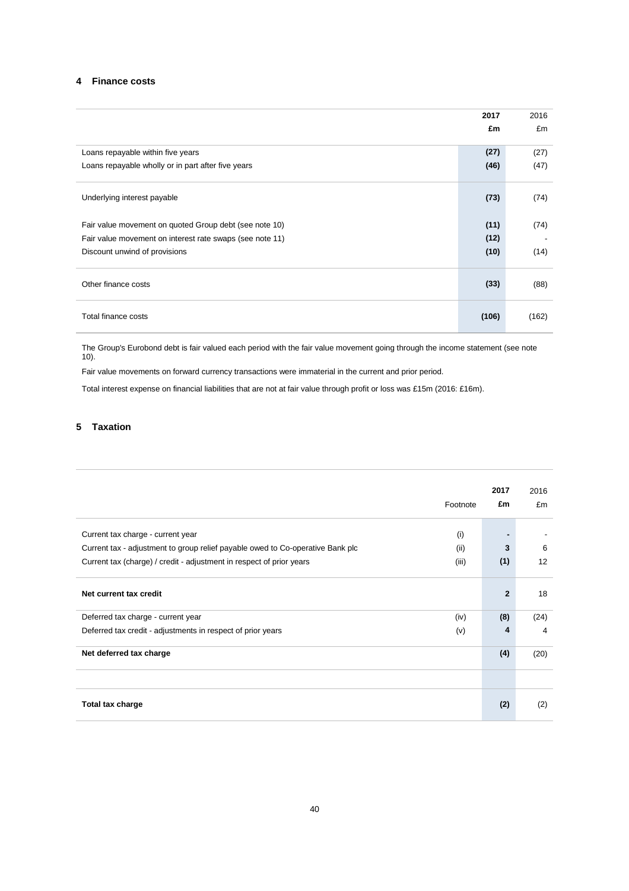## 4 Finance costs

| | **2017 £m** | 2016 £m |
|---|---|---|
| Loans repayable within five years | **(27)** | (27) |
| Loans repayable wholly or in part after five years | **(46)** | (47) |
| Underlying interest payable | **(73)** | (74) |
| Fair value movement on quoted Group debt (see note 10) | **(11)** | (74) |
| Fair value movement on interest rate swaps (see note 11) | **(12)** | - |
| Discount unwind of provisions | **(10)** | (14) |
| Other finance costs | **(33)** | (88) |
| Total finance costs | **(106)** | (162) |

The Group's Eurobond debt is fair valued each period with the fair value movement going through the income statement (see note 10).

Fair value movements on forward currency transactions were immaterial in the current and prior period.

Total interest expense on financial liabilities that are not at fair value through profit or loss was £15m (2016: £16m).

## 5 Taxation

| | Footnote | **2017 £m** | 2016 £m |
|---|---|---|---|
| Current tax charge - current year | (i) | **-** | - |
| Current tax - adjustment to group relief payable owed to Co-operative Bank plc | (ii) | **3** | 6 |
| Current tax (charge) / credit - adjustment in respect of prior years | (iii) | **(1)** | 12 |
| **Net current tax credit** | | **2** | 18 |
| Deferred tax charge - current year | (iv) | **(8)** | (24) |
| Deferred tax credit - adjustments in respect of prior years | (v) | **4** | 4 |
| **Net deferred tax charge** | | **(4)** | (20) |
| **Total tax charge** | | **(2)** | (2) |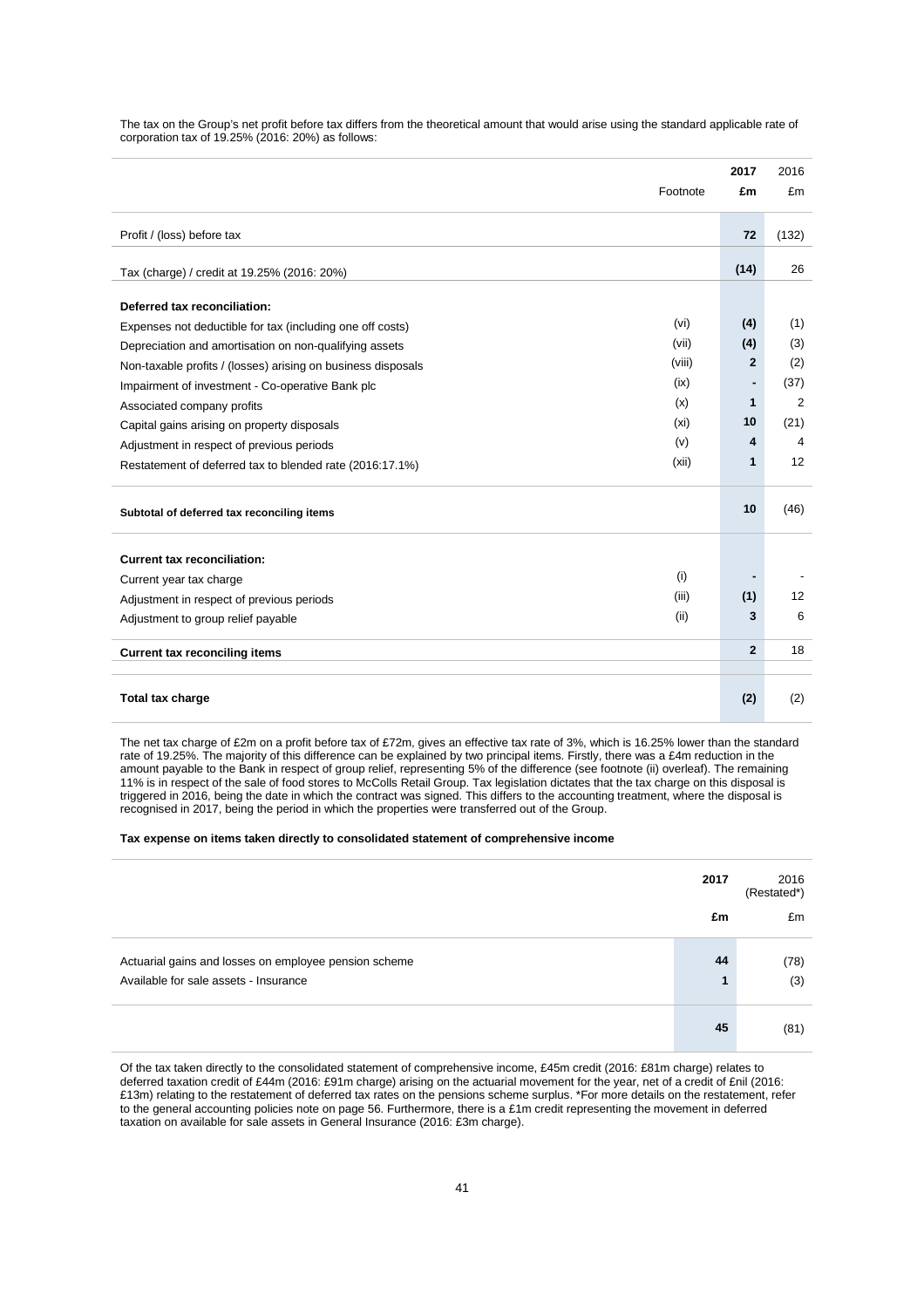The tax on the Group's net profit before tax differs from the theoretical amount that would arise using the standard applicable rate of corporation tax of 19.25% (2016: 20%) as follows:

| | Footnote | 2017 £m | 2016 £m |
|---|---|---|---|
| Profit / (loss) before tax | | **72** | (132) |
| Tax (charge) / credit at 19.25% (2016: 20%) | | **(14)** | 26 |
| **Deferred tax reconciliation:** | | | |
| Expenses not deductible for tax (including one off costs) | (vi) | **(4)** | (1) |
| Depreciation and amortisation on non-qualifying assets | (vii) | **(4)** | (3) |
| Non-taxable profits / (losses) arising on business disposals | (viii) | **2** | (2) |
| Impairment of investment - Co-operative Bank plc | (ix) | **-** | (37) |
| Associated company profits | (x) | **1** | 2 |
| Capital gains arising on property disposals | (xi) | **10** | (21) |
| Adjustment in respect of previous periods | (v) | **4** | 4 |
| Restatement of deferred tax to blended rate (2016:17.1%) | (xii) | **1** | 12 |
| **Subtotal of deferred tax reconciling items** | | **10** | (46) |
| **Current tax reconciliation:** | | | |
| Current year tax charge | (i) | **-** | - |
| Adjustment in respect of previous periods | (iii) | **(1)** | 12 |
| Adjustment to group relief payable | (ii) | **3** | 6 |
| **Current tax reconciling items** | | **2** | 18 |
| **Total tax charge** | | **(2)** | (2) |

The net tax charge of £2m on a profit before tax of £72m, gives an effective tax rate of 3%, which is 16.25% lower than the standard rate of 19.25%. The majority of this difference can be explained by two principal items. Firstly, there was a £4m reduction in the amount payable to the Bank in respect of group relief, representing 5% of the difference (see footnote (ii) overleaf). The remaining 11% is in respect of the sale of food stores to McColls Retail Group. Tax legislation dictates that the tax charge on this disposal is triggered in 2016, being the date in which the contract was signed. This differs to the accounting treatment, where the disposal is recognised in 2017, being the period in which the properties were transferred out of the Group.

**Tax expense on items taken directly to consolidated statement of comprehensive income**

| | 2017 £m | 2016 (Restated*) £m |
|---|---|---|
| Actuarial gains and losses on employee pension scheme | **44** | (78) |
| Available for sale assets - Insurance | **1** | (3) |
| | **45** | (81) |

Of the tax taken directly to the consolidated statement of comprehensive income, £45m credit (2016: £81m charge) relates to deferred taxation credit of £44m (2016: £91m charge) arising on the actuarial movement for the year, net of a credit of £nil (2016: £13m) relating to the restatement of deferred tax rates on the pensions scheme surplus. *For more details on the restatement, refer to the general accounting policies note on page 56. Furthermore, there is a £1m credit representing the movement in deferred taxation on available for sale assets in General Insurance (2016: £3m charge).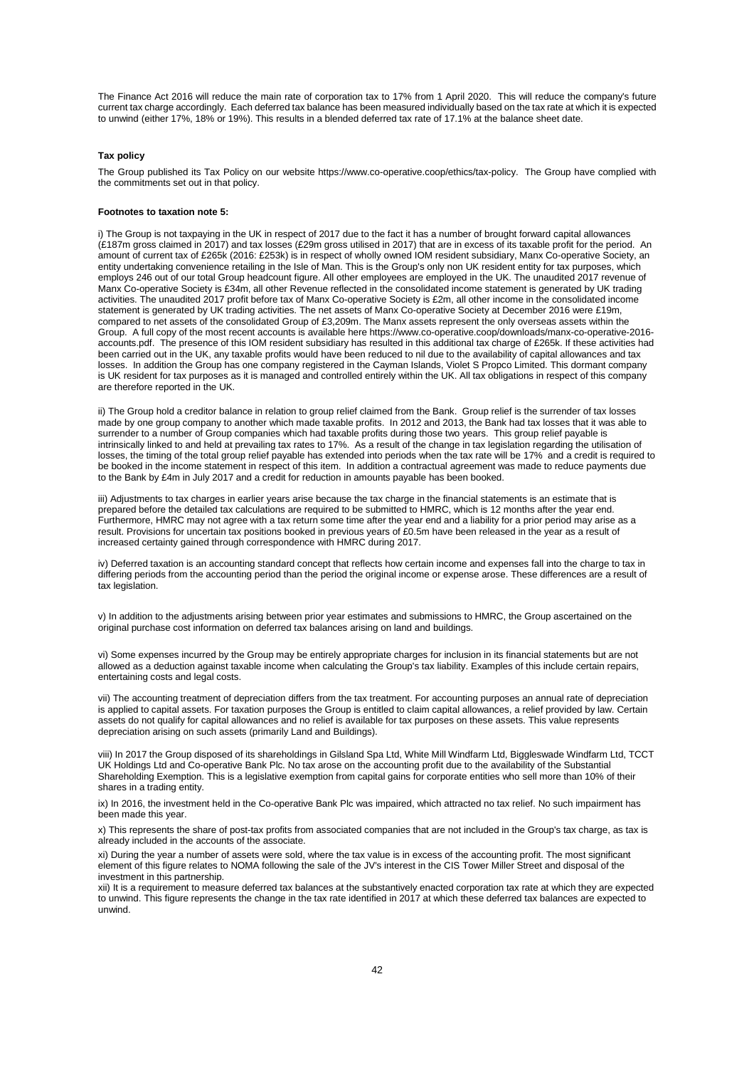The Finance Act 2016 will reduce the main rate of corporation tax to 17% from 1 April 2020. This will reduce the company's future current tax charge accordingly. Each deferred tax balance has been measured individually based on the tax rate at which it is expected to unwind (either 17%, 18% or 19%). This results in a blended deferred tax rate of 17.1% at the balance sheet date.

**Tax policy**

The Group published its Tax Policy on our website https://www.co-operative.coop/ethics/tax-policy. The Group have complied with the commitments set out in that policy.

**Footnotes to taxation note 5:**

i) The Group is not taxpaying in the UK in respect of 2017 due to the fact it has a number of brought forward capital allowances (£187m gross claimed in 2017) and tax losses (£29m gross utilised in 2017) that are in excess of its taxable profit for the period. An amount of current tax of £265k (2016: £253k) is in respect of wholly owned IOM resident subsidiary, Manx Co-operative Society, an entity undertaking convenience retailing in the Isle of Man. This is the Group's only non UK resident entity for tax purposes, which employs 246 out of our total Group headcount figure. All other employees are employed in the UK. The unaudited 2017 revenue of Manx Co-operative Society is £34m, all other Revenue reflected in the consolidated income statement is generated by UK trading activities. The unaudited 2017 profit before tax of Manx Co-operative Society is £2m, all other income in the consolidated income statement is generated by UK trading activities. The net assets of Manx Co-operative Society at December 2016 were £19m, compared to net assets of the consolidated Group of £3,209m. The Manx assets represent the only overseas assets within the Group. A full copy of the most recent accounts is available here https://www.co-operative.coop/downloads/manx-co-operative-2016-accounts.pdf. The presence of this IOM resident subsidiary has resulted in this additional tax charge of £265k. If these activities had been carried out in the UK, any taxable profits would have been reduced to nil due to the availability of capital allowances and tax losses. In addition the Group has one company registered in the Cayman Islands, Violet S Propco Limited. This dormant company is UK resident for tax purposes as it is managed and controlled entirely within the UK. All tax obligations in respect of this company are therefore reported in the UK.

ii) The Group hold a creditor balance in relation to group relief claimed from the Bank. Group relief is the surrender of tax losses made by one group company to another which made taxable profits. In 2012 and 2013, the Bank had tax losses that it was able to surrender to a number of Group companies which had taxable profits during those two years. This group relief payable is intrinsically linked to and held at prevailing tax rates to 17%. As a result of the change in tax legislation regarding the utilisation of losses, the timing of the total group relief payable has extended into periods when the tax rate will be 17% and a credit is required to be booked in the income statement in respect of this item. In addition a contractual agreement was made to reduce payments due to the Bank by £4m in July 2017 and a credit for reduction in amounts payable has been booked.

iii) Adjustments to tax charges in earlier years arise because the tax charge in the financial statements is an estimate that is prepared before the detailed tax calculations are required to be submitted to HMRC, which is 12 months after the year end. Furthermore, HMRC may not agree with a tax return some time after the year end and a liability for a prior period may arise as a result. Provisions for uncertain tax positions booked in previous years of £0.5m have been released in the year as a result of increased certainty gained through correspondence with HMRC during 2017.

iv) Deferred taxation is an accounting standard concept that reflects how certain income and expenses fall into the charge to tax in differing periods from the accounting period than the period the original income or expense arose. These differences are a result of tax legislation.

v) In addition to the adjustments arising between prior year estimates and submissions to HMRC, the Group ascertained on the original purchase cost information on deferred tax balances arising on land and buildings.

vi) Some expenses incurred by the Group may be entirely appropriate charges for inclusion in its financial statements but are not allowed as a deduction against taxable income when calculating the Group's tax liability. Examples of this include certain repairs, entertaining costs and legal costs.

vii) The accounting treatment of depreciation differs from the tax treatment. For accounting purposes an annual rate of depreciation is applied to capital assets. For taxation purposes the Group is entitled to claim capital allowances, a relief provided by law. Certain assets do not qualify for capital allowances and no relief is available for tax purposes on these assets. This value represents depreciation arising on such assets (primarily Land and Buildings).

viii) In 2017 the Group disposed of its shareholdings in Gilsland Spa Ltd, White Mill Windfarm Ltd, Biggleswade Windfarm Ltd, TCCT UK Holdings Ltd and Co-operative Bank Plc. No tax arose on the accounting profit due to the availability of the Substantial Shareholding Exemption. This is a legislative exemption from capital gains for corporate entities who sell more than 10% of their shares in a trading entity.

ix) In 2016, the investment held in the Co-operative Bank Plc was impaired, which attracted no tax relief. No such impairment has been made this year.

x) This represents the share of post-tax profits from associated companies that are not included in the Group's tax charge, as tax is already included in the accounts of the associate.

xi) During the year a number of assets were sold, where the tax value is in excess of the accounting profit. The most significant element of this figure relates to NOMA following the sale of the JV's interest in the CIS Tower Miller Street and disposal of the investment in this partnership.

xii) It is a requirement to measure deferred tax balances at the substantively enacted corporation tax rate at which they are expected to unwind. This figure represents the change in the tax rate identified in 2017 at which these deferred tax balances are expected to unwind.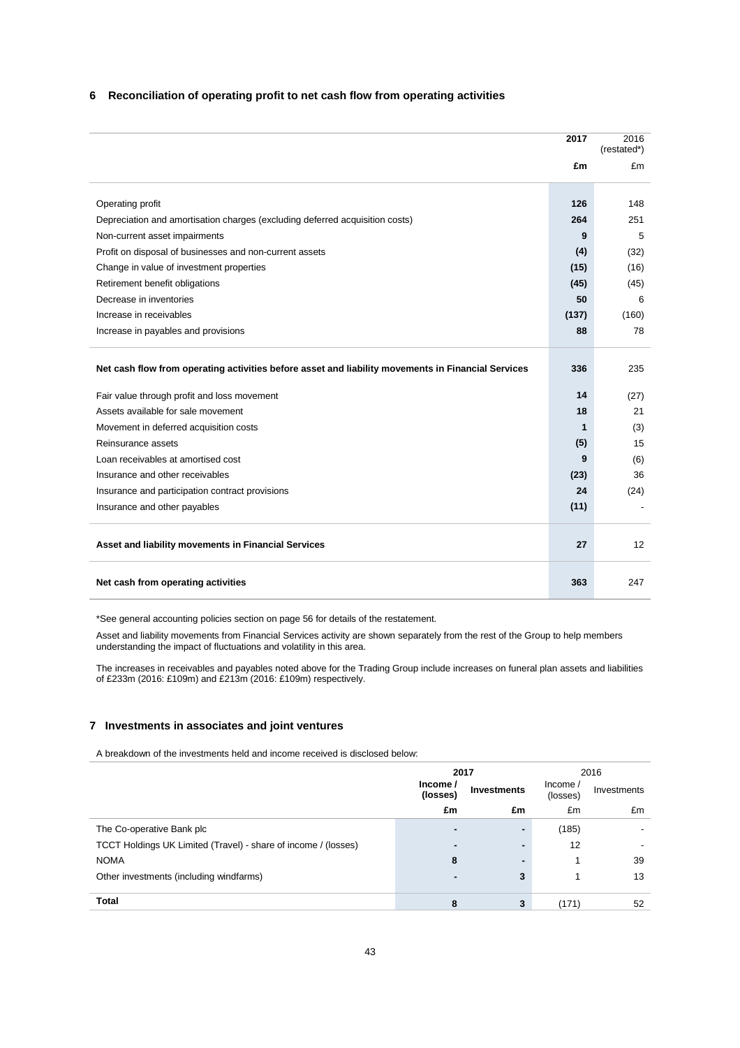## 6 Reconciliation of operating profit to net cash flow from operating activities

| | 2017 | 2016 (restated*) |
|---|---|---|
| | £m | £m |
| Operating profit | 126 | 148 |
| Depreciation and amortisation charges (excluding deferred acquisition costs) | 264 | 251 |
| Non-current asset impairments | 9 | 5 |
| Profit on disposal of businesses and non-current assets | (4) | (32) |
| Change in value of investment properties | (15) | (16) |
| Retirement benefit obligations | (45) | (45) |
| Decrease in inventories | 50 | 6 |
| Increase in receivables | (137) | (160) |
| Increase in payables and provisions | 88 | 78 |
| **Net cash flow from operating activities before asset and liability movements in Financial Services** | **336** | 235 |
| Fair value through profit and loss movement | 14 | (27) |
| Assets available for sale movement | 18 | 21 |
| Movement in deferred acquisition costs | 1 | (3) |
| Reinsurance assets | (5) | 15 |
| Loan receivables at amortised cost | 9 | (6) |
| Insurance and other receivables | (23) | 36 |
| Insurance and participation contract provisions | 24 | (24) |
| Insurance and other payables | (11) | - |
| **Asset and liability movements in Financial Services** | **27** | 12 |
| **Net cash from operating activities** | **363** | 247 |

*See general accounting policies section on page 56 for details of the restatement.

Asset and liability movements from Financial Services activity are shown separately from the rest of the Group to help members understanding the impact of fluctuations and volatility in this area.

The increases in receivables and payables noted above for the Trading Group include increases on funeral plan assets and liabilities of £233m (2016: £109m) and £213m (2016: £109m) respectively.

## 7 Investments in associates and joint ventures

A breakdown of the investments held and income received is disclosed below:

| | 2017 | | 2016 | |
|---|---|---|---|---|
| | Income / (losses) | Investments | Income / (losses) | Investments |
| | £m | £m | £m | £m |
| The Co-operative Bank plc | - | - | (185) | - |
| TCCT Holdings UK Limited (Travel) - share of income / (losses) | - | - | 12 | - |
| NOMA | 8 | - | 1 | 39 |
| Other investments (including windfarms) | - | 3 | 1 | 13 |
| **Total** | 8 | 3 | (171) | 52 |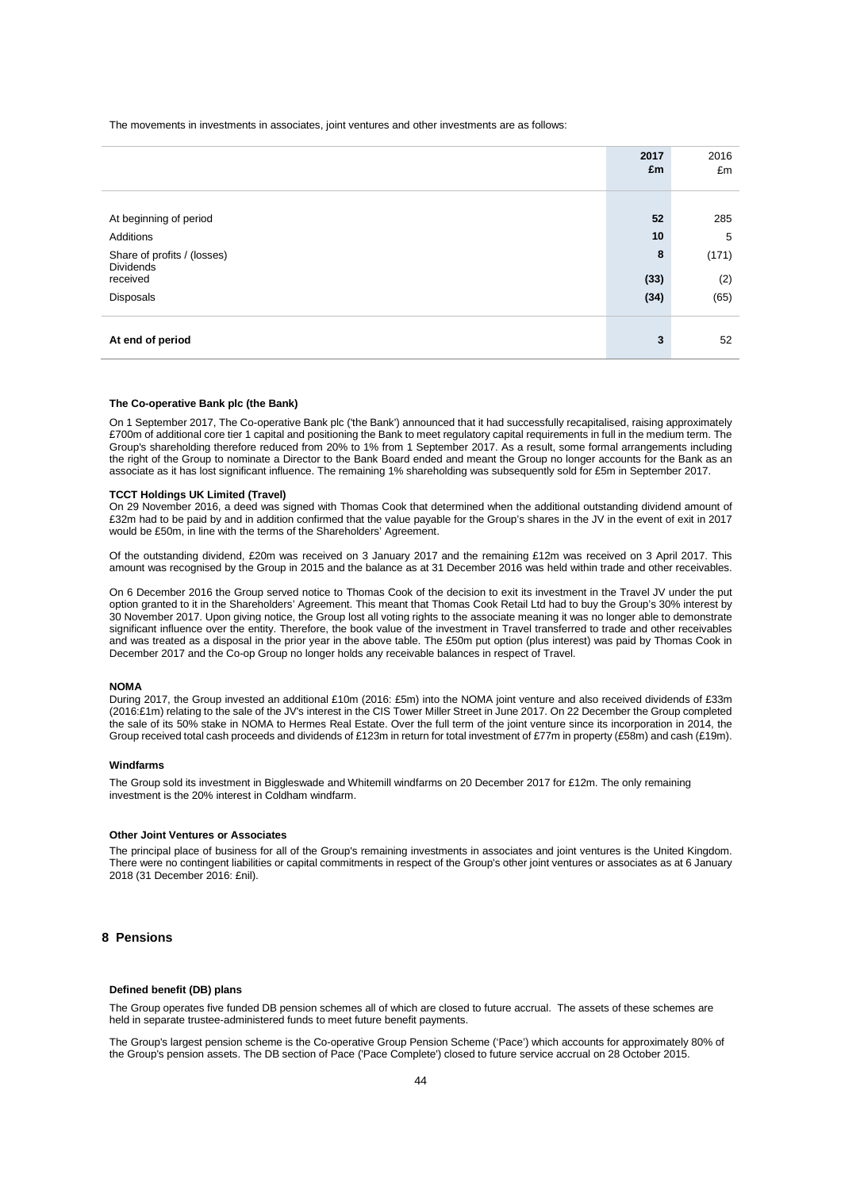The movements in investments in associates, joint ventures and other investments are as follows:

| | 2017 £m | 2016 £m |
|---|---|---|
| At beginning of period | 52 | 285 |
| Additions | 10 | 5 |
| Share of profits / (losses) | 8 | (171) |
| Dividends received | (33) | (2) |
| Disposals | (34) | (65) |
| **At end of period** | **3** | 52 |

#### The Co-operative Bank plc (the Bank)

On 1 September 2017, The Co-operative Bank plc ('the Bank') announced that it had successfully recapitalised, raising approximately £700m of additional core tier 1 capital and positioning the Bank to meet regulatory capital requirements in full in the medium term. The Group's shareholding therefore reduced from 20% to 1% from 1 September 2017. As a result, some formal arrangements including the right of the Group to nominate a Director to the Bank Board ended and meant the Group no longer accounts for the Bank as an associate as it has lost significant influence. The remaining 1% shareholding was subsequently sold for £5m in September 2017.

#### TCCT Holdings UK Limited (Travel)

On 29 November 2016, a deed was signed with Thomas Cook that determined when the additional outstanding dividend amount of £32m had to be paid by and in addition confirmed that the value payable for the Group's shares in the JV in the event of exit in 2017 would be £50m, in line with the terms of the Shareholders' Agreement.

Of the outstanding dividend, £20m was received on 3 January 2017 and the remaining £12m was received on 3 April 2017. This amount was recognised by the Group in 2015 and the balance as at 31 December 2016 was held within trade and other receivables.

On 6 December 2016 the Group served notice to Thomas Cook of the decision to exit its investment in the Travel JV under the put option granted to it in the Shareholders' Agreement. This meant that Thomas Cook Retail Ltd had to buy the Group's 30% interest by 30 November 2017. Upon giving notice, the Group lost all voting rights to the associate meaning it was no longer able to demonstrate significant influence over the entity. Therefore, the book value of the investment in Travel transferred to trade and other receivables and was treated as a disposal in the prior year in the above table. The £50m put option (plus interest) was paid by Thomas Cook in December 2017 and the Co-op Group no longer holds any receivable balances in respect of Travel.

#### NOMA

During 2017, the Group invested an additional £10m (2016: £5m) into the NOMA joint venture and also received dividends of £33m (2016:£1m) relating to the sale of the JV's interest in the CIS Tower Miller Street in June 2017. On 22 December the Group completed the sale of its 50% stake in NOMA to Hermes Real Estate. Over the full term of the joint venture since its incorporation in 2014, the Group received total cash proceeds and dividends of £123m in return for total investment of £77m in property (£58m) and cash (£19m).

#### Windfarms

The Group sold its investment in Biggleswade and Whitemill windfarms on 20 December 2017 for £12m. The only remaining investment is the 20% interest in Coldham windfarm.

#### Other Joint Ventures or Associates

The principal place of business for all of the Group's remaining investments in associates and joint ventures is the United Kingdom. There were no contingent liabilities or capital commitments in respect of the Group's other joint ventures or associates as at 6 January 2018 (31 December 2016: £nil).

## 8 Pensions

#### Defined benefit (DB) plans

The Group operates five funded DB pension schemes all of which are closed to future accrual. The assets of these schemes are held in separate trustee-administered funds to meet future benefit payments.

The Group's largest pension scheme is the Co-operative Group Pension Scheme ('Pace') which accounts for approximately 80% of the Group's pension assets. The DB section of Pace ('Pace Complete') closed to future service accrual on 28 October 2015.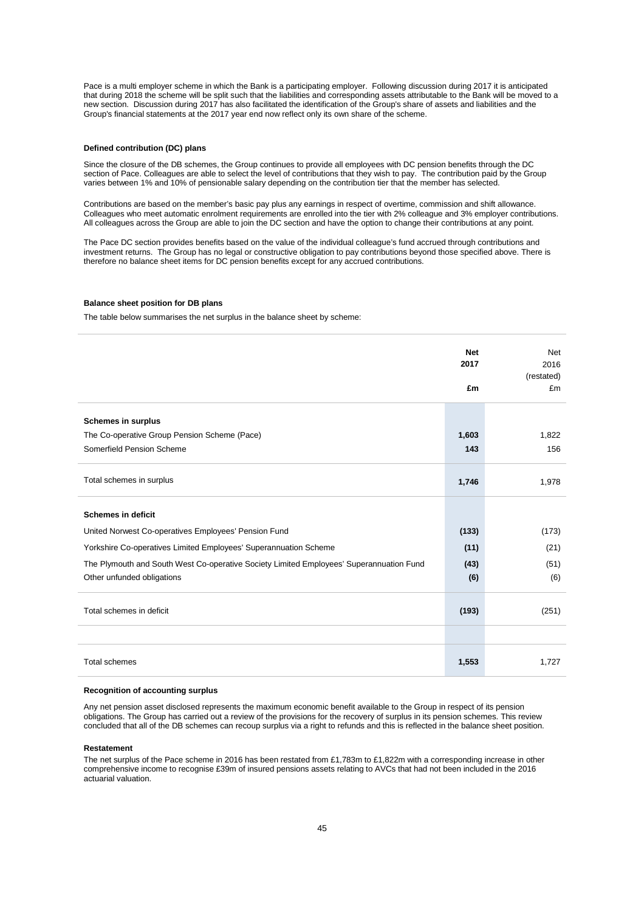Pace is a multi employer scheme in which the Bank is a participating employer. Following discussion during 2017 it is anticipated that during 2018 the scheme will be split such that the liabilities and corresponding assets attributable to the Bank will be moved to a new section. Discussion during 2017 has also facilitated the identification of the Group's share of assets and liabilities and the Group's financial statements at the 2017 year end now reflect only its own share of the scheme.

#### Defined contribution (DC) plans

Since the closure of the DB schemes, the Group continues to provide all employees with DC pension benefits through the DC section of Pace. Colleagues are able to select the level of contributions that they wish to pay. The contribution paid by the Group varies between 1% and 10% of pensionable salary depending on the contribution tier that the member has selected.

Contributions are based on the member's basic pay plus any earnings in respect of overtime, commission and shift allowance. Colleagues who meet automatic enrolment requirements are enrolled into the tier with 2% colleague and 3% employer contributions. All colleagues across the Group are able to join the DC section and have the option to change their contributions at any point.

The Pace DC section provides benefits based on the value of the individual colleague's fund accrued through contributions and investment returns. The Group has no legal or constructive obligation to pay contributions beyond those specified above. There is therefore no balance sheet items for DC pension benefits except for any accrued contributions.

#### Balance sheet position for DB plans

The table below summarises the net surplus in the balance sheet by scheme:

| | **Net 2017 £m** | Net 2016 (restated) £m |
|---|---|---|
| **Schemes in surplus** | | |
| The Co-operative Group Pension Scheme (Pace) | **1,603** | 1,822 |
| Somerfield Pension Scheme | **143** | 156 |
| Total schemes in surplus | **1,746** | 1,978 |
| **Schemes in deficit** | | |
| United Norwest Co-operatives Employees' Pension Fund | **(133)** | (173) |
| Yorkshire Co-operatives Limited Employees' Superannuation Scheme | **(11)** | (21) |
| The Plymouth and South West Co-operative Society Limited Employees' Superannuation Fund | **(43)** | (51) |
| Other unfunded obligations | **(6)** | (6) |
| Total schemes in deficit | **(193)** | (251) |
| Total schemes | **1,553** | 1,727 |

#### Recognition of accounting surplus

Any net pension asset disclosed represents the maximum economic benefit available to the Group in respect of its pension obligations. The Group has carried out a review of the provisions for the recovery of surplus in its pension schemes. This review concluded that all of the DB schemes can recoup surplus via a right to refunds and this is reflected in the balance sheet position.

#### Restatement

The net surplus of the Pace scheme in 2016 has been restated from £1,783m to £1,822m with a corresponding increase in other comprehensive income to recognise £39m of insured pensions assets relating to AVCs that had not been included in the 2016 actuarial valuation.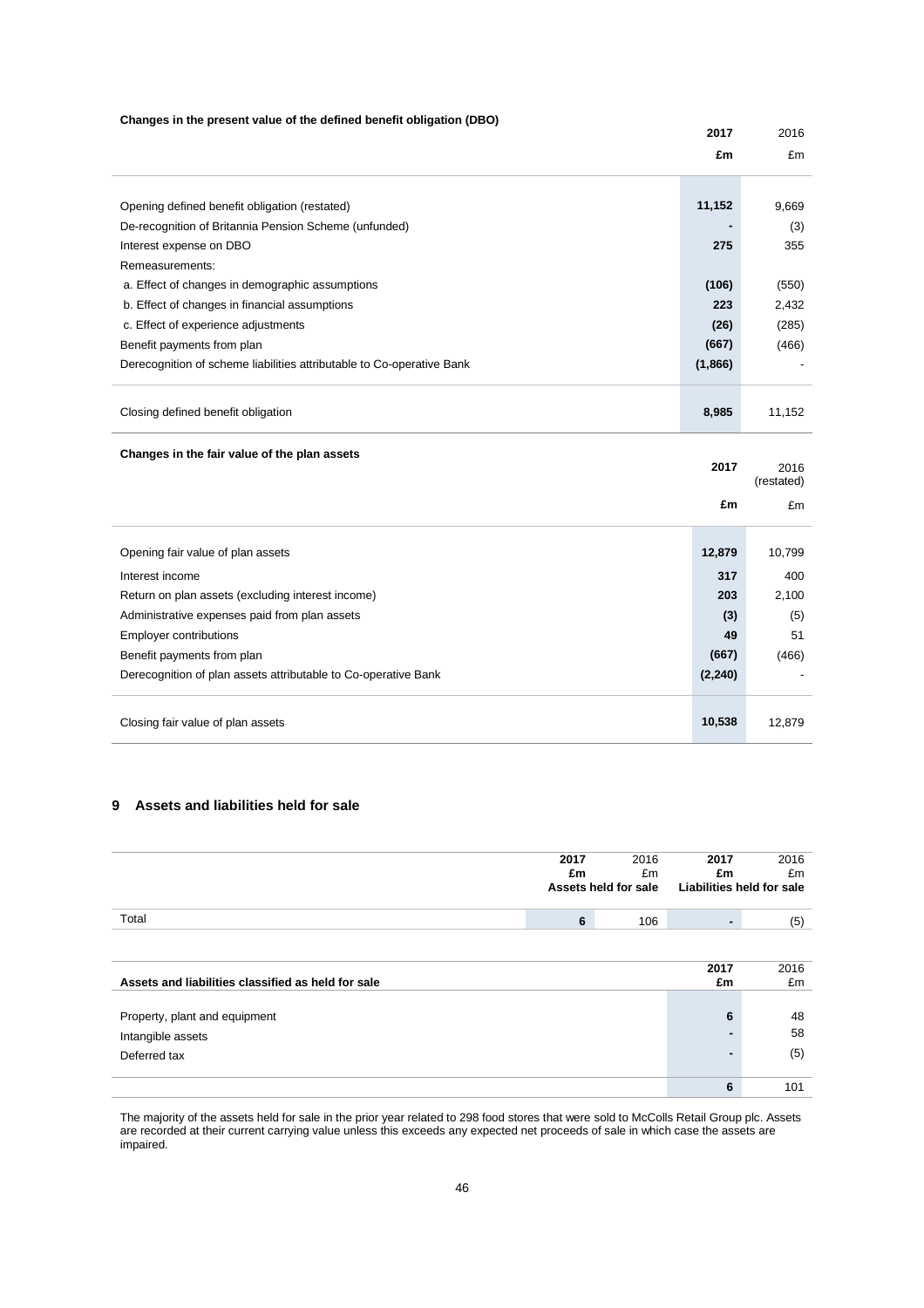**Changes in the present value of the defined benefit obligation (DBO)**

| | 2017 £m | 2016 £m |
|---|---|---|
| Opening defined benefit obligation (restated) | 11,152 | 9,669 |
| De-recognition of Britannia Pension Scheme (unfunded) | - | (3) |
| Interest expense on DBO | 275 | 355 |
| Remeasurements: | | |
| a. Effect of changes in demographic assumptions | (106) | (550) |
| b. Effect of changes in financial assumptions | 223 | 2,432 |
| c. Effect of experience adjustments | (26) | (285) |
| Benefit payments from plan | (667) | (466) |
| Derecognition of scheme liabilities attributable to Co-operative Bank | (1,866) | - |
| Closing defined benefit obligation | 8,985 | 11,152 |

**Changes in the fair value of the plan assets**

| | 2017 £m | 2016 (restated) £m |
|---|---|---|
| Opening fair value of plan assets | 12,879 | 10,799 |
| Interest income | 317 | 400 |
| Return on plan assets (excluding interest income) | 203 | 2,100 |
| Administrative expenses paid from plan assets | (3) | (5) |
| Employer contributions | 49 | 51 |
| Benefit payments from plan | (667) | (466) |
| Derecognition of plan assets attributable to Co-operative Bank | (2,240) | - |
| Closing fair value of plan assets | 10,538 | 12,879 |

## 9 Assets and liabilities held for sale

| | 2017 £m | 2016 £m | 2017 £m | 2016 £m |
|---|---|---|---|---|
| | Assets held for sale | | Liabilities held for sale | |
| Total | 6 | 106 | - | (5) |

| Assets and liabilities classified as held for sale | 2017 £m | 2016 £m |
|---|---|---|
| Property, plant and equipment | 6 | 48 |
| Intangible assets | - | 58 |
| Deferred tax | - | (5) |
| | 6 | 101 |

The majority of the assets held for sale in the prior year related to 298 food stores that were sold to McColls Retail Group plc. Assets are recorded at their current carrying value unless this exceeds any expected net proceeds of sale in which case the assets are impaired.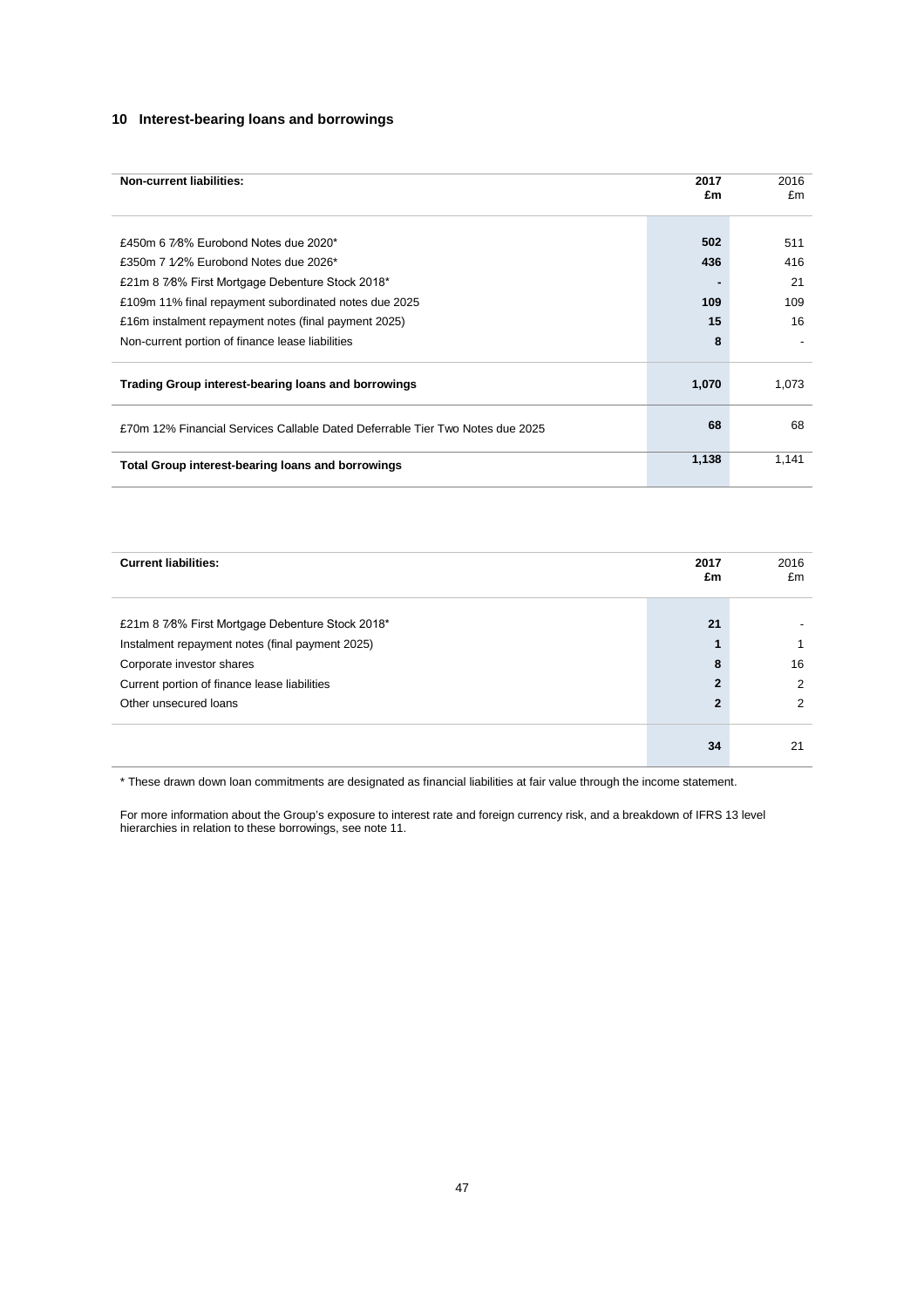## 10 Interest-bearing loans and borrowings

| **Non-current liabilities:** | **2017 £m** | 2016 £m |
|---|---|---|
| £450m 6 7⁄8% Eurobond Notes due 2020* | **502** | 511 |
| £350m 7 1⁄2% Eurobond Notes due 2026* | **436** | 416 |
| £21m 8 7⁄8% First Mortgage Debenture Stock 2018* | **-** | 21 |
| £109m 11% final repayment subordinated notes due 2025 | **109** | 109 |
| £16m instalment repayment notes (final payment 2025) | **15** | 16 |
| Non-current portion of finance lease liabilities | **8** | - |
| **Trading Group interest-bearing loans and borrowings** | **1,070** | 1,073 |
| £70m 12% Financial Services Callable Dated Deferrable Tier Two Notes due 2025 | **68** | 68 |
| **Total Group interest-bearing loans and borrowings** | **1,138** | 1,141 |

| **Current liabilities:** | **2017 £m** | 2016 £m |
|---|---|---|
| £21m 8 7⁄8% First Mortgage Debenture Stock 2018* | **21** | - |
| Instalment repayment notes (final payment 2025) | **1** | 1 |
| Corporate investor shares | **8** | 16 |
| Current portion of finance lease liabilities | **2** | 2 |
| Other unsecured loans | **2** | 2 |
| | **34** | 21 |

* These drawn down loan commitments are designated as financial liabilities at fair value through the income statement.

For more information about the Group's exposure to interest rate and foreign currency risk, and a breakdown of IFRS 13 level hierarchies in relation to these borrowings, see note 11.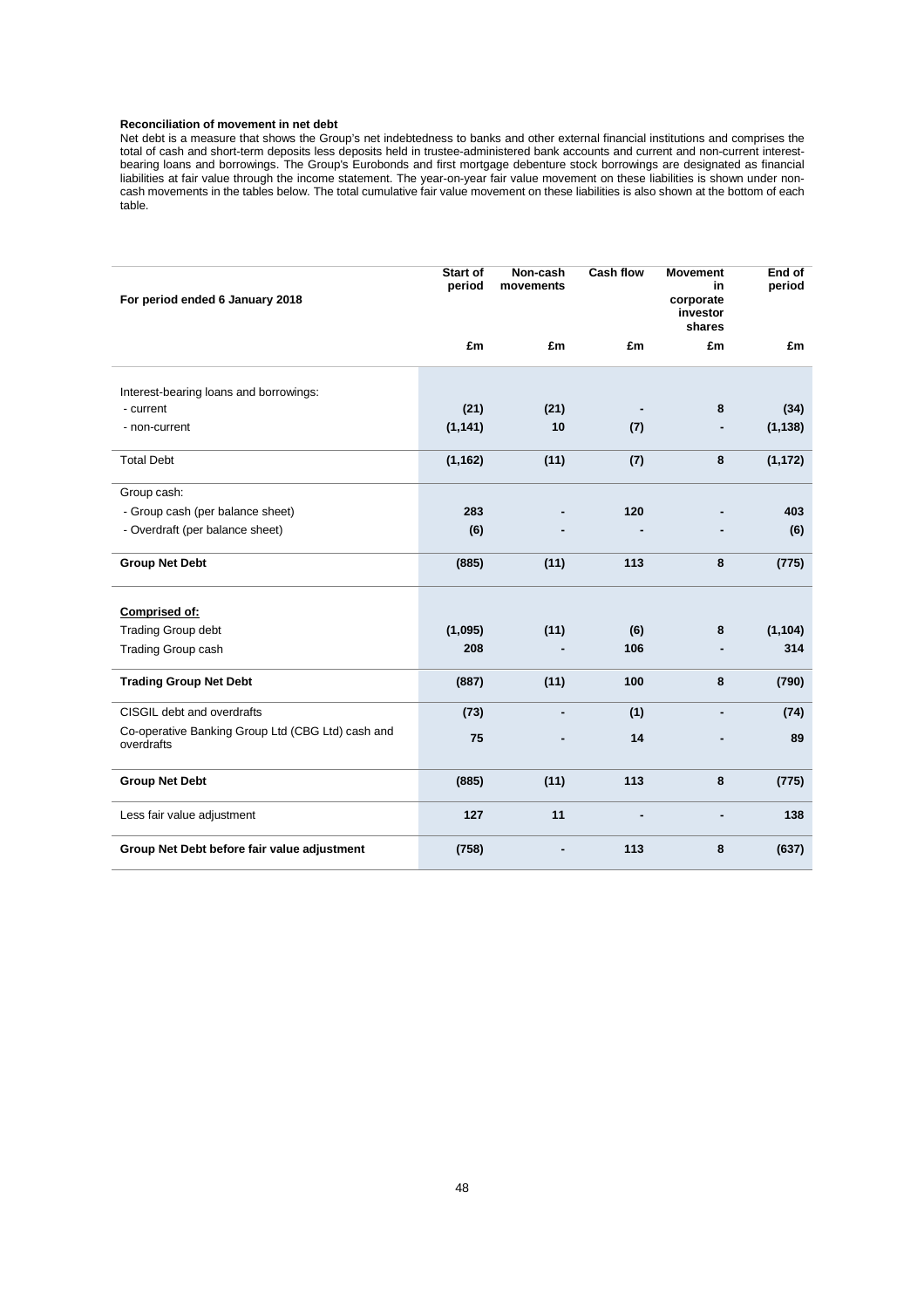**Reconciliation of movement in net debt**

Net debt is a measure that shows the Group's net indebtedness to banks and other external financial institutions and comprises the total of cash and short-term deposits less deposits held in trustee-administered bank accounts and current and non-current interest-bearing loans and borrowings. The Group's Eurobonds and first mortgage debenture stock borrowings are designated as financial liabilities at fair value through the income statement. The year-on-year fair value movement on these liabilities is shown under non-cash movements in the tables below. The total cumulative fair value movement on these liabilities is also shown at the bottom of each table.

| For period ended 6 January 2018 | Start of period | Non-cash movements | Cash flow | Movement in corporate investor shares | End of period |
|---|---|---|---|---|---|
| | £m | £m | £m | £m | £m |
| Interest-bearing loans and borrowings: | | | | | |
| - current | (21) | (21) | - | 8 | (34) |
| - non-current | (1,141) | 10 | (7) | - | (1,138) |
| Total Debt | (1,162) | (11) | (7) | 8 | (1,172) |
| Group cash: | | | | | |
| - Group cash (per balance sheet) | 283 | - | 120 | - | 403 |
| - Overdraft (per balance sheet) | (6) | - | - | - | (6) |
| **Group Net Debt** | (885) | (11) | 113 | 8 | (775) |
| **Comprised of:** | | | | | |
| Trading Group debt | (1,095) | (11) | (6) | 8 | (1,104) |
| Trading Group cash | 208 | - | 106 | - | 314 |
| **Trading Group Net Debt** | (887) | (11) | 100 | 8 | (790) |
| CISGIL debt and overdrafts | (73) | - | (1) | - | (74) |
| Co-operative Banking Group Ltd (CBG Ltd) cash and overdrafts | 75 | - | 14 | - | 89 |
| **Group Net Debt** | (885) | (11) | 113 | 8 | (775) |
| Less fair value adjustment | 127 | 11 | - | - | 138 |
| **Group Net Debt before fair value adjustment** | (758) | - | 113 | 8 | (637) |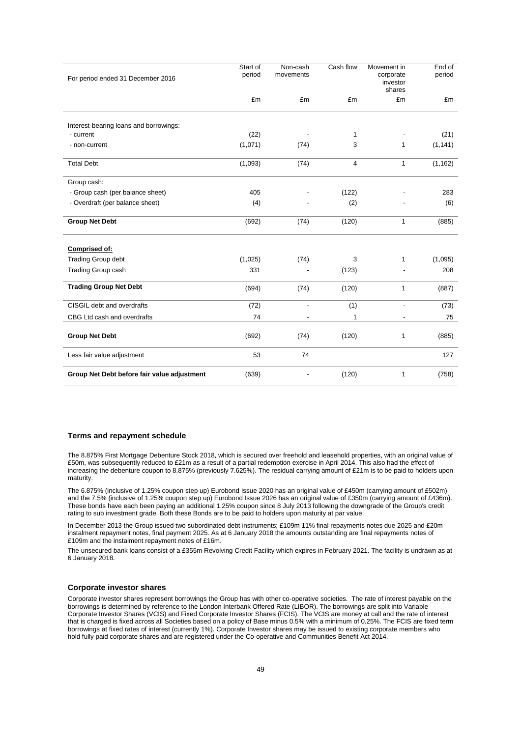| For period ended 31 December 2016 | Start of period | Non-cash movements | Cash flow | Movement in corporate investor shares | End of period |
|---|---|---|---|---|---|
| | £m | £m | £m | £m | £m |
| Interest-bearing loans and borrowings: | | | | | |
| - current | (22) | - | 1 | - | (21) |
| - non-current | (1,071) | (74) | 3 | 1 | (1,141) |
| Total Debt | (1,093) | (74) | 4 | 1 | (1,162) |
| Group cash: | | | | | |
| - Group cash (per balance sheet) | 405 | - | (122) | - | 283 |
| - Overdraft (per balance sheet) | (4) | - | (2) | - | (6) |
| **Group Net Debt** | (692) | (74) | (120) | 1 | (885) |
| **Comprised of:** | | | | | |
| Trading Group debt | (1,025) | (74) | 3 | 1 | (1,095) |
| Trading Group cash | 331 | - | (123) | - | 208 |
| **Trading Group Net Debt** | (694) | (74) | (120) | 1 | (887) |
| CISGIL debt and overdrafts | (72) | - | (1) | - | (73) |
| CBG Ltd cash and overdrafts | 74 | - | 1 | - | 75 |
| **Group Net Debt** | (692) | (74) | (120) | 1 | (885) |
| Less fair value adjustment | 53 | 74 | | | 127 |
| **Group Net Debt before fair value adjustment** | (639) | - | (120) | 1 | (758) |

### Terms and repayment schedule

The 8.875% First Mortgage Debenture Stock 2018, which is secured over freehold and leasehold properties, with an original value of £50m, was subsequently reduced to £21m as a result of a partial redemption exercise in April 2014. This also had the effect of increasing the debenture coupon to 8.875% (previously 7.625%). The residual carrying amount of £21m is to be paid to holders upon maturity.

The 6.875% (inclusive of 1.25% coupon step up) Eurobond Issue 2020 has an original value of £450m (carrying amount of £502m) and the 7.5% (inclusive of 1.25% coupon step up) Eurobond Issue 2026 has an original value of £350m (carrying amount of £436m). These bonds have each been paying an additional 1.25% coupon since 8 July 2013 following the downgrade of the Group's credit rating to sub investment grade. Both these Bonds are to be paid to holders upon maturity at par value.

In December 2013 the Group issued two subordinated debt instruments; £109m 11% final repayments notes due 2025 and £20m instalment repayment notes, final payment 2025. As at 6 January 2018 the amounts outstanding are final repayments notes of £109m and the instalment repayment notes of £16m.

The unsecured bank loans consist of a £355m Revolving Credit Facility which expires in February 2021. The facility is undrawn as at 6 January 2018.

### Corporate investor shares

Corporate investor shares represent borrowings the Group has with other co-operative societies. The rate of interest payable on the borrowings is determined by reference to the London Interbank Offered Rate (LIBOR). The borrowings are split into Variable Corporate Investor Shares (VCIS) and Fixed Corporate Investor Shares (FCIS). The VCIS are money at call and the rate of interest that is charged is fixed across all Societies based on a policy of Base minus 0.5% with a minimum of 0.25%. The FCIS are fixed term borrowings at fixed rates of interest (currently 1%). Corporate Investor shares may be issued to existing corporate members who hold fully paid corporate shares and are registered under the Co-operative and Communities Benefit Act 2014.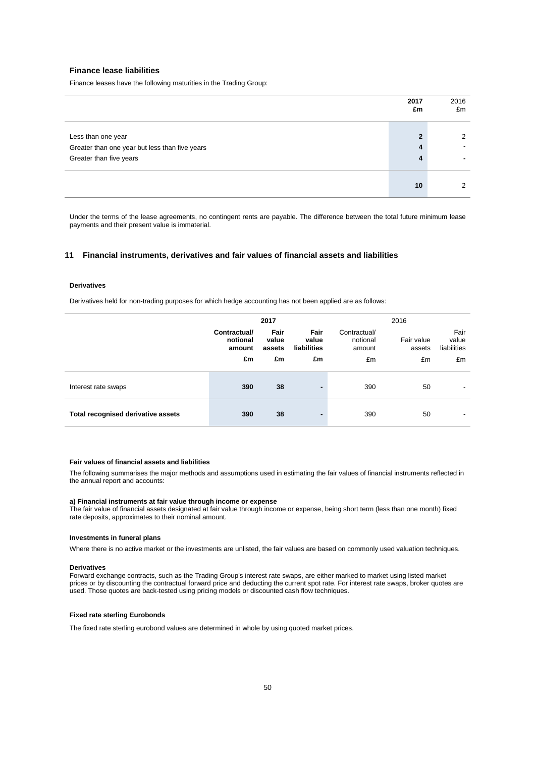### Finance lease liabilities

Finance leases have the following maturities in the Trading Group:

| | **2017 £m** | 2016 £m |
|---|---|---|
| Less than one year | **2** | 2 |
| Greater than one year but less than five years | **4** | - |
| Greater than five years | **4** | - |
| | **10** | 2 |

Under the terms of the lease agreements, no contingent rents are payable. The difference between the total future minimum lease payments and their present value is immaterial.

## 11 Financial instruments, derivatives and fair values of financial assets and liabilities

#### Derivatives

Derivatives held for non-trading purposes for which hedge accounting has not been applied are as follows:

| | **2017** | | | 2016 | | |
|---|---|---|---|---|---|---|
| | **Contractual/ notional amount £m** | **Fair value assets £m** | **Fair value liabilities £m** | Contractual/ notional amount £m | Fair value assets £m | Fair value liabilities £m |
| Interest rate swaps | **390** | **38** | **-** | 390 | 50 | - |
| **Total recognised derivative assets** | **390** | **38** | **-** | 390 | 50 | - |

#### Fair values of financial assets and liabilities

The following summarises the major methods and assumptions used in estimating the fair values of financial instruments reflected in the annual report and accounts:

**a) Financial instruments at fair value through income or expense**
The fair value of financial assets designated at fair value through income or expense, being short term (less than one month) fixed rate deposits, approximates to their nominal amount.

**Investments in funeral plans**

Where there is no active market or the investments are unlisted, the fair values are based on commonly used valuation techniques.

**Derivatives**
Forward exchange contracts, such as the Trading Group's interest rate swaps, are either marked to market using listed market prices or by discounting the contractual forward price and deducting the current spot rate. For interest rate swaps, broker quotes are used. Those quotes are back-tested using pricing models or discounted cash flow techniques.

**Fixed rate sterling Eurobonds**

The fixed rate sterling eurobond values are determined in whole by using quoted market prices.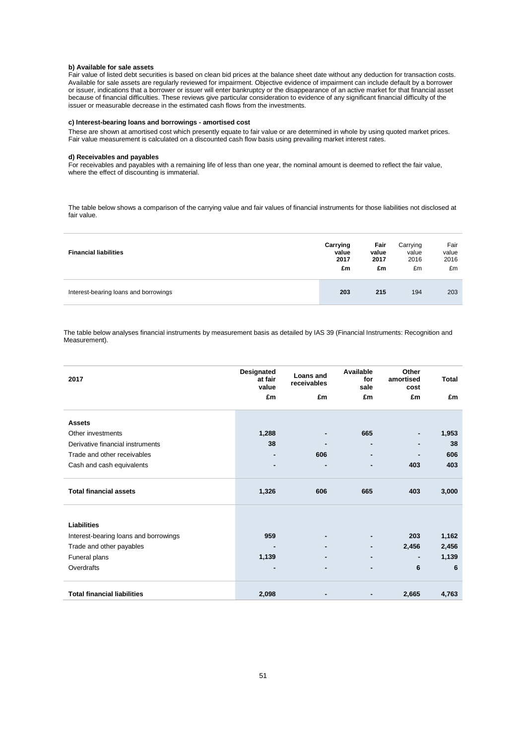**b) Available for sale assets**

Fair value of listed debt securities is based on clean bid prices at the balance sheet date without any deduction for transaction costs. Available for sale assets are regularly reviewed for impairment. Objective evidence of impairment can include default by a borrower or issuer, indications that a borrower or issuer will enter bankruptcy or the disappearance of an active market for that financial asset because of financial difficulties. These reviews give particular consideration to evidence of any significant financial difficulty of the issuer or measurable decrease in the estimated cash flows from the investments.

**c) Interest-bearing loans and borrowings - amortised cost**

These are shown at amortised cost which presently equate to fair value or are determined in whole by using quoted market prices. Fair value measurement is calculated on a discounted cash flow basis using prevailing market interest rates.

**d) Receivables and payables**

For receivables and payables with a remaining life of less than one year, the nominal amount is deemed to reflect the fair value, where the effect of discounting is immaterial.

The table below shows a comparison of the carrying value and fair values of financial instruments for those liabilities not disclosed at fair value.

| **Financial liabilities** | **Carrying value 2017 £m** | **Fair value 2017 £m** | Carrying value 2016 £m | Fair value 2016 £m |
|---|---|---|---|---|
| Interest-bearing loans and borrowings | **203** | **215** | 194 | 203 |

The table below analyses financial instruments by measurement basis as detailed by IAS 39 (Financial Instruments: Recognition and Measurement).

| **2017** | **Designated at fair value £m** | **Loans and receivables £m** | **Available for sale £m** | **Other amortised cost £m** | **Total £m** |
|---|---|---|---|---|---|
| **Assets** | | | | | |
| Other investments | **1,288** | **-** | **665** | **-** | **1,953** |
| Derivative financial instruments | **38** | **-** | **-** | **-** | **38** |
| Trade and other receivables | **-** | **606** | **-** | **-** | **606** |
| Cash and cash equivalents | **-** | **-** | **-** | **403** | **403** |
| **Total financial assets** | **1,326** | **606** | **665** | **403** | **3,000** |
| **Liabilities** | | | | | |
| Interest-bearing loans and borrowings | **959** | **-** | **-** | **203** | **1,162** |
| Trade and other payables | **-** | **-** | **-** | **2,456** | **2,456** |
| Funeral plans | **1,139** | **-** | **-** | **-** | **1,139** |
| Overdrafts | **-** | **-** | **-** | **6** | **6** |
| **Total financial liabilities** | **2,098** | **-** | **-** | **2,665** | **4,763** |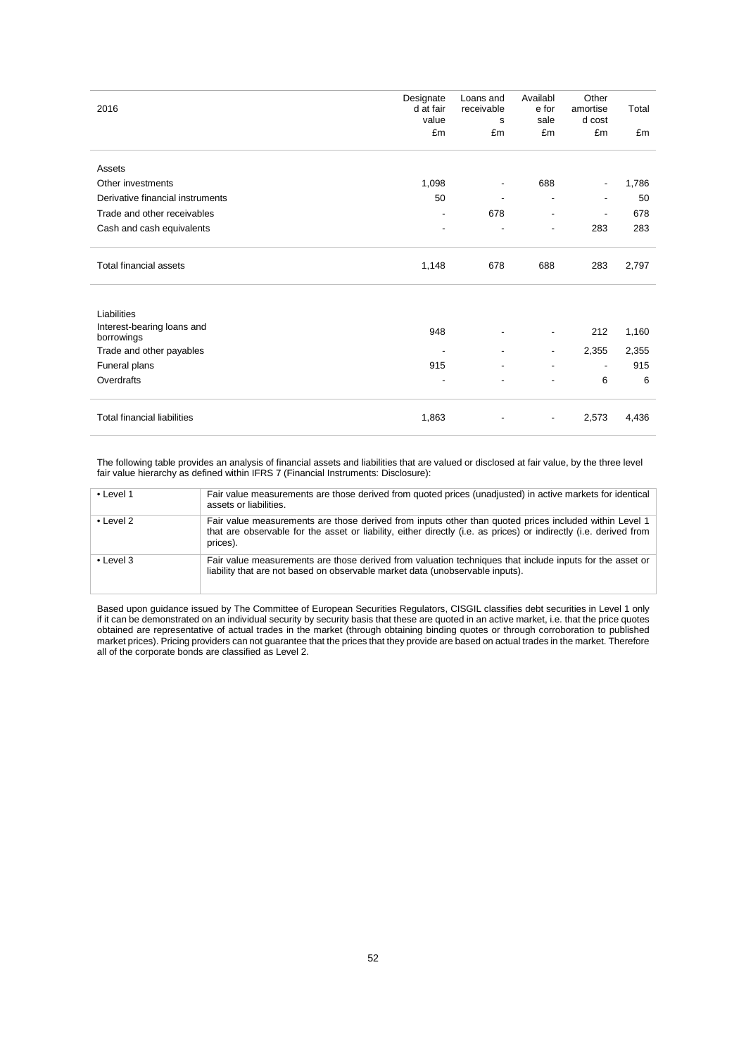| 2016 | Designated at fair value £m | Loans and receivables £m | Available for sale £m | Other amortised cost £m | Total £m |
|---|---|---|---|---|---|
| Assets | | | | | |
| Other investments | 1,098 | - | 688 | - | 1,786 |
| Derivative financial instruments | 50 | - | - | - | 50 |
| Trade and other receivables | - | 678 | - | - | 678 |
| Cash and cash equivalents | - | - | - | 283 | 283 |
| Total financial assets | 1,148 | 678 | 688 | 283 | 2,797 |
| Liabilities | | | | | |
| Interest-bearing loans and borrowings | 948 | - | - | 212 | 1,160 |
| Trade and other payables | - | - | - | 2,355 | 2,355 |
| Funeral plans | 915 | - | - | - | 915 |
| Overdrafts | - | - | - | 6 | 6 |
| Total financial liabilities | 1,863 | - | - | 2,573 | 4,436 |

The following table provides an analysis of financial assets and liabilities that are valued or disclosed at fair value, by the three level fair value hierarchy as defined within IFRS 7 (Financial Instruments: Disclosure):

| | |
|---|---|
| • Level 1 | Fair value measurements are those derived from quoted prices (unadjusted) in active markets for identical assets or liabilities. |
| • Level 2 | Fair value measurements are those derived from inputs other than quoted prices included within Level 1 that are observable for the asset or liability, either directly (i.e. as prices) or indirectly (i.e. derived from prices). |
| • Level 3 | Fair value measurements are those derived from valuation techniques that include inputs for the asset or liability that are not based on observable market data (unobservable inputs). |

Based upon guidance issued by The Committee of European Securities Regulators, CISGIL classifies debt securities in Level 1 only if it can be demonstrated on an individual security by security basis that these are quoted in an active market, i.e. that the price quotes obtained are representative of actual trades in the market (through obtaining binding quotes or through corroboration to published market prices). Pricing providers can not guarantee that the prices that they provide are based on actual trades in the market. Therefore all of the corporate bonds are classified as Level 2.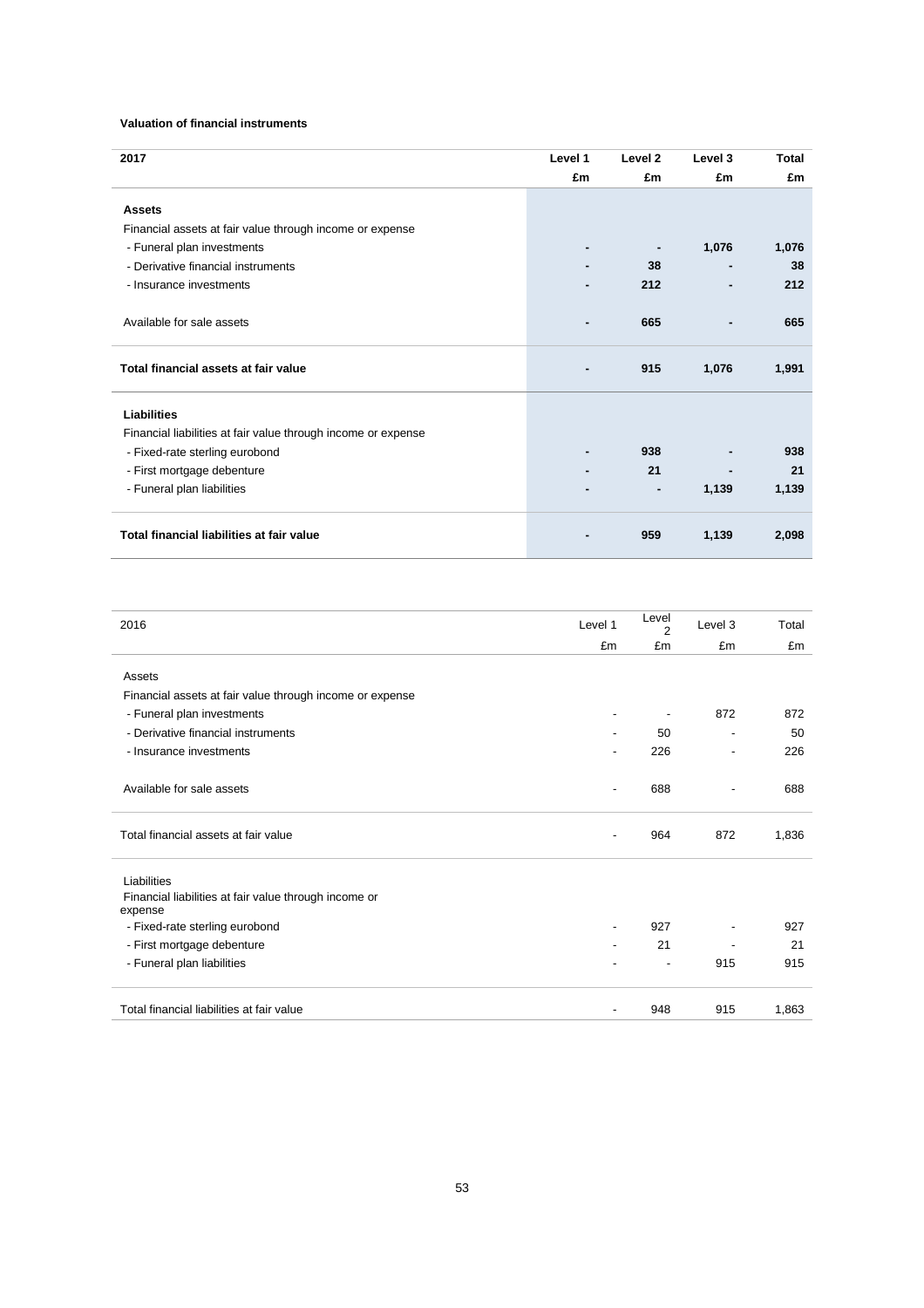**Valuation of financial instruments**

| 2017 | Level 1 | Level 2 | Level 3 | Total |
|---|---|---|---|---|
| | £m | £m | £m | £m |
| **Assets** | | | | |
| Financial assets at fair value through income or expense | | | | |
| - Funeral plan investments | **-** | **-** | **1,076** | **1,076** |
| - Derivative financial instruments | **-** | **38** | **-** | **38** |
| - Insurance investments | **-** | **212** | **-** | **212** |
| Available for sale assets | **-** | **665** | **-** | **665** |
| **Total financial assets at fair value** | **-** | **915** | **1,076** | **1,991** |
| **Liabilities** | | | | |
| Financial liabilities at fair value through income or expense | | | | |
| - Fixed-rate sterling eurobond | **-** | **938** | **-** | **938** |
| - First mortgage debenture | **-** | **21** | **-** | **21** |
| - Funeral plan liabilities | **-** | **-** | **1,139** | **1,139** |
| **Total financial liabilities at fair value** | **-** | **959** | **1,139** | **2,098** |

| 2016 | Level 1 | Level 2 | Level 3 | Total |
|---|---|---|---|---|
| | £m | £m | £m | £m |
| Assets | | | | |
| Financial assets at fair value through income or expense | | | | |
| - Funeral plan investments | - | - | 872 | 872 |
| - Derivative financial instruments | - | 50 | - | 50 |
| - Insurance investments | - | 226 | - | 226 |
| Available for sale assets | - | 688 | - | 688 |
| Total financial assets at fair value | - | 964 | 872 | 1,836 |
| Liabilities | | | | |
| Financial liabilities at fair value through income or expense | | | | |
| - Fixed-rate sterling eurobond | - | 927 | - | 927 |
| - First mortgage debenture | - | 21 | - | 21 |
| - Funeral plan liabilities | - | - | 915 | 915 |
| Total financial liabilities at fair value | - | 948 | 915 | 1,863 |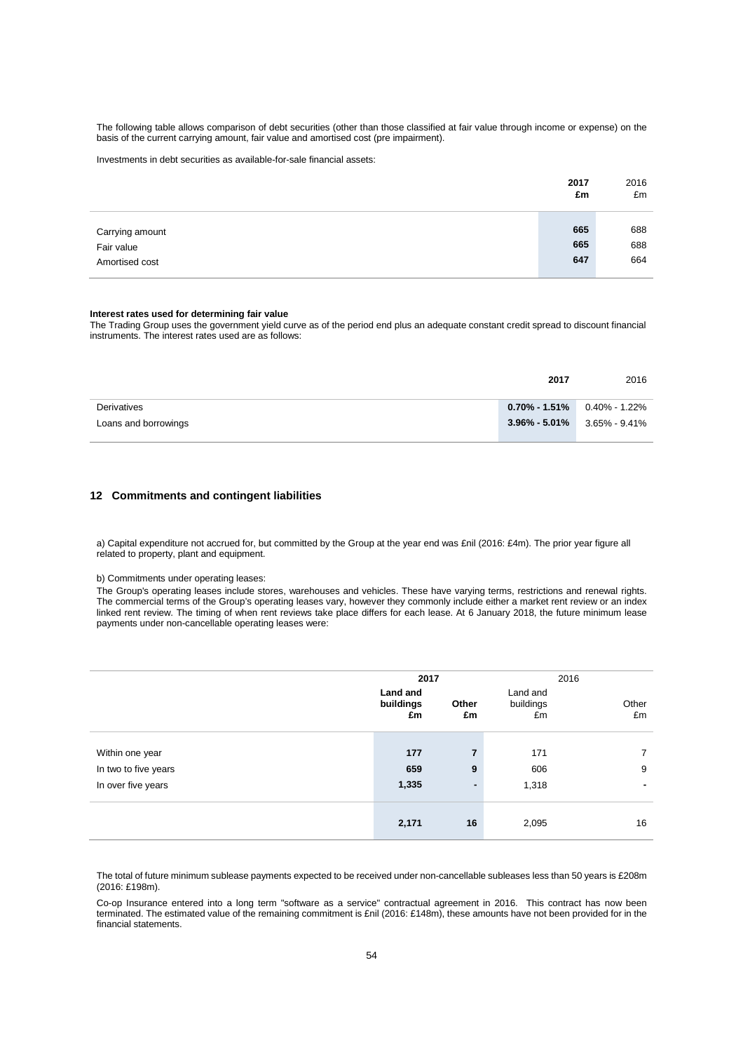The following table allows comparison of debt securities (other than those classified at fair value through income or expense) on the basis of the current carrying amount, fair value and amortised cost (pre impairment).

Investments in debt securities as available-for-sale financial assets:

| | **2017 £m** | 2016 £m |
|---|---|---|
| Carrying amount | **665** | 688 |
| Fair value | **665** | 688 |
| Amortised cost | **647** | 664 |

**Interest rates used for determining fair value**
The Trading Group uses the government yield curve as of the period end plus an adequate constant credit spread to discount financial instruments. The interest rates used are as follows:

| | **2017** | 2016 |
|---|---|---|
| Derivatives | **0.70% - 1.51%** | 0.40% - 1.22% |
| Loans and borrowings | **3.96% - 5.01%** | 3.65% - 9.41% |

## 12 Commitments and contingent liabilities

a) Capital expenditure not accrued for, but committed by the Group at the year end was £nil (2016: £4m). The prior year figure all related to property, plant and equipment.

b) Commitments under operating leases:
The Group's operating leases include stores, warehouses and vehicles. These have varying terms, restrictions and renewal rights. The commercial terms of the Group's operating leases vary, however they commonly include either a market rent review or an index linked rent review. The timing of when rent reviews take place differs for each lease. At 6 January 2018, the future minimum lease payments under non-cancellable operating leases were:

| | **2017** | | 2016 | |
|---|---|---|---|---|
| | **Land and buildings £m** | **Other £m** | Land and buildings £m | Other £m |
| Within one year | **177** | **7** | 171 | 7 |
| In two to five years | **659** | **9** | 606 | 9 |
| In over five years | **1,335** | **-** | 1,318 | - |
| | **2,171** | **16** | 2,095 | 16 |

The total of future minimum sublease payments expected to be received under non-cancellable subleases less than 50 years is £208m (2016: £198m).

Co-op Insurance entered into a long term "software as a service" contractual agreement in 2016. This contract has now been terminated. The estimated value of the remaining commitment is £nil (2016: £148m), these amounts have not been provided for in the financial statements.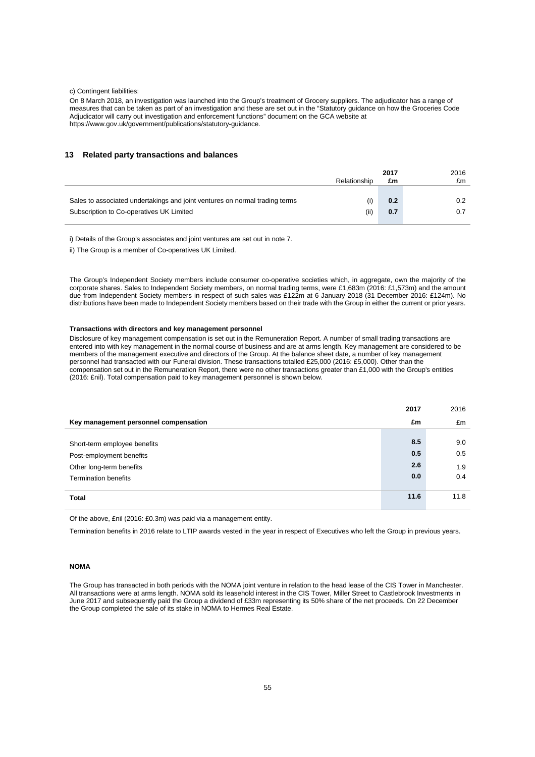c) Contingent liabilities:

On 8 March 2018, an investigation was launched into the Group's treatment of Grocery suppliers. The adjudicator has a range of measures that can be taken as part of an investigation and these are set out in the "Statutory guidance on how the Groceries Code Adjudicator will carry out investigation and enforcement functions" document on the GCA website at https://www.gov.uk/government/publications/statutory-guidance.

## 13 Related party transactions and balances

| | Relationship | **2017 £m** | 2016 £m |
|---|---|---|---|
| Sales to associated undertakings and joint ventures on normal trading terms | (i) | **0.2** | 0.2 |
| Subscription to Co-operatives UK Limited | (ii) | **0.7** | 0.7 |

i) Details of the Group's associates and joint ventures are set out in note 7.

ii) The Group is a member of Co-operatives UK Limited.

The Group's Independent Society members include consumer co-operative societies which, in aggregate, own the majority of the corporate shares. Sales to Independent Society members, on normal trading terms, were £1,683m (2016: £1,573m) and the amount due from Independent Society members in respect of such sales was £122m at 6 January 2018 (31 December 2016: £124m). No distributions have been made to Independent Society members based on their trade with the Group in either the current or prior years.

**Transactions with directors and key management personnel**

Disclosure of key management compensation is set out in the Remuneration Report. A number of small trading transactions are entered into with key management in the normal course of business and are at arms length. Key management are considered to be members of the management executive and directors of the Group. At the balance sheet date, a number of key management personnel had transacted with our Funeral division. These transactions totalled £25,000 (2016: £5,000). Other than the compensation set out in the Remuneration Report, there were no other transactions greater than £1,000 with the Group's entities (2016: £nil). Total compensation paid to key management personnel is shown below.

| Key management personnel compensation | **2017 £m** | 2016 £m |
|---|---|---|
| Short-term employee benefits | **8.5** | 9.0 |
| Post-employment benefits | **0.5** | 0.5 |
| Other long-term benefits | **2.6** | 1.9 |
| Termination benefits | **0.0** | 0.4 |
| **Total** | **11.6** | 11.8 |

Of the above, £nil (2016: £0.3m) was paid via a management entity.

Termination benefits in 2016 relate to LTIP awards vested in the year in respect of Executives who left the Group in previous years.

**NOMA**

The Group has transacted in both periods with the NOMA joint venture in relation to the head lease of the CIS Tower in Manchester. All transactions were at arms length. NOMA sold its leasehold interest in the CIS Tower, Miller Street to Castlebrook Investments in June 2017 and subsequently paid the Group a dividend of £33m representing its 50% share of the net proceeds. On 22 December the Group completed the sale of its stake in NOMA to Hermes Real Estate.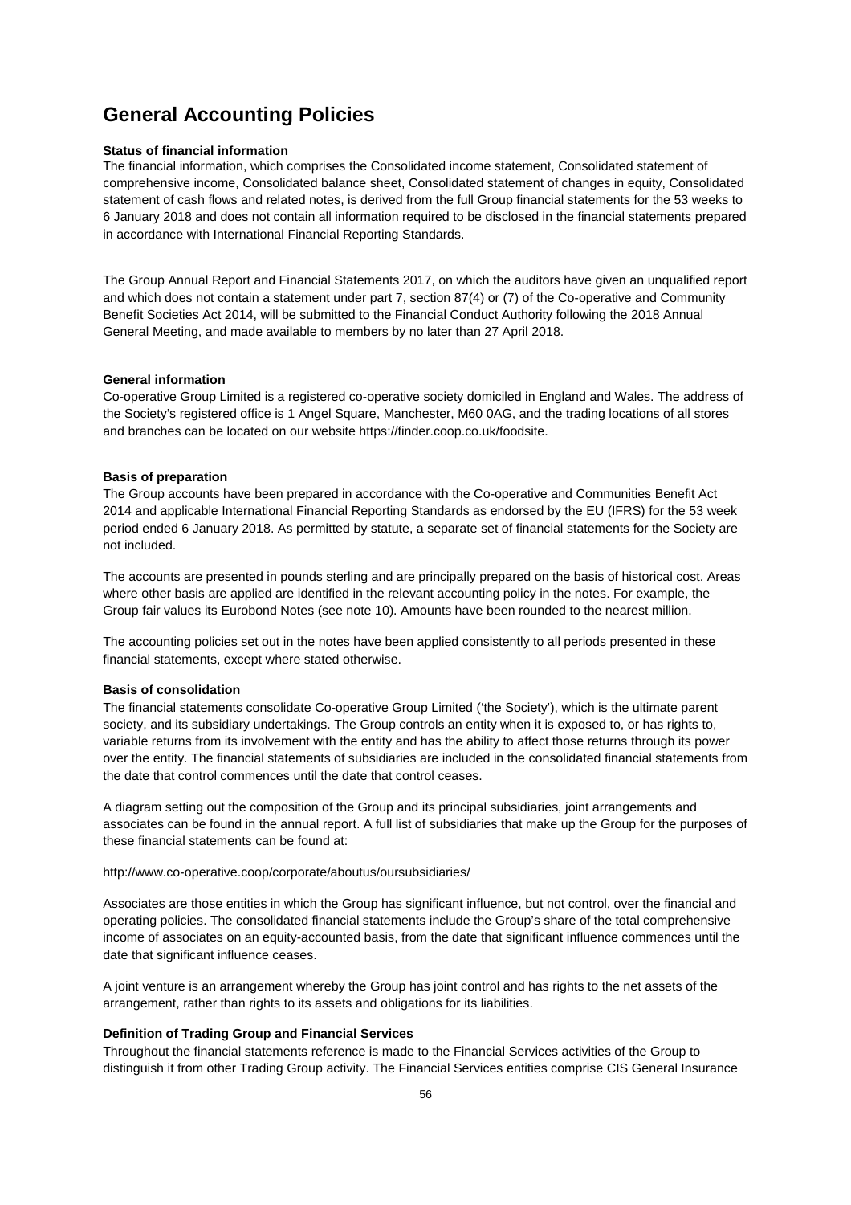# General Accounting Policies

**Status of financial information**

The financial information, which comprises the Consolidated income statement, Consolidated statement of comprehensive income, Consolidated balance sheet, Consolidated statement of changes in equity, Consolidated statement of cash flows and related notes, is derived from the full Group financial statements for the 53 weeks to 6 January 2018 and does not contain all information required to be disclosed in the financial statements prepared in accordance with International Financial Reporting Standards.

The Group Annual Report and Financial Statements 2017, on which the auditors have given an unqualified report and which does not contain a statement under part 7, section 87(4) or (7) of the Co-operative and Community Benefit Societies Act 2014, will be submitted to the Financial Conduct Authority following the 2018 Annual General Meeting, and made available to members by no later than 27 April 2018.

**General information**

Co-operative Group Limited is a registered co-operative society domiciled in England and Wales. The address of the Society's registered office is 1 Angel Square, Manchester, M60 0AG, and the trading locations of all stores and branches can be located on our website https://finder.coop.co.uk/foodsite.

**Basis of preparation**

The Group accounts have been prepared in accordance with the Co-operative and Communities Benefit Act 2014 and applicable International Financial Reporting Standards as endorsed by the EU (IFRS) for the 53 week period ended 6 January 2018. As permitted by statute, a separate set of financial statements for the Society are not included.

The accounts are presented in pounds sterling and are principally prepared on the basis of historical cost. Areas where other basis are applied are identified in the relevant accounting policy in the notes. For example, the Group fair values its Eurobond Notes (see note 10). Amounts have been rounded to the nearest million.

The accounting policies set out in the notes have been applied consistently to all periods presented in these financial statements, except where stated otherwise.

**Basis of consolidation**

The financial statements consolidate Co-operative Group Limited ('the Society'), which is the ultimate parent society, and its subsidiary undertakings. The Group controls an entity when it is exposed to, or has rights to, variable returns from its involvement with the entity and has the ability to affect those returns through its power over the entity. The financial statements of subsidiaries are included in the consolidated financial statements from the date that control commences until the date that control ceases.

A diagram setting out the composition of the Group and its principal subsidiaries, joint arrangements and associates can be found in the annual report. A full list of subsidiaries that make up the Group for the purposes of these financial statements can be found at:

http://www.co-operative.coop/corporate/aboutus/oursubsidiaries/

Associates are those entities in which the Group has significant influence, but not control, over the financial and operating policies. The consolidated financial statements include the Group's share of the total comprehensive income of associates on an equity-accounted basis, from the date that significant influence commences until the date that significant influence ceases.

A joint venture is an arrangement whereby the Group has joint control and has rights to the net assets of the arrangement, rather than rights to its assets and obligations for its liabilities.

**Definition of Trading Group and Financial Services**

Throughout the financial statements reference is made to the Financial Services activities of the Group to distinguish it from other Trading Group activity. The Financial Services entities comprise CIS General Insurance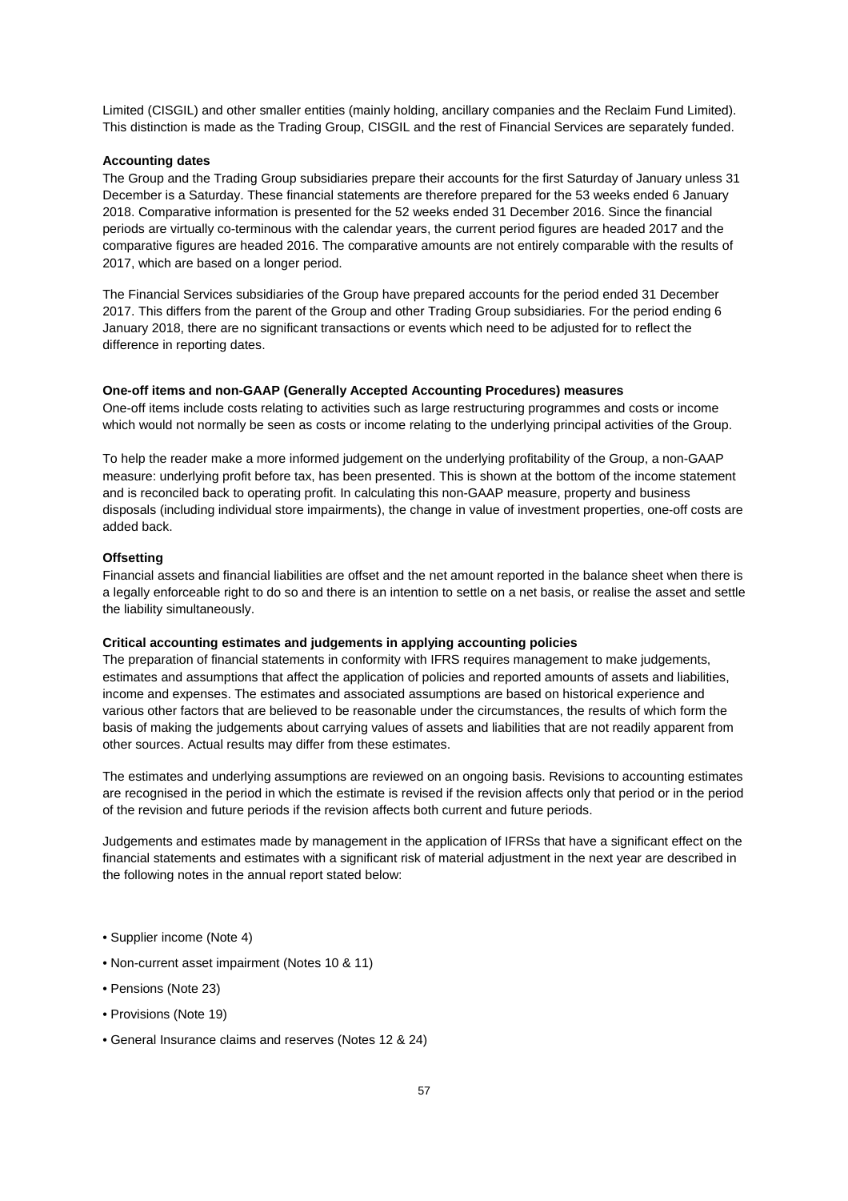Limited (CISGIL) and other smaller entities (mainly holding, ancillary companies and the Reclaim Fund Limited). This distinction is made as the Trading Group, CISGIL and the rest of Financial Services are separately funded.

**Accounting dates**

The Group and the Trading Group subsidiaries prepare their accounts for the first Saturday of January unless 31 December is a Saturday. These financial statements are therefore prepared for the 53 weeks ended 6 January 2018. Comparative information is presented for the 52 weeks ended 31 December 2016. Since the financial periods are virtually co-terminous with the calendar years, the current period figures are headed 2017 and the comparative figures are headed 2016. The comparative amounts are not entirely comparable with the results of 2017, which are based on a longer period.

The Financial Services subsidiaries of the Group have prepared accounts for the period ended 31 December 2017. This differs from the parent of the Group and other Trading Group subsidiaries. For the period ending 6 January 2018, there are no significant transactions or events which need to be adjusted for to reflect the difference in reporting dates.

**One-off items and non-GAAP (Generally Accepted Accounting Procedures) measures**

One-off items include costs relating to activities such as large restructuring programmes and costs or income which would not normally be seen as costs or income relating to the underlying principal activities of the Group.

To help the reader make a more informed judgement on the underlying profitability of the Group, a non-GAAP measure: underlying profit before tax, has been presented. This is shown at the bottom of the income statement and is reconciled back to operating profit. In calculating this non-GAAP measure, property and business disposals (including individual store impairments), the change in value of investment properties, one-off costs are added back.

**Offsetting**

Financial assets and financial liabilities are offset and the net amount reported in the balance sheet when there is a legally enforceable right to do so and there is an intention to settle on a net basis, or realise the asset and settle the liability simultaneously.

**Critical accounting estimates and judgements in applying accounting policies**

The preparation of financial statements in conformity with IFRS requires management to make judgements, estimates and assumptions that affect the application of policies and reported amounts of assets and liabilities, income and expenses. The estimates and associated assumptions are based on historical experience and various other factors that are believed to be reasonable under the circumstances, the results of which form the basis of making the judgements about carrying values of assets and liabilities that are not readily apparent from other sources. Actual results may differ from these estimates.

The estimates and underlying assumptions are reviewed on an ongoing basis. Revisions to accounting estimates are recognised in the period in which the estimate is revised if the revision affects only that period or in the period of the revision and future periods if the revision affects both current and future periods.

Judgements and estimates made by management in the application of IFRSs that have a significant effect on the financial statements and estimates with a significant risk of material adjustment in the next year are described in the following notes in the annual report stated below:

- Supplier income (Note 4)
- Non-current asset impairment (Notes 10 & 11)
- Pensions (Note 23)
- Provisions (Note 19)
- General Insurance claims and reserves (Notes 12 & 24)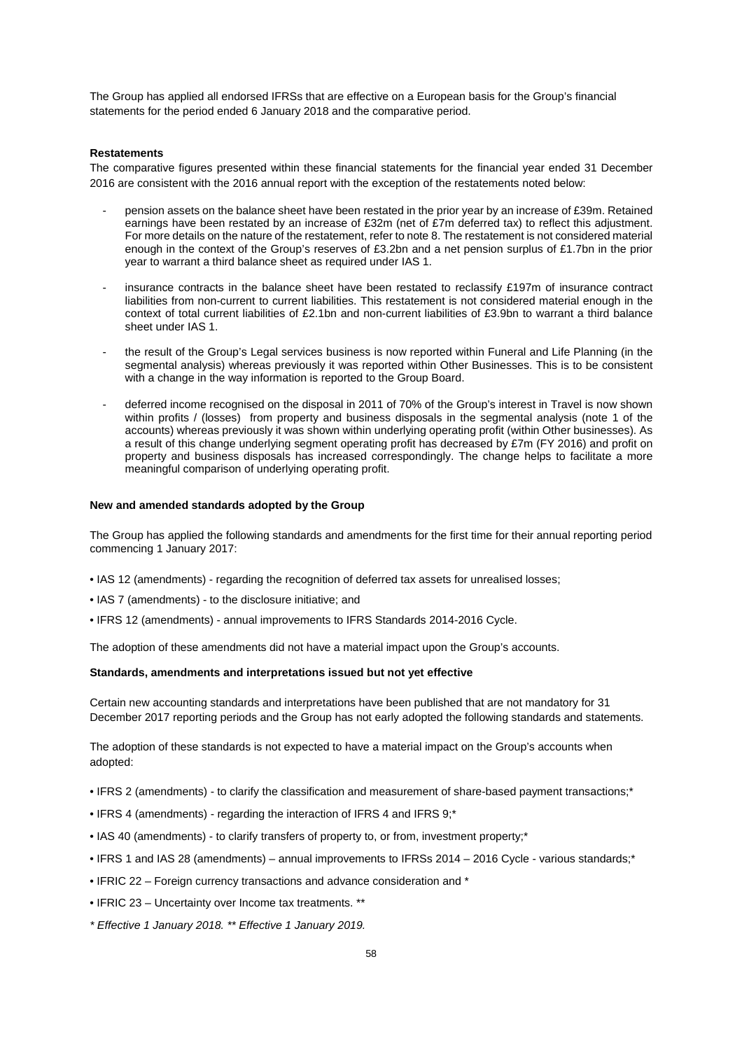The Group has applied all endorsed IFRSs that are effective on a European basis for the Group's financial statements for the period ended 6 January 2018 and the comparative period.

**Restatements**

The comparative figures presented within these financial statements for the financial year ended 31 December 2016 are consistent with the 2016 annual report with the exception of the restatements noted below:

- pension assets on the balance sheet have been restated in the prior year by an increase of £39m. Retained earnings have been restated by an increase of £32m (net of £7m deferred tax) to reflect this adjustment. For more details on the nature of the restatement, refer to note 8. The restatement is not considered material enough in the context of the Group's reserves of £3.2bn and a net pension surplus of £1.7bn in the prior year to warrant a third balance sheet as required under IAS 1.
- insurance contracts in the balance sheet have been restated to reclassify £197m of insurance contract liabilities from non-current to current liabilities. This restatement is not considered material enough in the context of total current liabilities of £2.1bn and non-current liabilities of £3.9bn to warrant a third balance sheet under IAS 1.
- the result of the Group's Legal services business is now reported within Funeral and Life Planning (in the segmental analysis) whereas previously it was reported within Other Businesses. This is to be consistent with a change in the way information is reported to the Group Board.
- deferred income recognised on the disposal in 2011 of 70% of the Group's interest in Travel is now shown within profits / (losses) from property and business disposals in the segmental analysis (note 1 of the accounts) whereas previously it was shown within underlying operating profit (within Other businesses). As a result of this change underlying segment operating profit has decreased by £7m (FY 2016) and profit on property and business disposals has increased correspondingly. The change helps to facilitate a more meaningful comparison of underlying operating profit.

**New and amended standards adopted by the Group**

The Group has applied the following standards and amendments for the first time for their annual reporting period commencing 1 January 2017:

- IAS 12 (amendments) - regarding the recognition of deferred tax assets for unrealised losses;
- IAS 7 (amendments) - to the disclosure initiative; and
- IFRS 12 (amendments) - annual improvements to IFRS Standards 2014-2016 Cycle.

The adoption of these amendments did not have a material impact upon the Group's accounts.

**Standards, amendments and interpretations issued but not yet effective**

Certain new accounting standards and interpretations have been published that are not mandatory for 31 December 2017 reporting periods and the Group has not early adopted the following standards and statements.

The adoption of these standards is not expected to have a material impact on the Group's accounts when adopted:

- IFRS 2 (amendments) - to clarify the classification and measurement of share-based payment transactions;*
- IFRS 4 (amendments) - regarding the interaction of IFRS 4 and IFRS 9;*
- IAS 40 (amendments) - to clarify transfers of property to, or from, investment property;*
- IFRS 1 and IAS 28 (amendments) – annual improvements to IFRSs 2014 – 2016 Cycle - various standards;*
- IFRIC 22 – Foreign currency transactions and advance consideration and *
- IFRIC 23 – Uncertainty over Income tax treatments. **

*\* Effective 1 January 2018. \*\* Effective 1 January 2019.*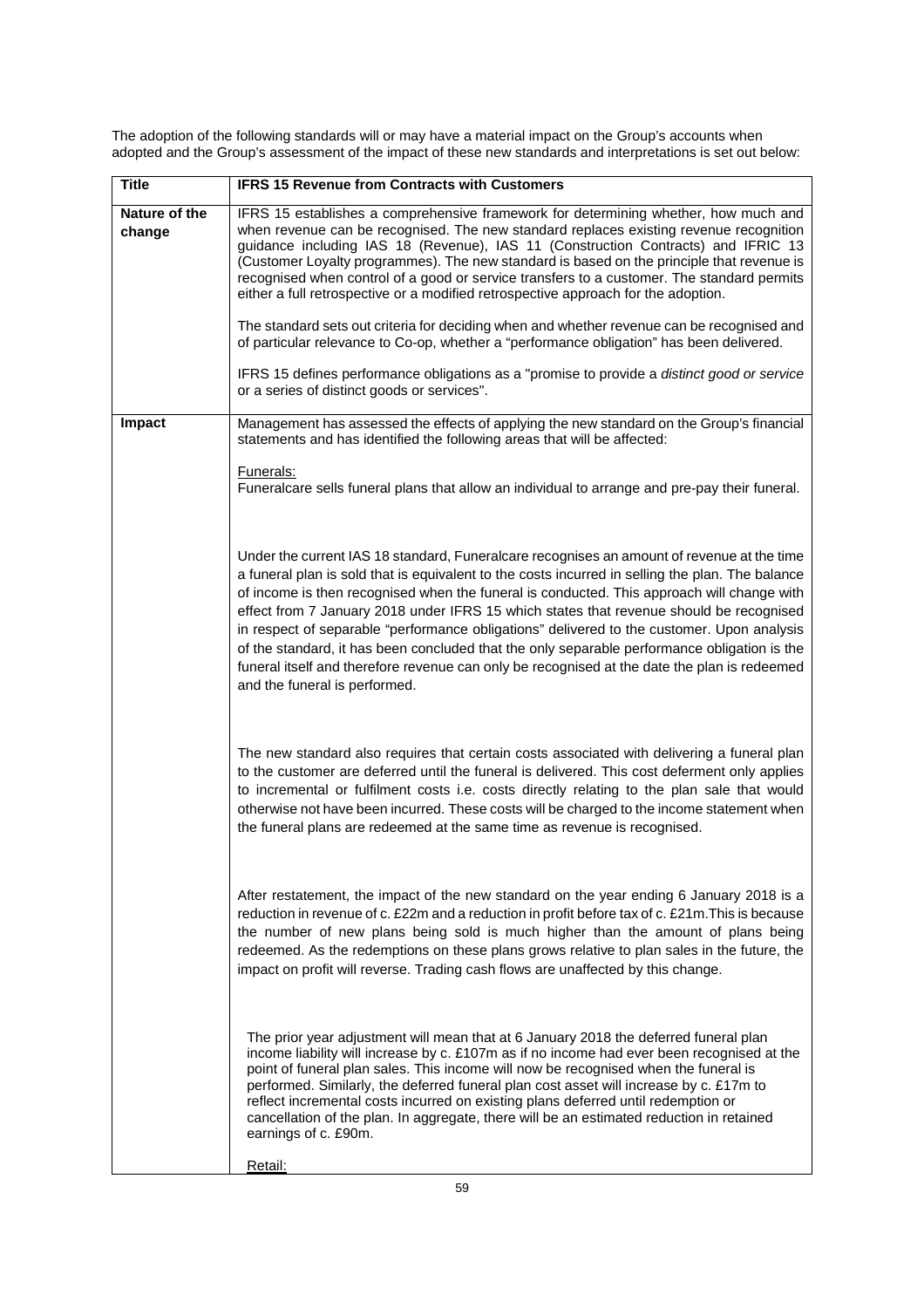The adoption of the following standards will or may have a material impact on the Group's accounts when adopted and the Group's assessment of the impact of these new standards and interpretations is set out below:

| Title | IFRS 15 Revenue from Contracts with Customers |
|---|---|
| **Nature of the change** | IFRS 15 establishes a comprehensive framework for determining whether, how much and when revenue can be recognised. The new standard replaces existing revenue recognition guidance including IAS 18 (Revenue), IAS 11 (Construction Contracts) and IFRIC 13 (Customer Loyalty programmes). The new standard is based on the principle that revenue is recognised when control of a good or service transfers to a customer. The standard permits either a full retrospective or a modified retrospective approach for the adoption.<br><br>The standard sets out criteria for deciding when and whether revenue can be recognised and of particular relevance to Co-op, whether a "performance obligation" has been delivered.<br><br>IFRS 15 defines performance obligations as a "promise to provide a *distinct good or service* or a series of distinct goods or services". |
| **Impact** | Management has assessed the effects of applying the new standard on the Group's financial statements and has identified the following areas that will be affected:<br><br>Funerals:<br>Funeralcare sells funeral plans that allow an individual to arrange and pre-pay their funeral.<br><br>Under the current IAS 18 standard, Funeralcare recognises an amount of revenue at the time a funeral plan is sold that is equivalent to the costs incurred in selling the plan. The balance of income is then recognised when the funeral is conducted. This approach will change with effect from 7 January 2018 under IFRS 15 which states that revenue should be recognised in respect of separable "performance obligations" delivered to the customer. Upon analysis of the standard, it has been concluded that the only separable performance obligation is the funeral itself and therefore revenue can only be recognised at the date the plan is redeemed and the funeral is performed.<br><br>The new standard also requires that certain costs associated with delivering a funeral plan to the customer are deferred until the funeral is delivered. This cost deferment only applies to incremental or fulfilment costs i.e. costs directly relating to the plan sale that would otherwise not have been incurred. These costs will be charged to the income statement when the funeral plans are redeemed at the same time as revenue is recognised.<br><br>After restatement, the impact of the new standard on the year ending 6 January 2018 is a reduction in revenue of c. £22m and a reduction in profit before tax of c. £21m.This is because the number of new plans being sold is much higher than the amount of plans being redeemed. As the redemptions on these plans grows relative to plan sales in the future, the impact on profit will reverse. Trading cash flows are unaffected by this change.<br><br>The prior year adjustment will mean that at 6 January 2018 the deferred funeral plan income liability will increase by c. £107m as if no income had ever been recognised at the point of funeral plan sales. This income will now be recognised when the funeral is performed. Similarly, the deferred funeral plan cost asset will increase by c. £17m to reflect incremental costs incurred on existing plans deferred until redemption or cancellation of the plan. In aggregate, there will be an estimated reduction in retained earnings of c. £90m.<br><br>Retail: |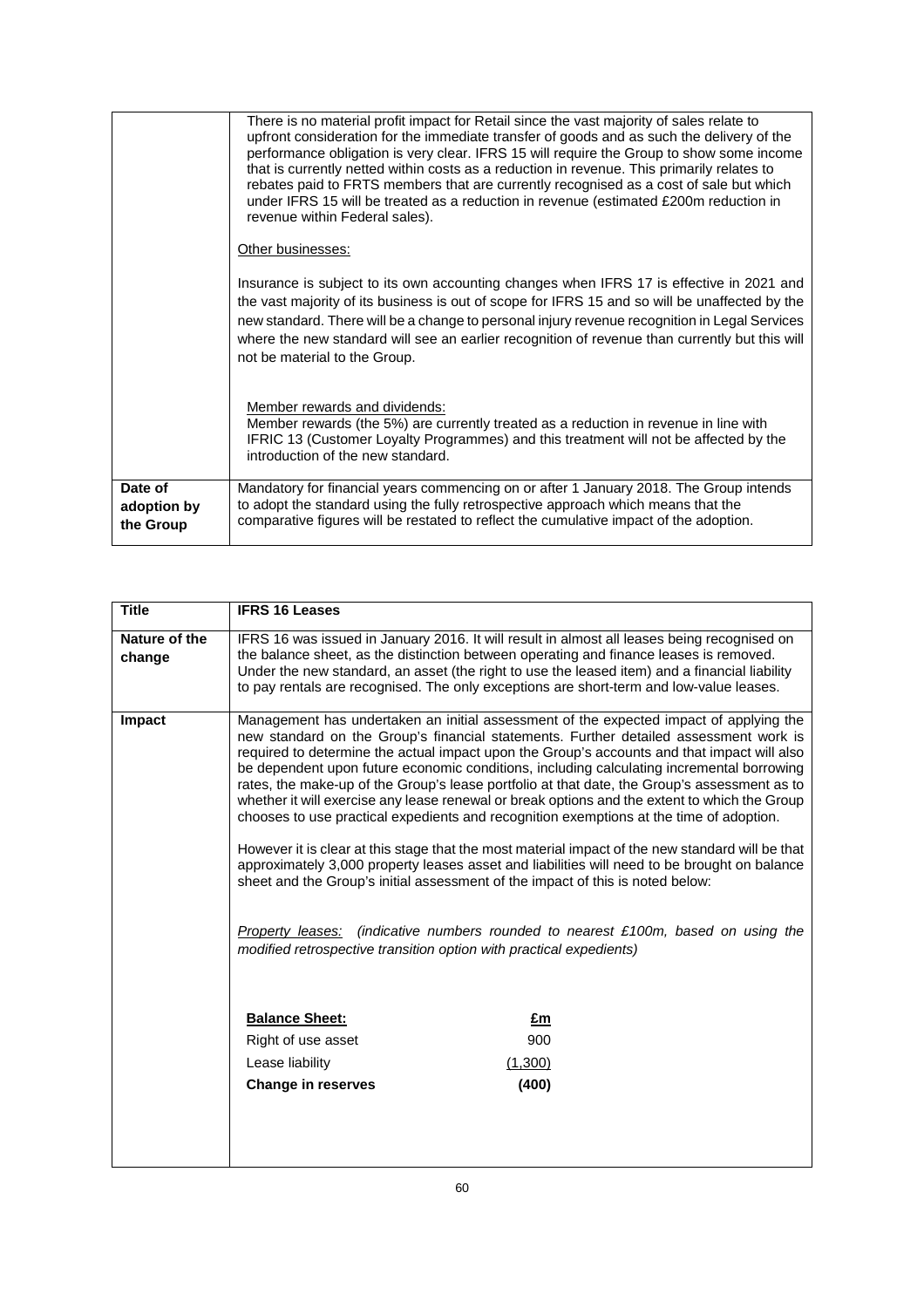| | |
|---|---|
| | There is no material profit impact for Retail since the vast majority of sales relate to upfront consideration for the immediate transfer of goods and as such the delivery of the performance obligation is very clear. IFRS 15 will require the Group to show some income that is currently netted within costs as a reduction in revenue. This primarily relates to rebates paid to FRTS members that are currently recognised as a cost of sale but which under IFRS 15 will be treated as a reduction in revenue (estimated £200m reduction in revenue within Federal sales).<br><br>Other businesses:<br><br>Insurance is subject to its own accounting changes when IFRS 17 is effective in 2021 and the vast majority of its business is out of scope for IFRS 15 and so will be unaffected by the new standard. There will be a change to personal injury revenue recognition in Legal Services where the new standard will see an earlier recognition of revenue than currently but this will not be material to the Group.<br><br>Member rewards and dividends:<br>Member rewards (the 5%) are currently treated as a reduction in revenue in line with IFRIC 13 (Customer Loyalty Programmes) and this treatment will not be affected by the introduction of the new standard. |
| **Date of adoption by the Group** | Mandatory for financial years commencing on or after 1 January 2018. The Group intends to adopt the standard using the fully retrospective approach which means that the comparative figures will be restated to reflect the cumulative impact of the adoption. |

| **Title** | **IFRS 16 Leases** |
|---|---|
| **Nature of the change** | IFRS 16 was issued in January 2016. It will result in almost all leases being recognised on the balance sheet, as the distinction between operating and finance leases is removed. Under the new standard, an asset (the right to use the leased item) and a financial liability to pay rentals are recognised. The only exceptions are short-term and low-value leases. |
| **Impact** | Management has undertaken an initial assessment of the expected impact of applying the new standard on the Group's financial statements. Further detailed assessment work is required to determine the actual impact upon the Group's accounts and that impact will also be dependent upon future economic conditions, including calculating incremental borrowing rates, the make-up of the Group's lease portfolio at that date, the Group's assessment as to whether it will exercise any lease renewal or break options and the extent to which the Group chooses to use practical expedients and recognition exemptions at the time of adoption.<br><br>However it is clear at this stage that the most material impact of the new standard will be that approximately 3,000 property leases asset and liabilities will need to be brought on balance sheet and the Group's initial assessment of the impact of this is noted below:<br><br>*Property leases: (indicative numbers rounded to nearest £100m, based on using the modified retrospective transition option with practical expedients)*<br><br>**Balance Sheet:** — **£m**<br>Right of use asset — 900<br>Lease liability — (1,300)<br>**Change in reserves** — **(400)** |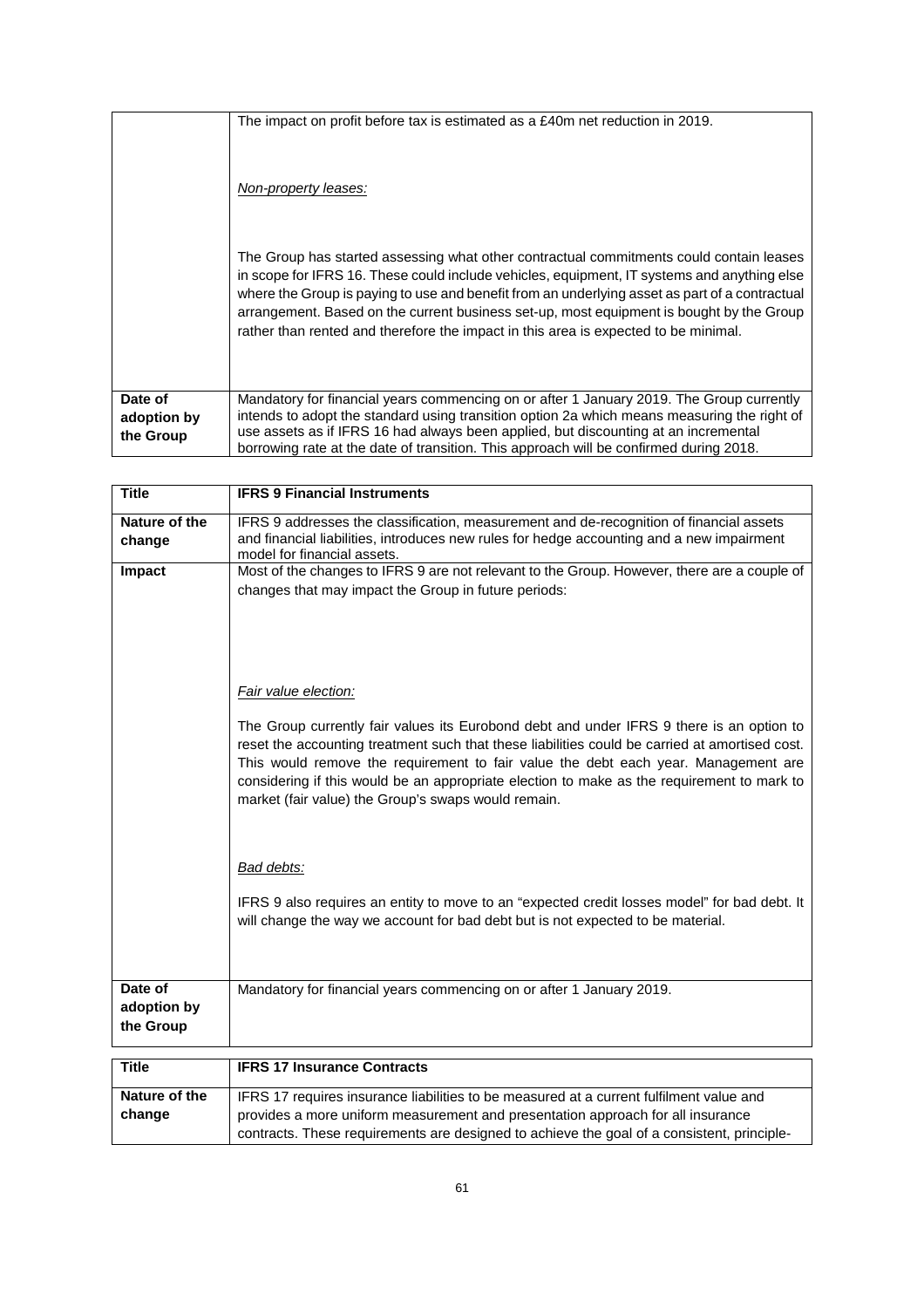| | |
|---|---|
| | The impact on profit before tax is estimated as a £40m net reduction in 2019.<br><br>*Non-property leases:*<br><br>The Group has started assessing what other contractual commitments could contain leases in scope for IFRS 16. These could include vehicles, equipment, IT systems and anything else where the Group is paying to use and benefit from an underlying asset as part of a contractual arrangement. Based on the current business set-up, most equipment is bought by the Group rather than rented and therefore the impact in this area is expected to be minimal. |
| **Date of adoption by the Group** | Mandatory for financial years commencing on or after 1 January 2019. The Group currently intends to adopt the standard using transition option 2a which means measuring the right of use assets as if IFRS 16 had always been applied, but discounting at an incremental borrowing rate at the date of transition. This approach will be confirmed during 2018. |

| **Title** | **IFRS 9 Financial Instruments** |
|---|---|
| **Nature of the change** | IFRS 9 addresses the classification, measurement and de-recognition of financial assets and financial liabilities, introduces new rules for hedge accounting and a new impairment model for financial assets. |
| **Impact** | Most of the changes to IFRS 9 are not relevant to the Group. However, there are a couple of changes that may impact the Group in future periods:<br><br>*Fair value election:*<br><br>The Group currently fair values its Eurobond debt and under IFRS 9 there is an option to reset the accounting treatment such that these liabilities could be carried at amortised cost. This would remove the requirement to fair value the debt each year. Management are considering if this would be an appropriate election to make as the requirement to mark to market (fair value) the Group's swaps would remain.<br><br>*Bad debts:*<br><br>IFRS 9 also requires an entity to move to an "expected credit losses model" for bad debt. It will change the way we account for bad debt but is not expected to be material. |
| **Date of adoption by the Group** | Mandatory for financial years commencing on or after 1 January 2019. |

| **Title** | **IFRS 17 Insurance Contracts** |
|---|---|
| **Nature of the change** | IFRS 17 requires insurance liabilities to be measured at a current fulfilment value and provides a more uniform measurement and presentation approach for all insurance contracts. These requirements are designed to achieve the goal of a consistent, principle- |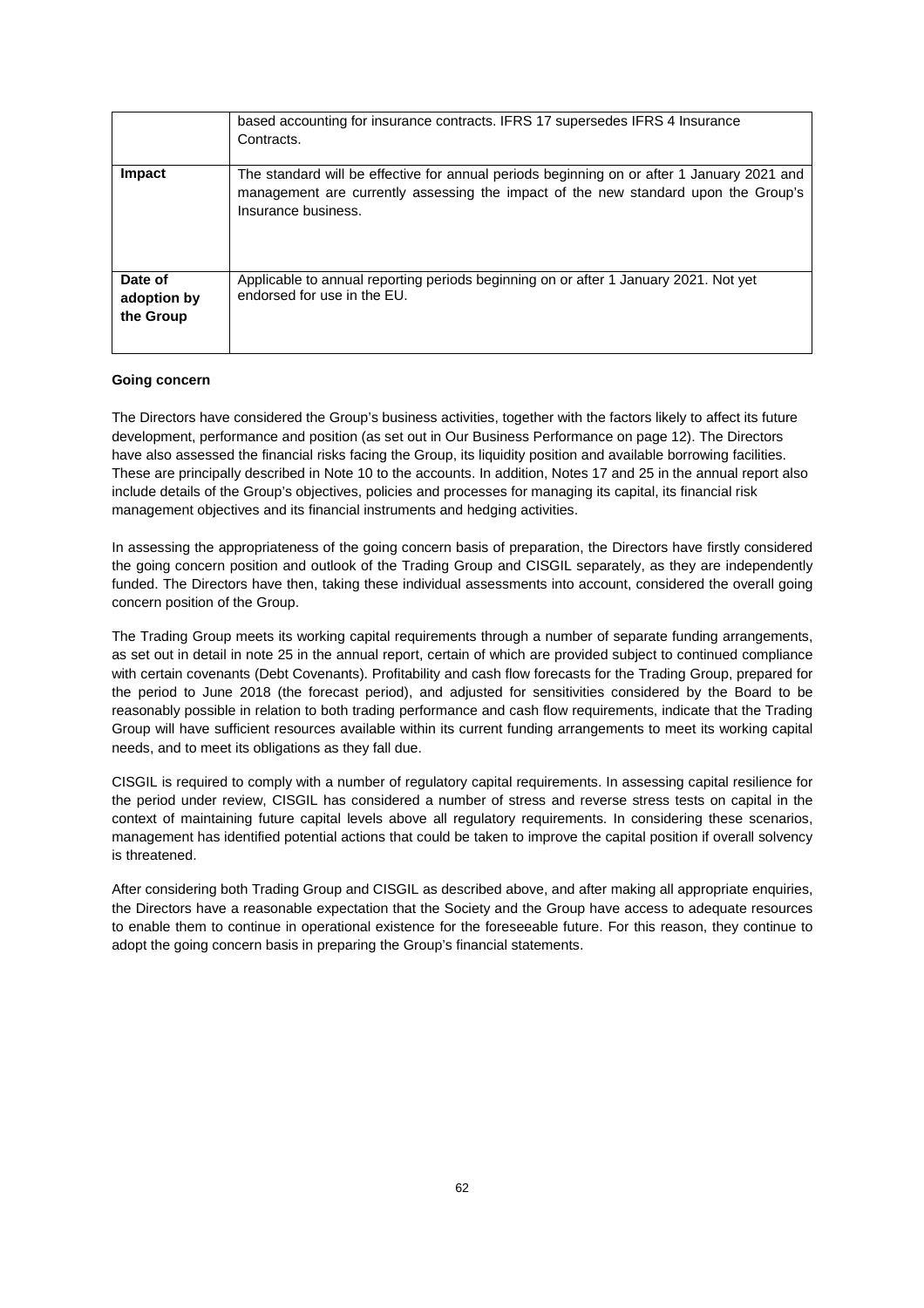| | |
|---|---|
| | based accounting for insurance contracts. IFRS 17 supersedes IFRS 4 Insurance Contracts. |
| **Impact** | The standard will be effective for annual periods beginning on or after 1 January 2021 and management are currently assessing the impact of the new standard upon the Group's Insurance business. |
| **Date of adoption by the Group** | Applicable to annual reporting periods beginning on or after 1 January 2021. Not yet endorsed for use in the EU. |

**Going concern**

The Directors have considered the Group's business activities, together with the factors likely to affect its future development, performance and position (as set out in Our Business Performance on page 12). The Directors have also assessed the financial risks facing the Group, its liquidity position and available borrowing facilities. These are principally described in Note 10 to the accounts. In addition, Notes 17 and 25 in the annual report also include details of the Group's objectives, policies and processes for managing its capital, its financial risk management objectives and its financial instruments and hedging activities.

In assessing the appropriateness of the going concern basis of preparation, the Directors have firstly considered the going concern position and outlook of the Trading Group and CISGIL separately, as they are independently funded. The Directors have then, taking these individual assessments into account, considered the overall going concern position of the Group.

The Trading Group meets its working capital requirements through a number of separate funding arrangements, as set out in detail in note 25 in the annual report, certain of which are provided subject to continued compliance with certain covenants (Debt Covenants). Profitability and cash flow forecasts for the Trading Group, prepared for the period to June 2018 (the forecast period), and adjusted for sensitivities considered by the Board to be reasonably possible in relation to both trading performance and cash flow requirements, indicate that the Trading Group will have sufficient resources available within its current funding arrangements to meet its working capital needs, and to meet its obligations as they fall due.

CISGIL is required to comply with a number of regulatory capital requirements. In assessing capital resilience for the period under review, CISGIL has considered a number of stress and reverse stress tests on capital in the context of maintaining future capital levels above all regulatory requirements. In considering these scenarios, management has identified potential actions that could be taken to improve the capital position if overall solvency is threatened.

After considering both Trading Group and CISGIL as described above, and after making all appropriate enquiries, the Directors have a reasonable expectation that the Society and the Group have access to adequate resources to enable them to continue in operational existence for the foreseeable future. For this reason, they continue to adopt the going concern basis in preparing the Group's financial statements.